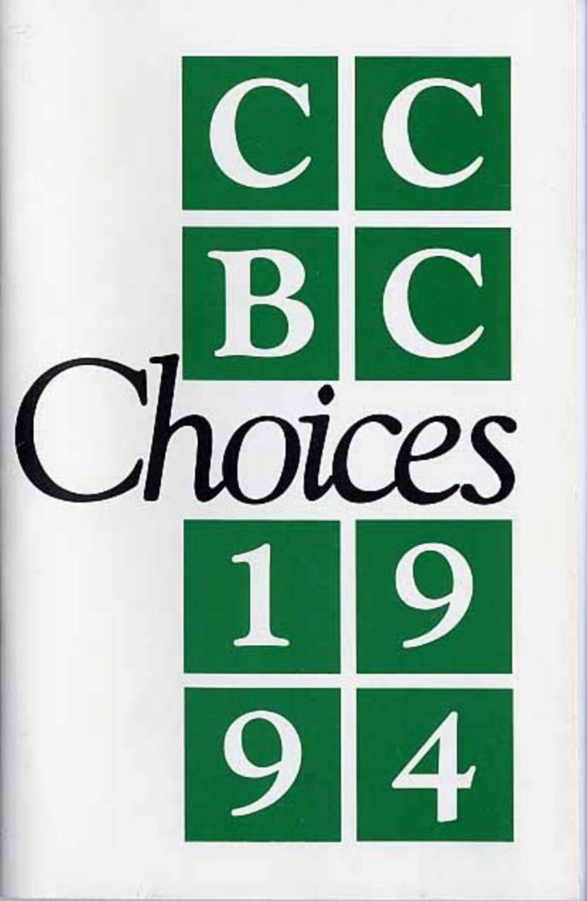# CCBC

# Choices

# 1994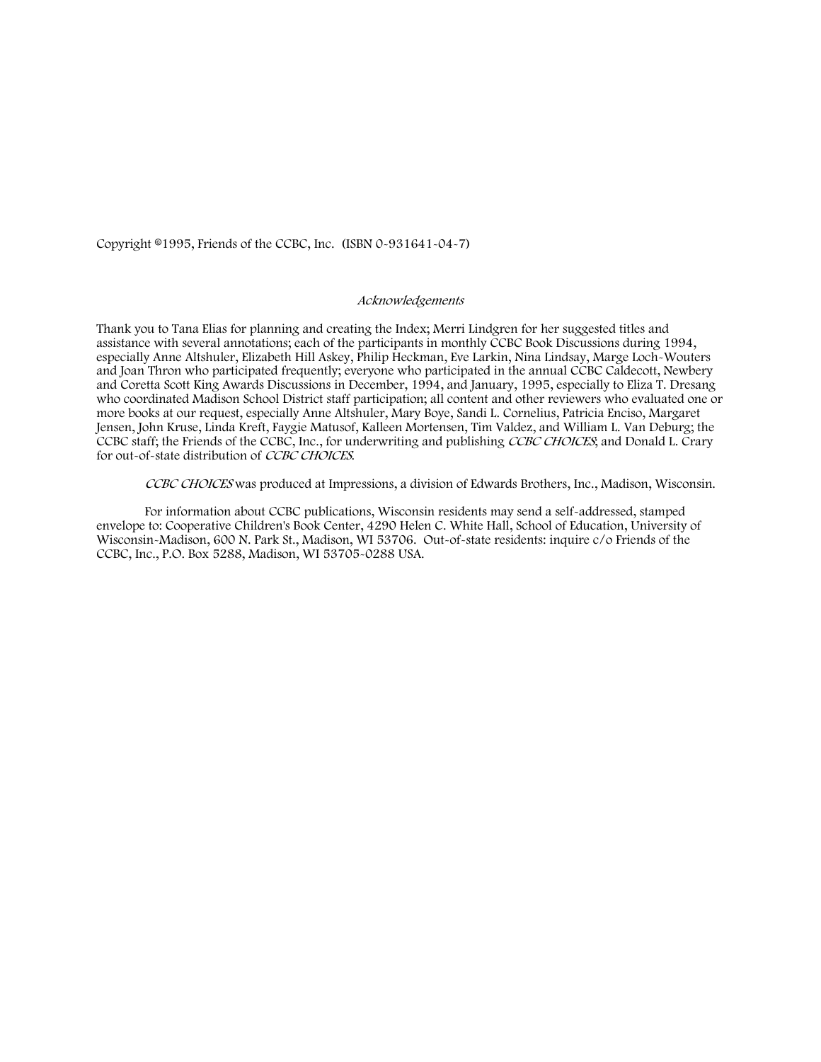Copyright ©1995, Friends of the CCBC, Inc. (ISBN 0-931641-04-7)

*Acknowledgements*

Thank you to Tana Elias for planning and creating the Index; Merri Lindgren for her suggested titles and assistance with several annotations; each of the participants in monthly CCBC Book Discussions during 1994, especially Anne Altshuler, Elizabeth Hill Askey, Philip Heckman, Eve Larkin, Nina Lindsay, Marge Loch-Wouters and Joan Thron who participated frequently; everyone who participated in the annual CCBC Caldecott, Newbery and Coretta Scott King Awards Discussions in December, 1994, and January, 1995, especially to Eliza T. Dresang who coordinated Madison School District staff participation; all content and other reviewers who evaluated one or more books at our request, especially Anne Altshuler, Mary Boye, Sandi L. Cornelius, Patricia Enciso, Margaret Jensen, John Kruse, Linda Kreft, Faygie Matusof, Kalleen Mortensen, Tim Valdez, and William L. Van Deburg; the CCBC staff; the Friends of the CCBC, Inc., for underwriting and publishing *CCBC CHOICES*; and Donald L. Crary for out-of-state distribution of *CCBC CHOICES*.

*CCBC CHOICES* was produced at Impressions, a division of Edwards Brothers, Inc., Madison, Wisconsin.

For information about CCBC publications, Wisconsin residents may send a self-addressed, stamped envelope to: Cooperative Children's Book Center, 4290 Helen C. White Hall, School of Education, University of Wisconsin-Madison, 600 N. Park St., Madison, WI 53706. Out-of-state residents: inquire c/o Friends of the CCBC, Inc., P.O. Box 5288, Madison, WI 53705-0288 USA.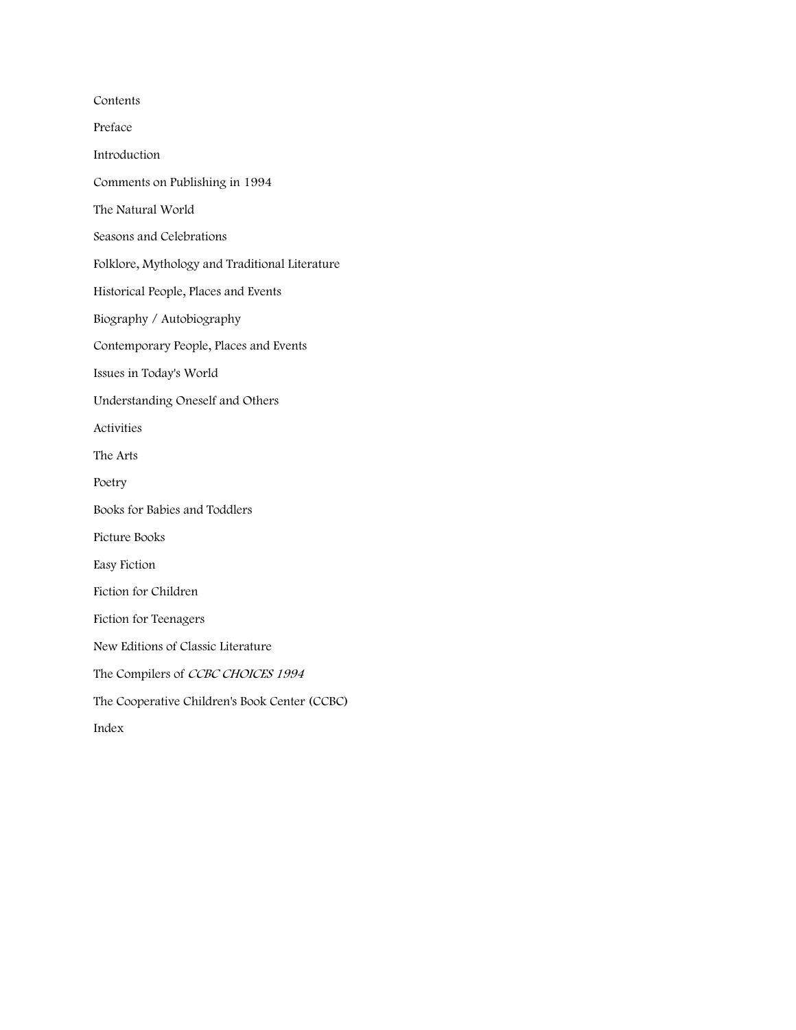# Contents

Preface

Introduction

Comments on Publishing in 1994

The Natural World

Seasons and Celebrations

Folklore, Mythology and Traditional Literature

Historical People, Places and Events

Biography / Autobiography

Contemporary People, Places and Events

Issues in Today's World

Understanding Oneself and Others

Activities

The Arts

Poetry

Books for Babies and Toddlers

Picture Books

Easy Fiction

Fiction for Children

Fiction for Teenagers

New Editions of Classic Literature

The Compilers of *CCBC CHOICES 1994*

The Cooperative Children's Book Center (CCBC)

Index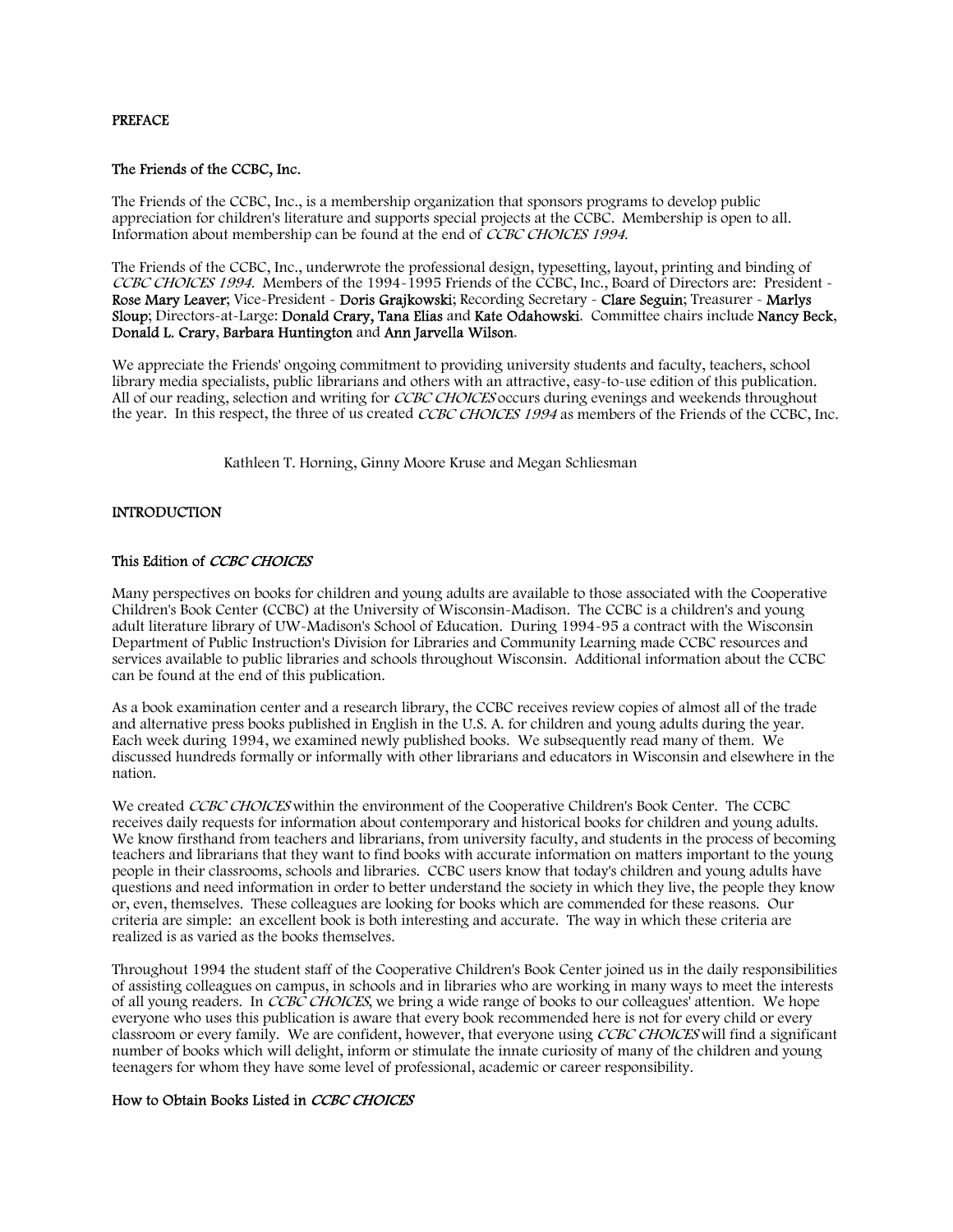## PREFACE

### The Friends of the CCBC, Inc.

The Friends of the CCBC, Inc., is a membership organization that sponsors programs to develop public appreciation for children's literature and supports special projects at the CCBC. Membership is open to all. Information about membership can be found at the end of *CCBC CHOICES 1994*.

The Friends of the CCBC, Inc., underwrote the professional design, typesetting, layout, printing and binding of *CCBC CHOICES 1994*. Members of the 1994-1995 Friends of the CCBC, Inc., Board of Directors are: President - **Rose Mary Leaver**; Vice-President - **Doris Grajkowski**; Recording Secretary - **Clare Seguin**; Treasurer - **Marlys Sloup**; Directors-at-Large: **Donald Crary, Tana Elias** and **Kate Odahowski**. Committee chairs include **Nancy Beck**, **Donald L. Crary**, **Barbara Huntington** and **Ann Jarvella Wilson**.

We appreciate the Friends' ongoing commitment to providing university students and faculty, teachers, school library media specialists, public librarians and others with an attractive, easy-to-use edition of this publication. All of our reading, selection and writing for *CCBC CHOICES* occurs during evenings and weekends throughout the year. In this respect, the three of us created *CCBC CHOICES 1994* as members of the Friends of the CCBC, Inc.

Kathleen T. Horning, Ginny Moore Kruse and Megan Schliesman

## INTRODUCTION

### This Edition of *CCBC CHOICES*

Many perspectives on books for children and young adults are available to those associated with the Cooperative Children's Book Center (CCBC) at the University of Wisconsin-Madison. The CCBC is a children's and young adult literature library of UW-Madison's School of Education. During 1994-95 a contract with the Wisconsin Department of Public Instruction's Division for Libraries and Community Learning made CCBC resources and services available to public libraries and schools throughout Wisconsin. Additional information about the CCBC can be found at the end of this publication.

As a book examination center and a research library, the CCBC receives review copies of almost all of the trade and alternative press books published in English in the U.S. A. for children and young adults during the year. Each week during 1994, we examined newly published books. We subsequently read many of them. We discussed hundreds formally or informally with other librarians and educators in Wisconsin and elsewhere in the nation.

We created *CCBC CHOICES* within the environment of the Cooperative Children's Book Center. The CCBC receives daily requests for information about contemporary and historical books for children and young adults. We know firsthand from teachers and librarians, from university faculty, and students in the process of becoming teachers and librarians that they want to find books with accurate information on matters important to the young people in their classrooms, schools and libraries. CCBC users know that today's children and young adults have questions and need information in order to better understand the society in which they live, the people they know or, even, themselves. These colleagues are looking for books which are commended for these reasons. Our criteria are simple: an excellent book is both interesting and accurate. The way in which these criteria are realized is as varied as the books themselves.

Throughout 1994 the student staff of the Cooperative Children's Book Center joined us in the daily responsibilities of assisting colleagues on campus, in schools and in libraries who are working in many ways to meet the interests of all young readers. In *CCBC CHOICES*, we bring a wide range of books to our colleagues' attention. We hope everyone who uses this publication is aware that every book recommended here is not for every child or every classroom or every family. We are confident, however, that everyone using *CCBC CHOICES* will find a significant number of books which will delight, inform or stimulate the innate curiosity of many of the children and young teenagers for whom they have some level of professional, academic or career responsibility.

### How to Obtain Books Listed in *CCBC CHOICES*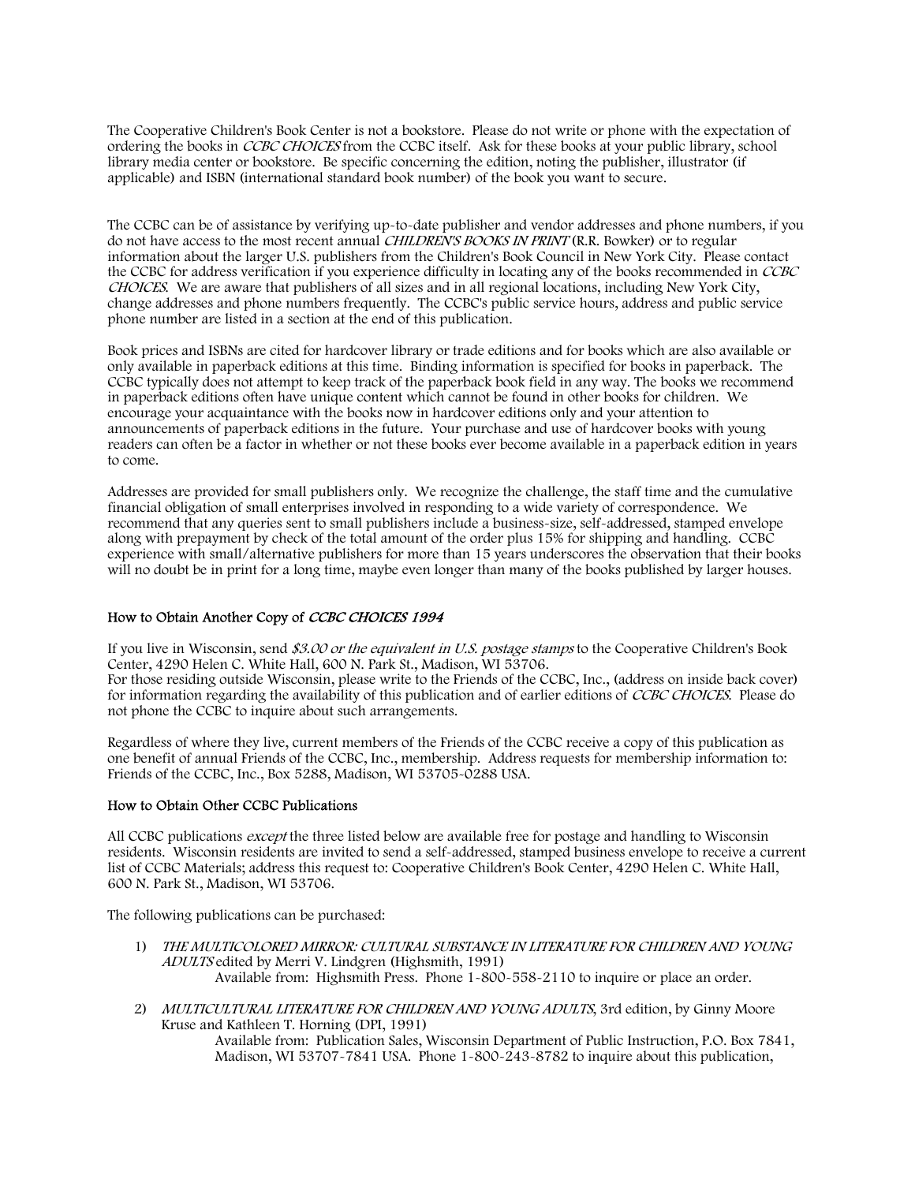The Cooperative Children's Book Center is not a bookstore. Please do not write or phone with the expectation of ordering the books in *CCBC CHOICES* from the CCBC itself. Ask for these books at your public library, school library media center or bookstore. Be specific concerning the edition, noting the publisher, illustrator (if applicable) and ISBN (international standard book number) of the book you want to secure.

The CCBC can be of assistance by verifying up-to-date publisher and vendor addresses and phone numbers, if you do not have access to the most recent annual *CHILDREN'S BOOKS IN PRINT* (R.R. Bowker) or to regular information about the larger U.S. publishers from the Children's Book Council in New York City. Please contact the CCBC for address verification if you experience difficulty in locating any of the books recommended in *CCBC CHOICES*. We are aware that publishers of all sizes and in all regional locations, including New York City, change addresses and phone numbers frequently. The CCBC's public service hours, address and public service phone number are listed in a section at the end of this publication.

Book prices and ISBNs are cited for hardcover library or trade editions and for books which are also available or only available in paperback editions at this time. Binding information is specified for books in paperback. The CCBC typically does not attempt to keep track of the paperback book field in any way. The books we recommend in paperback editions often have unique content which cannot be found in other books for children. We encourage your acquaintance with the books now in hardcover editions only and your attention to announcements of paperback editions in the future. Your purchase and use of hardcover books with young readers can often be a factor in whether or not these books ever become available in a paperback edition in years to come.

Addresses are provided for small publishers only. We recognize the challenge, the staff time and the cumulative financial obligation of small enterprises involved in responding to a wide variety of correspondence. We recommend that any queries sent to small publishers include a business-size, self-addressed, stamped envelope along with prepayment by check of the total amount of the order plus 15% for shipping and handling. CCBC experience with small/alternative publishers for more than 15 years underscores the observation that their books will no doubt be in print for a long time, maybe even longer than many of the books published by larger houses.

### How to Obtain Another Copy of *CCBC CHOICES 1994*

If you live in Wisconsin, send *$3.00 or the equivalent in U.S. postage stamps* to the Cooperative Children's Book Center, 4290 Helen C. White Hall, 600 N. Park St., Madison, WI 53706.
For those residing outside Wisconsin, please write to the Friends of the CCBC, Inc., (address on inside back cover) for information regarding the availability of this publication and of earlier editions of *CCBC CHOICES*. Please do not phone the CCBC to inquire about such arrangements.

Regardless of where they live, current members of the Friends of the CCBC receive a copy of this publication as one benefit of annual Friends of the CCBC, Inc., membership. Address requests for membership information to: Friends of the CCBC, Inc., Box 5288, Madison, WI 53705-0288 USA.

### How to Obtain Other CCBC Publications

All CCBC publications *except* the three listed below are available free for postage and handling to Wisconsin residents. Wisconsin residents are invited to send a self-addressed, stamped business envelope to receive a current list of CCBC Materials; address this request to: Cooperative Children's Book Center, 4290 Helen C. White Hall, 600 N. Park St., Madison, WI 53706.

The following publications can be purchased:

1) *THE MULTICOLORED MIRROR: CULTURAL SUBSTANCE IN LITERATURE FOR CHILDREN AND YOUNG ADULTS* edited by Merri V. Lindgren (Highsmith, 1991)
   Available from: Highsmith Press. Phone 1-800-558-2110 to inquire or place an order.

2) *MULTICULTURAL LITERATURE FOR CHILDREN AND YOUNG ADULTS*, 3rd edition, by Ginny Moore Kruse and Kathleen T. Horning (DPI, 1991)
   Available from: Publication Sales, Wisconsin Department of Public Instruction, P.O. Box 7841, Madison, WI 53707-7841 USA. Phone 1-800-243-8782 to inquire about this publication,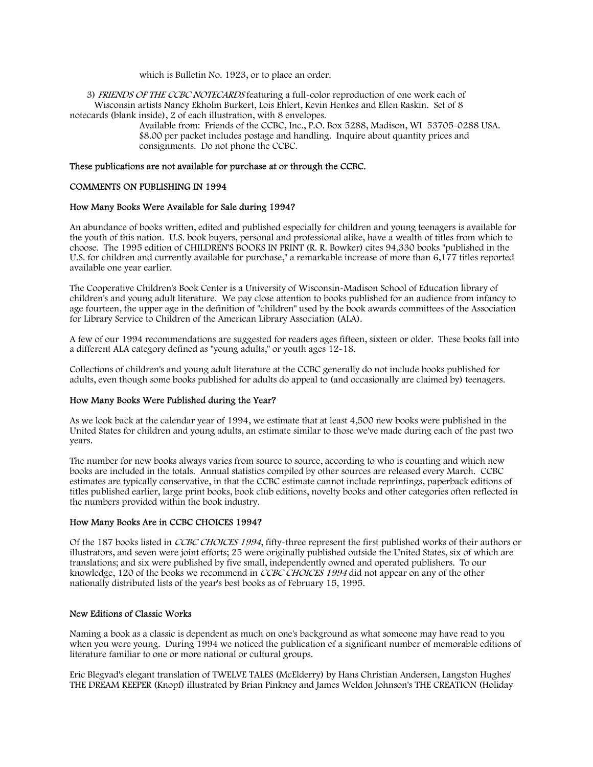which is Bulletin No. 1923, or to place an order.

3) *FRIENDS OF THE CCBC NOTECARDS* featuring a full-color reproduction of one work each of Wisconsin artists Nancy Ekholm Burkert, Lois Ehlert, Kevin Henkes and Ellen Raskin. Set of 8 notecards (blank inside), 2 of each illustration, with 8 envelopes.

Available from: Friends of the CCBC, Inc., P.O. Box 5288, Madison, WI 53705-0288 USA. $8.00 per packet includes postage and handling. Inquire about quantity prices and consignments. Do not phone the CCBC.

These publications are not available for purchase at or through the CCBC.

## COMMENTS ON PUBLISHING IN 1994

### How Many Books Were Available for Sale during 1994?

An abundance of books written, edited and published especially for children and young teenagers is available for the youth of this nation. U.S. book buyers, personal and professional alike, have a wealth of titles from which to choose. The 1995 edition of CHILDREN'S BOOKS IN PRINT (R. R. Bowker) cites 94,330 books "published in the U.S. for children and currently available for purchase," a remarkable increase of more than 6,177 titles reported available one year earlier.

The Cooperative Children's Book Center is a University of Wisconsin-Madison School of Education library of children's and young adult literature. We pay close attention to books published for an audience from infancy to age fourteen, the upper age in the definition of "children" used by the book awards committees of the Association for Library Service to Children of the American Library Association (ALA).

A few of our 1994 recommendations are suggested for readers ages fifteen, sixteen or older. These books fall into a different ALA category defined as "young adults," or youth ages 12-18.

Collections of children's and young adult literature at the CCBC generally do not include books published for adults, even though some books published for adults do appeal to (and occasionally are claimed by) teenagers.

### How Many Books Were Published during the Year?

As we look back at the calendar year of 1994, we estimate that at least 4,500 new books were published in the United States for children and young adults, an estimate similar to those we've made during each of the past two years.

The number for new books always varies from source to source, according to who is counting and which new books are included in the totals. Annual statistics compiled by other sources are released every March. CCBC estimates are typically conservative, in that the CCBC estimate cannot include reprintings, paperback editions of titles published earlier, large print books, book club editions, novelty books and other categories often reflected in the numbers provided within the book industry.

### How Many Books Are in CCBC CHOICES 1994?

Of the 187 books listed in *CCBC CHOICES 1994*, fifty-three represent the first published works of their authors or illustrators, and seven were joint efforts; 25 were originally published outside the United States, six of which are translations; and six were published by five small, independently owned and operated publishers. To our knowledge, 120 of the books we recommend in *CCBC CHOICES 1994* did not appear on any of the other nationally distributed lists of the year's best books as of February 15, 1995.

### New Editions of Classic Works

Naming a book as a classic is dependent as much on one's background as what someone may have read to you when you were young. During 1994 we noticed the publication of a significant number of memorable editions of literature familiar to one or more national or cultural groups.

Eric Blegvad's elegant translation of TWELVE TALES (McElderry) by Hans Christian Andersen, Langston Hughes' THE DREAM KEEPER (Knopf) illustrated by Brian Pinkney and James Weldon Johnson's THE CREATION (Holiday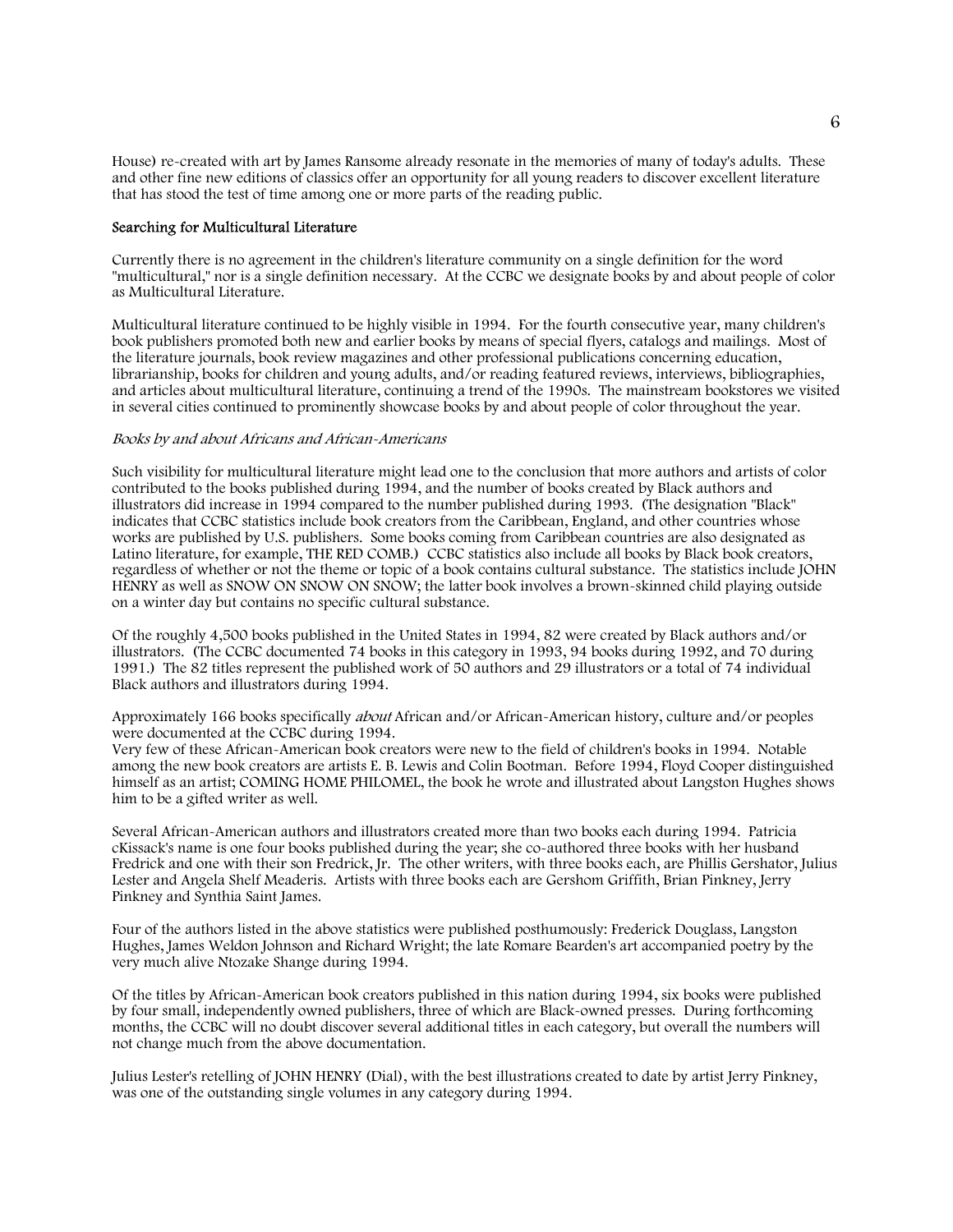House) re-created with art by James Ransome already resonate in the memories of many of today's adults. These and other fine new editions of classics offer an opportunity for all young readers to discover excellent literature that has stood the test of time among one or more parts of the reading public.

### Searching for Multicultural Literature

Currently there is no agreement in the children's literature community on a single definition for the word "multicultural," nor is a single definition necessary. At the CCBC we designate books by and about people of color as Multicultural Literature.

Multicultural literature continued to be highly visible in 1994. For the fourth consecutive year, many children's book publishers promoted both new and earlier books by means of special flyers, catalogs and mailings. Most of the literature journals, book review magazines and other professional publications concerning education, librarianship, books for children and young adults, and/or reading featured reviews, interviews, bibliographies, and articles about multicultural literature, continuing a trend of the 1990s. The mainstream bookstores we visited in several cities continued to prominently showcase books by and about people of color throughout the year.

#### *Books by and about Africans and African-Americans*

Such visibility for multicultural literature might lead one to the conclusion that more authors and artists of color contributed to the books published during 1994, and the number of books created by Black authors and illustrators did increase in 1994 compared to the number published during 1993. (The designation "Black" indicates that CCBC statistics include book creators from the Caribbean, England, and other countries whose works are published by U.S. publishers. Some books coming from Caribbean countries are also designated as Latino literature, for example, THE RED COMB.) CCBC statistics also include all books by Black book creators, regardless of whether or not the theme or topic of a book contains cultural substance. The statistics include JOHN HENRY as well as SNOW ON SNOW ON SNOW; the latter book involves a brown-skinned child playing outside on a winter day but contains no specific cultural substance.

Of the roughly 4,500 books published in the United States in 1994, 82 were created by Black authors and/or illustrators. (The CCBC documented 74 books in this category in 1993, 94 books during 1992, and 70 during 1991.) The 82 titles represent the published work of 50 authors and 29 illustrators or a total of 74 individual Black authors and illustrators during 1994.

Approximately 166 books specifically *about* African and/or African-American history, culture and/or peoples were documented at the CCBC during 1994.
Very few of these African-American book creators were new to the field of children's books in 1994. Notable among the new book creators are artists E. B. Lewis and Colin Bootman. Before 1994, Floyd Cooper distinguished himself as an artist; COMING HOME PHILOMEL, the book he wrote and illustrated about Langston Hughes shows him to be a gifted writer as well.

Several African-American authors and illustrators created more than two books each during 1994. Patricia cKissack's name is one four books published during the year; she co-authored three books with her husband Fredrick and one with their son Fredrick, Jr. The other writers, with three books each, are Phillis Gershator, Julius Lester and Angela Shelf Meaderis. Artists with three books each are Gershom Griffith, Brian Pinkney, Jerry Pinkney and Synthia Saint James.

Four of the authors listed in the above statistics were published posthumously: Frederick Douglass, Langston Hughes, James Weldon Johnson and Richard Wright; the late Romare Bearden's art accompanied poetry by the very much alive Ntozake Shange during 1994.

Of the titles by African-American book creators published in this nation during 1994, six books were published by four small, independently owned publishers, three of which are Black-owned presses. During forthcoming months, the CCBC will no doubt discover several additional titles in each category, but overall the numbers will not change much from the above documentation.

Julius Lester's retelling of JOHN HENRY (Dial), with the best illustrations created to date by artist Jerry Pinkney, was one of the outstanding single volumes in any category during 1994.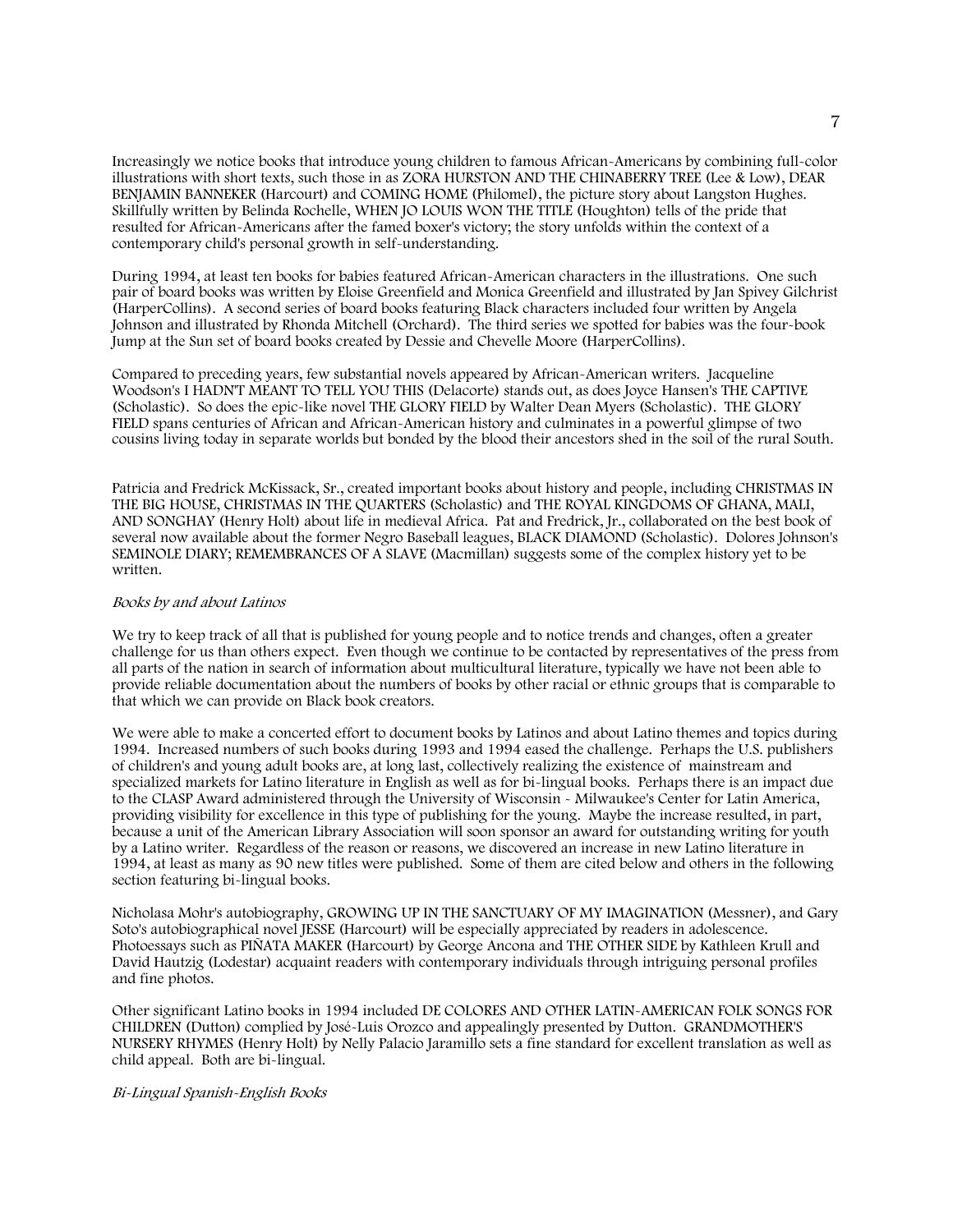Increasingly we notice books that introduce young children to famous African-Americans by combining full-color illustrations with short texts, such those in as ZORA HURSTON AND THE CHINABERRY TREE (Lee & Low), DEAR BENJAMIN BANNEKER (Harcourt) and COMING HOME (Philomel), the picture story about Langston Hughes. Skillfully written by Belinda Rochelle, WHEN JO LOUIS WON THE TITLE (Houghton) tells of the pride that resulted for African-Americans after the famed boxer's victory; the story unfolds within the context of a contemporary child's personal growth in self-understanding.

During 1994, at least ten books for babies featured African-American characters in the illustrations. One such pair of board books was written by Eloise Greenfield and Monica Greenfield and illustrated by Jan Spivey Gilchrist (HarperCollins). A second series of board books featuring Black characters included four written by Angela Johnson and illustrated by Rhonda Mitchell (Orchard). The third series we spotted for babies was the four-book Jump at the Sun set of board books created by Dessie and Chevelle Moore (HarperCollins).

Compared to preceding years, few substantial novels appeared by African-American writers. Jacqueline Woodson's I HADN'T MEANT TO TELL YOU THIS (Delacorte) stands out, as does Joyce Hansen's THE CAPTIVE (Scholastic). So does the epic-like novel THE GLORY FIELD by Walter Dean Myers (Scholastic). THE GLORY FIELD spans centuries of African and African-American history and culminates in a powerful glimpse of two cousins living today in separate worlds but bonded by the blood their ancestors shed in the soil of the rural South.

Patricia and Fredrick McKissack, Sr., created important books about history and people, including CHRISTMAS IN THE BIG HOUSE, CHRISTMAS IN THE QUARTERS (Scholastic) and THE ROYAL KINGDOMS OF GHANA, MALI, AND SONGHAY (Henry Holt) about life in medieval Africa. Pat and Fredrick, Jr., collaborated on the best book of several now available about the former Negro Baseball leagues, BLACK DIAMOND (Scholastic). Dolores Johnson's SEMINOLE DIARY; REMEMBRANCES OF A SLAVE (Macmillan) suggests some of the complex history yet to be written.

*Books by and about Latinos*

We try to keep track of all that is published for young people and to notice trends and changes, often a greater challenge for us than others expect. Even though we continue to be contacted by representatives of the press from all parts of the nation in search of information about multicultural literature, typically we have not been able to provide reliable documentation about the numbers of books by other racial or ethnic groups that is comparable to that which we can provide on Black book creators.

We were able to make a concerted effort to document books by Latinos and about Latino themes and topics during 1994. Increased numbers of such books during 1993 and 1994 eased the challenge. Perhaps the U.S. publishers of children's and young adult books are, at long last, collectively realizing the existence of mainstream and specialized markets for Latino literature in English as well as for bi-lingual books. Perhaps there is an impact due to the CLASP Award administered through the University of Wisconsin - Milwaukee's Center for Latin America, providing visibility for excellence in this type of publishing for the young. Maybe the increase resulted, in part, because a unit of the American Library Association will soon sponsor an award for outstanding writing for youth by a Latino writer. Regardless of the reason or reasons, we discovered an increase in new Latino literature in 1994, at least as many as 90 new titles were published. Some of them are cited below and others in the following section featuring bi-lingual books.

Nicholasa Mohr's autobiography, GROWING UP IN THE SANCTUARY OF MY IMAGINATION (Messner), and Gary Soto's autobiographical novel JESSE (Harcourt) will be especially appreciated by readers in adolescence. Photoessays such as PIÑATA MAKER (Harcourt) by George Ancona and THE OTHER SIDE by Kathleen Krull and David Hautzig (Lodestar) acquaint readers with contemporary individuals through intriguing personal profiles and fine photos.

Other significant Latino books in 1994 included DE COLORES AND OTHER LATIN-AMERICAN FOLK SONGS FOR CHILDREN (Dutton) complied by José-Luis Orozco and appealingly presented by Dutton. GRANDMOTHER'S NURSERY RHYMES (Henry Holt) by Nelly Palacio Jaramillo sets a fine standard for excellent translation as well as child appeal. Both are bi-lingual.

*Bi-Lingual Spanish-English Books*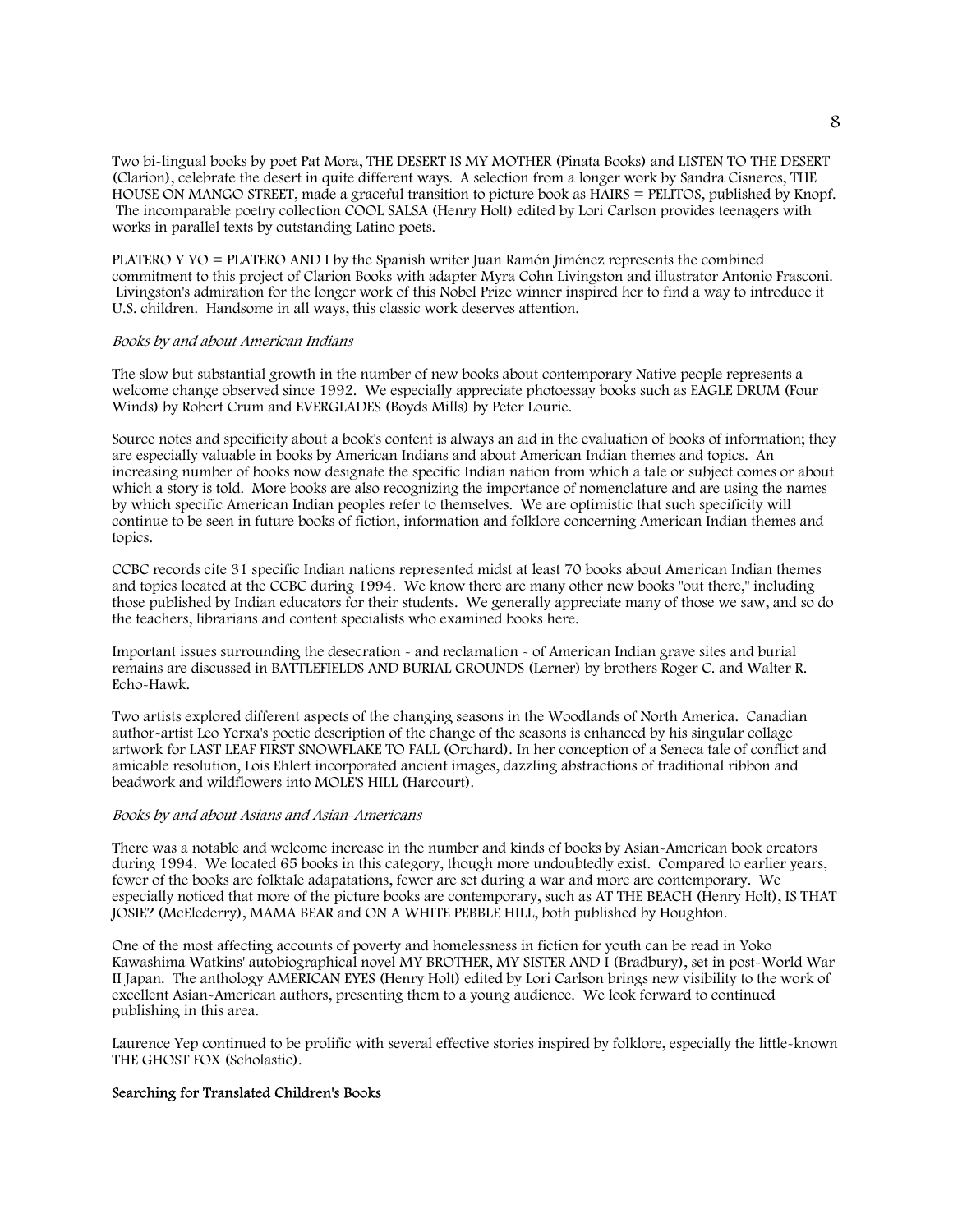Two bi-lingual books by poet Pat Mora, THE DESERT IS MY MOTHER (Pinata Books) and LISTEN TO THE DESERT (Clarion), celebrate the desert in quite different ways. A selection from a longer work by Sandra Cisneros, THE HOUSE ON MANGO STREET, made a graceful transition to picture book as HAIRS = PELITOS, published by Knopf. The incomparable poetry collection COOL SALSA (Henry Holt) edited by Lori Carlson provides teenagers with works in parallel texts by outstanding Latino poets.

PLATERO Y YO = PLATERO AND I by the Spanish writer Juan Ramón Jiménez represents the combined commitment to this project of Clarion Books with adapter Myra Cohn Livingston and illustrator Antonio Frasconi. Livingston's admiration for the longer work of this Nobel Prize winner inspired her to find a way to introduce it U.S. children. Handsome in all ways, this classic work deserves attention.

*Books by and about American Indians*

The slow but substantial growth in the number of new books about contemporary Native people represents a welcome change observed since 1992. We especially appreciate photoessay books such as EAGLE DRUM (Four Winds) by Robert Crum and EVERGLADES (Boyds Mills) by Peter Lourie.

Source notes and specificity about a book's content is always an aid in the evaluation of books of information; they are especially valuable in books by American Indians and about American Indian themes and topics. An increasing number of books now designate the specific Indian nation from which a tale or subject comes or about which a story is told. More books are also recognizing the importance of nomenclature and are using the names by which specific American Indian peoples refer to themselves. We are optimistic that such specificity will continue to be seen in future books of fiction, information and folklore concerning American Indian themes and topics.

CCBC records cite 31 specific Indian nations represented midst at least 70 books about American Indian themes and topics located at the CCBC during 1994. We know there are many other new books "out there," including those published by Indian educators for their students. We generally appreciate many of those we saw, and so do the teachers, librarians and content specialists who examined books here.

Important issues surrounding the desecration - and reclamation - of American Indian grave sites and burial remains are discussed in BATTLEFIELDS AND BURIAL GROUNDS (Lerner) by brothers Roger C. and Walter R. Echo-Hawk.

Two artists explored different aspects of the changing seasons in the Woodlands of North America. Canadian author-artist Leo Yerxa's poetic description of the change of the seasons is enhanced by his singular collage artwork for LAST LEAF FIRST SNOWFLAKE TO FALL (Orchard). In her conception of a Seneca tale of conflict and amicable resolution, Lois Ehlert incorporated ancient images, dazzling abstractions of traditional ribbon and beadwork and wildflowers into MOLE'S HILL (Harcourt).

*Books by and about Asians and Asian-Americans*

There was a notable and welcome increase in the number and kinds of books by Asian-American book creators during 1994. We located 65 books in this category, though more undoubtedly exist. Compared to earlier years, fewer of the books are folktale adapatations, fewer are set during a war and more are contemporary. We especially noticed that more of the picture books are contemporary, such as AT THE BEACH (Henry Holt), IS THAT JOSIE? (McElederry), MAMA BEAR and ON A WHITE PEBBLE HILL, both published by Houghton.

One of the most affecting accounts of poverty and homelessness in fiction for youth can be read in Yoko Kawashima Watkins' autobiographical novel MY BROTHER, MY SISTER AND I (Bradbury), set in post-World War II Japan. The anthology AMERICAN EYES (Henry Holt) edited by Lori Carlson brings new visibility to the work of excellent Asian-American authors, presenting them to a young audience. We look forward to continued publishing in this area.

Laurence Yep continued to be prolific with several effective stories inspired by folklore, especially the little-known THE GHOST FOX (Scholastic).

**Searching for Translated Children's Books**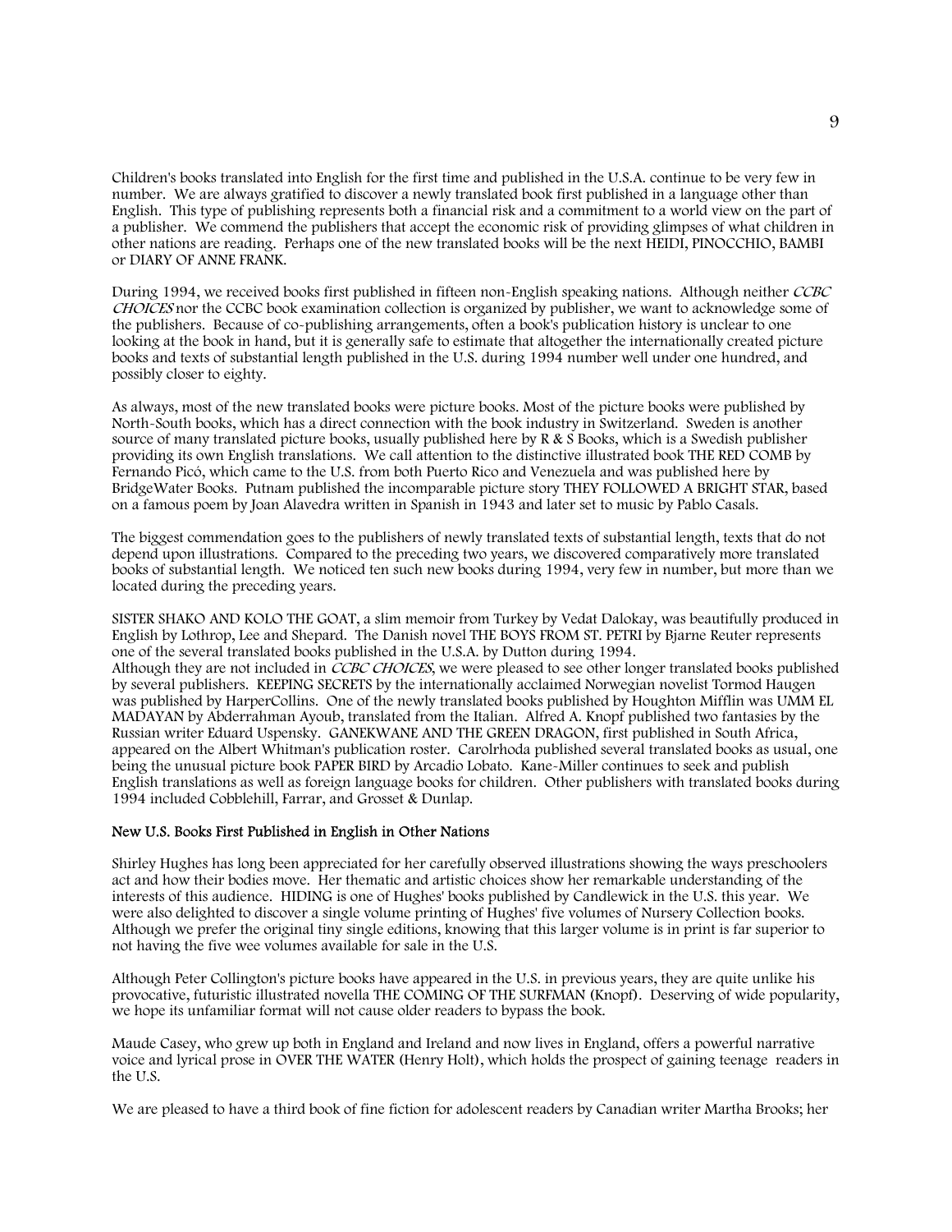Children's books translated into English for the first time and published in the U.S.A. continue to be very few in number. We are always gratified to discover a newly translated book first published in a language other than English. This type of publishing represents both a financial risk and a commitment to a world view on the part of a publisher. We commend the publishers that accept the economic risk of providing glimpses of what children in other nations are reading. Perhaps one of the new translated books will be the next HEIDI, PINOCCHIO, BAMBI or DIARY OF ANNE FRANK.

During 1994, we received books first published in fifteen non-English speaking nations. Although neither *CCBC CHOICES* nor the CCBC book examination collection is organized by publisher, we want to acknowledge some of the publishers. Because of co-publishing arrangements, often a book's publication history is unclear to one looking at the book in hand, but it is generally safe to estimate that altogether the internationally created picture books and texts of substantial length published in the U.S. during 1994 number well under one hundred, and possibly closer to eighty.

As always, most of the new translated books were picture books. Most of the picture books were published by North-South books, which has a direct connection with the book industry in Switzerland. Sweden is another source of many translated picture books, usually published here by R & S Books, which is a Swedish publisher providing its own English translations. We call attention to the distinctive illustrated book THE RED COMB by Fernando Picó, which came to the U.S. from both Puerto Rico and Venezuela and was published here by BridgeWater Books. Putnam published the incomparable picture story THEY FOLLOWED A BRIGHT STAR, based on a famous poem by Joan Alavedra written in Spanish in 1943 and later set to music by Pablo Casals.

The biggest commendation goes to the publishers of newly translated texts of substantial length, texts that do not depend upon illustrations. Compared to the preceding two years, we discovered comparatively more translated books of substantial length. We noticed ten such new books during 1994, very few in number, but more than we located during the preceding years.

SISTER SHAKO AND KOLO THE GOAT, a slim memoir from Turkey by Vedat Dalokay, was beautifully produced in English by Lothrop, Lee and Shepard. The Danish novel THE BOYS FROM ST. PETRI by Bjarne Reuter represents one of the several translated books published in the U.S.A. by Dutton during 1994.
Although they are not included in *CCBC CHOICES*, we were pleased to see other longer translated books published by several publishers. KEEPING SECRETS by the internationally acclaimed Norwegian novelist Tormod Haugen was published by HarperCollins. One of the newly translated books published by Houghton Mifflin was UMM EL MADAYAN by Abderrahman Ayoub, translated from the Italian. Alfred A. Knopf published two fantasies by the Russian writer Eduard Uspensky. GANEKWANE AND THE GREEN DRAGON, first published in South Africa, appeared on the Albert Whitman's publication roster. Carolrhoda published several translated books as usual, one being the unusual picture book PAPER BIRD by Arcadio Lobato. Kane-Miller continues to seek and publish English translations as well as foreign language books for children. Other publishers with translated books during 1994 included Cobblehill, Farrar, and Grosset & Dunlap.

### New U.S. Books First Published in English in Other Nations

Shirley Hughes has long been appreciated for her carefully observed illustrations showing the ways preschoolers act and how their bodies move. Her thematic and artistic choices show her remarkable understanding of the interests of this audience. HIDING is one of Hughes' books published by Candlewick in the U.S. this year. We were also delighted to discover a single volume printing of Hughes' five volumes of Nursery Collection books. Although we prefer the original tiny single editions, knowing that this larger volume is in print is far superior to not having the five wee volumes available for sale in the U.S.

Although Peter Collington's picture books have appeared in the U.S. in previous years, they are quite unlike his provocative, futuristic illustrated novella THE COMING OF THE SURFMAN (Knopf). Deserving of wide popularity, we hope its unfamiliar format will not cause older readers to bypass the book.

Maude Casey, who grew up both in England and Ireland and now lives in England, offers a powerful narrative voice and lyrical prose in OVER THE WATER (Henry Holt), which holds the prospect of gaining teenage readers in the U.S.

We are pleased to have a third book of fine fiction for adolescent readers by Canadian writer Martha Brooks; her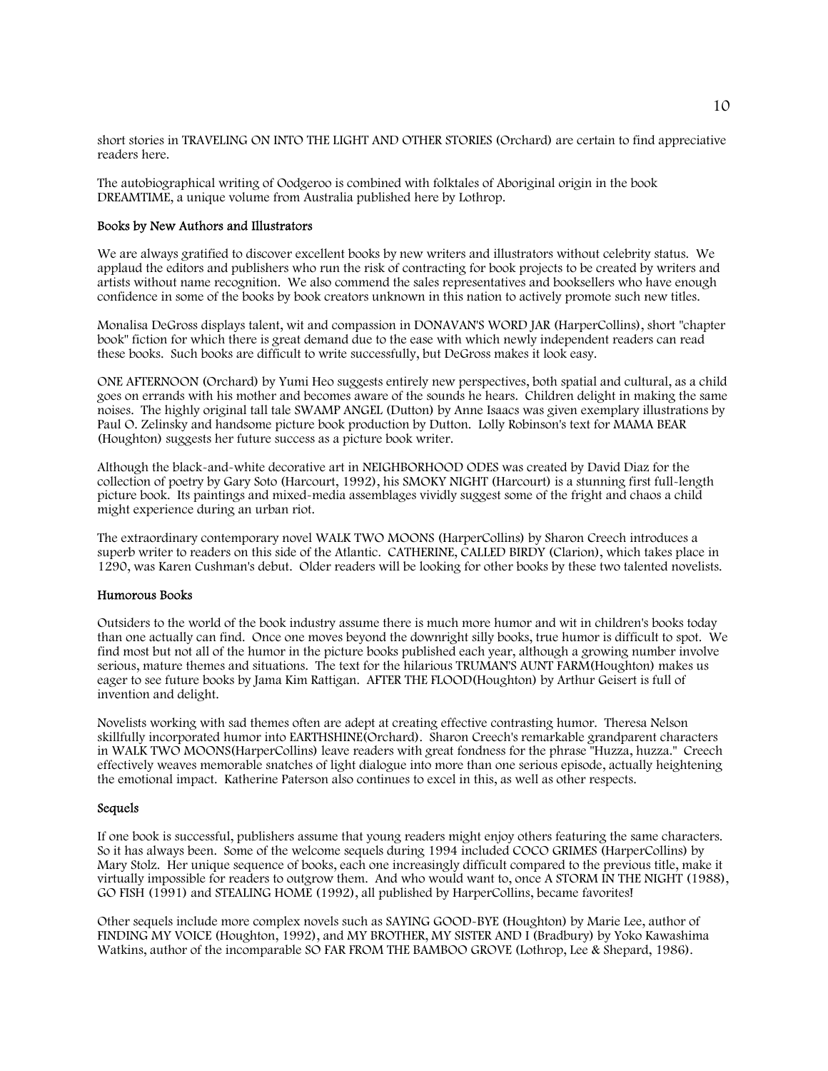short stories in TRAVELING ON INTO THE LIGHT AND OTHER STORIES (Orchard) are certain to find appreciative readers here.

The autobiographical writing of Oodgeroo is combined with folktales of Aboriginal origin in the book DREAMTIME, a unique volume from Australia published here by Lothrop.

### Books by New Authors and Illustrators

We are always gratified to discover excellent books by new writers and illustrators without celebrity status. We applaud the editors and publishers who run the risk of contracting for book projects to be created by writers and artists without name recognition. We also commend the sales representatives and booksellers who have enough confidence in some of the books by book creators unknown in this nation to actively promote such new titles.

Monalisa DeGross displays talent, wit and compassion in DONAVAN'S WORD JAR (HarperCollins), short "chapter book" fiction for which there is great demand due to the ease with which newly independent readers can read these books. Such books are difficult to write successfully, but DeGross makes it look easy.

ONE AFTERNOON (Orchard) by Yumi Heo suggests entirely new perspectives, both spatial and cultural, as a child goes on errands with his mother and becomes aware of the sounds he hears. Children delight in making the same noises. The highly original tall tale SWAMP ANGEL (Dutton) by Anne Isaacs was given exemplary illustrations by Paul O. Zelinsky and handsome picture book production by Dutton. Lolly Robinson's text for MAMA BEAR (Houghton) suggests her future success as a picture book writer.

Although the black-and-white decorative art in NEIGHBORHOOD ODES was created by David Diaz for the collection of poetry by Gary Soto (Harcourt, 1992), his SMOKY NIGHT (Harcourt) is a stunning first full-length picture book. Its paintings and mixed-media assemblages vividly suggest some of the fright and chaos a child might experience during an urban riot.

The extraordinary contemporary novel WALK TWO MOONS (HarperCollins) by Sharon Creech introduces a superb writer to readers on this side of the Atlantic. CATHERINE, CALLED BIRDY (Clarion), which takes place in 1290, was Karen Cushman's debut. Older readers will be looking for other books by these two talented novelists.

### Humorous Books

Outsiders to the world of the book industry assume there is much more humor and wit in children's books today than one actually can find. Once one moves beyond the downright silly books, true humor is difficult to spot. We find most but not all of the humor in the picture books published each year, although a growing number involve serious, mature themes and situations. The text for the hilarious TRUMAN'S AUNT FARM(Houghton) makes us eager to see future books by Jama Kim Rattigan. AFTER THE FLOOD(Houghton) by Arthur Geisert is full of invention and delight.

Novelists working with sad themes often are adept at creating effective contrasting humor. Theresa Nelson skillfully incorporated humor into EARTHSHINE(Orchard). Sharon Creech's remarkable grandparent characters in WALK TWO MOONS(HarperCollins) leave readers with great fondness for the phrase "Huzza, huzza." Creech effectively weaves memorable snatches of light dialogue into more than one serious episode, actually heightening the emotional impact. Katherine Paterson also continues to excel in this, as well as other respects.

### Sequels

If one book is successful, publishers assume that young readers might enjoy others featuring the same characters. So it has always been. Some of the welcome sequels during 1994 included COCO GRIMES (HarperCollins) by Mary Stolz. Her unique sequence of books, each one increasingly difficult compared to the previous title, make it virtually impossible for readers to outgrow them. And who would want to, once A STORM IN THE NIGHT (1988), GO FISH (1991) and STEALING HOME (1992), all published by HarperCollins, became favorites!

Other sequels include more complex novels such as SAYING GOOD-BYE (Houghton) by Marie Lee, author of FINDING MY VOICE (Houghton, 1992), and MY BROTHER, MY SISTER AND I (Bradbury) by Yoko Kawashima Watkins, author of the incomparable SO FAR FROM THE BAMBOO GROVE (Lothrop, Lee & Shepard, 1986).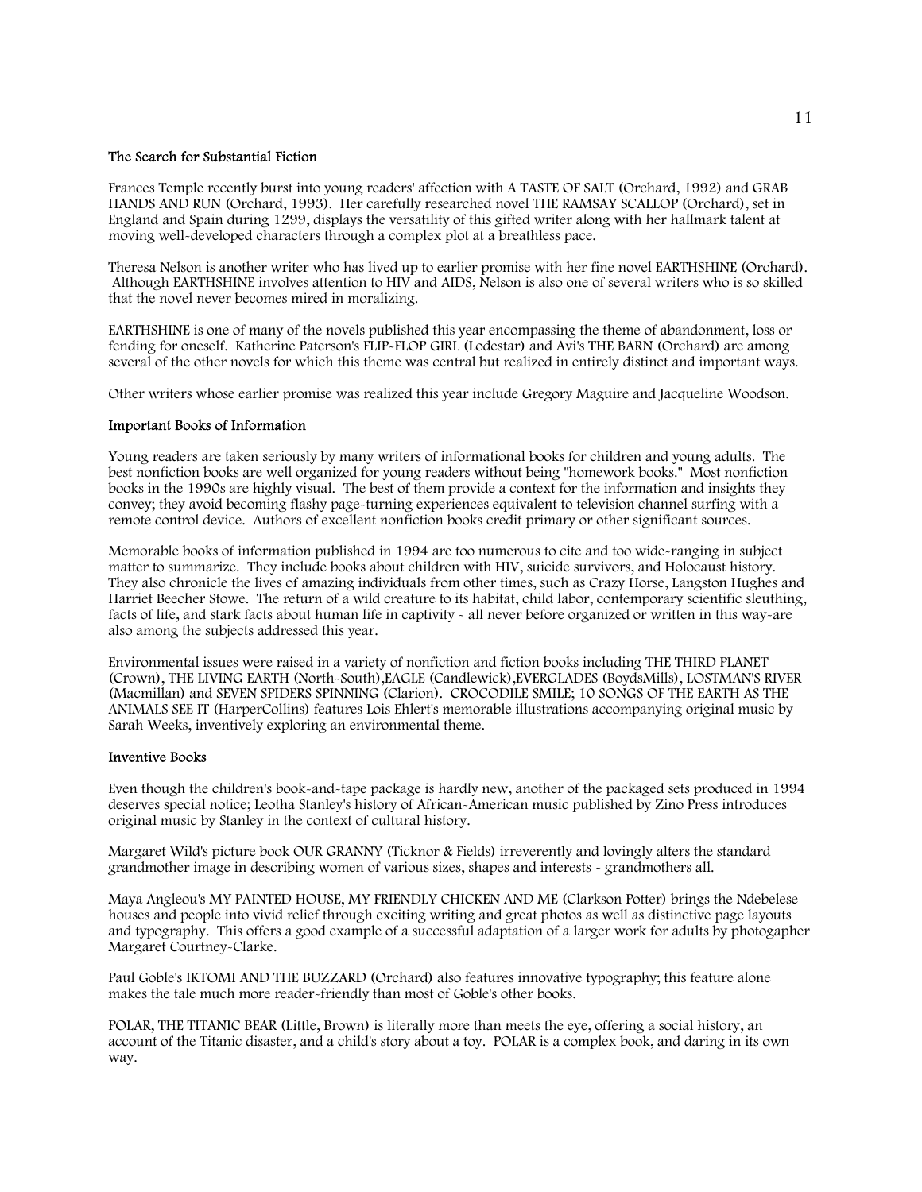### The Search for Substantial Fiction

Frances Temple recently burst into young readers' affection with A TASTE OF SALT (Orchard, 1992) and GRAB HANDS AND RUN (Orchard, 1993). Her carefully researched novel THE RAMSAY SCALLOP (Orchard), set in England and Spain during 1299, displays the versatility of this gifted writer along with her hallmark talent at moving well-developed characters through a complex plot at a breathless pace.

Theresa Nelson is another writer who has lived up to earlier promise with her fine novel EARTHSHINE (Orchard). Although EARTHSHINE involves attention to HIV and AIDS, Nelson is also one of several writers who is so skilled that the novel never becomes mired in moralizing.

EARTHSHINE is one of many of the novels published this year encompassing the theme of abandonment, loss or fending for oneself. Katherine Paterson's FLIP-FLOP GIRL (Lodestar) and Avi's THE BARN (Orchard) are among several of the other novels for which this theme was central but realized in entirely distinct and important ways.

Other writers whose earlier promise was realized this year include Gregory Maguire and Jacqueline Woodson.

### Important Books of Information

Young readers are taken seriously by many writers of informational books for children and young adults. The best nonfiction books are well organized for young readers without being "homework books." Most nonfiction books in the 1990s are highly visual. The best of them provide a context for the information and insights they convey; they avoid becoming flashy page-turning experiences equivalent to television channel surfing with a remote control device. Authors of excellent nonfiction books credit primary or other significant sources.

Memorable books of information published in 1994 are too numerous to cite and too wide-ranging in subject matter to summarize. They include books about children with HIV, suicide survivors, and Holocaust history. They also chronicle the lives of amazing individuals from other times, such as Crazy Horse, Langston Hughes and Harriet Beecher Stowe. The return of a wild creature to its habitat, child labor, contemporary scientific sleuthing, facts of life, and stark facts about human life in captivity - all never before organized or written in this way-are also among the subjects addressed this year.

Environmental issues were raised in a variety of nonfiction and fiction books including THE THIRD PLANET (Crown), THE LIVING EARTH (North-South),EAGLE (Candlewick),EVERGLADES (BoydsMills), LOSTMAN'S RIVER (Macmillan) and SEVEN SPIDERS SPINNING (Clarion). CROCODILE SMILE; 10 SONGS OF THE EARTH AS THE ANIMALS SEE IT (HarperCollins) features Lois Ehlert's memorable illustrations accompanying original music by Sarah Weeks, inventively exploring an environmental theme.

### Inventive Books

Even though the children's book-and-tape package is hardly new, another of the packaged sets produced in 1994 deserves special notice; Leotha Stanley's history of African-American music published by Zino Press introduces original music by Stanley in the context of cultural history.

Margaret Wild's picture book OUR GRANNY (Ticknor & Fields) irreverently and lovingly alters the standard grandmother image in describing women of various sizes, shapes and interests - grandmothers all.

Maya Angleou's MY PAINTED HOUSE, MY FRIENDLY CHICKEN AND ME (Clarkson Potter) brings the Ndebelese houses and people into vivid relief through exciting writing and great photos as well as distinctive page layouts and typography. This offers a good example of a successful adaptation of a larger work for adults by photogapher Margaret Courtney-Clarke.

Paul Goble's IKTOMI AND THE BUZZARD (Orchard) also features innovative typography; this feature alone makes the tale much more reader-friendly than most of Goble's other books.

POLAR, THE TITANIC BEAR (Little, Brown) is literally more than meets the eye, offering a social history, an account of the Titanic disaster, and a child's story about a toy. POLAR is a complex book, and daring in its own way.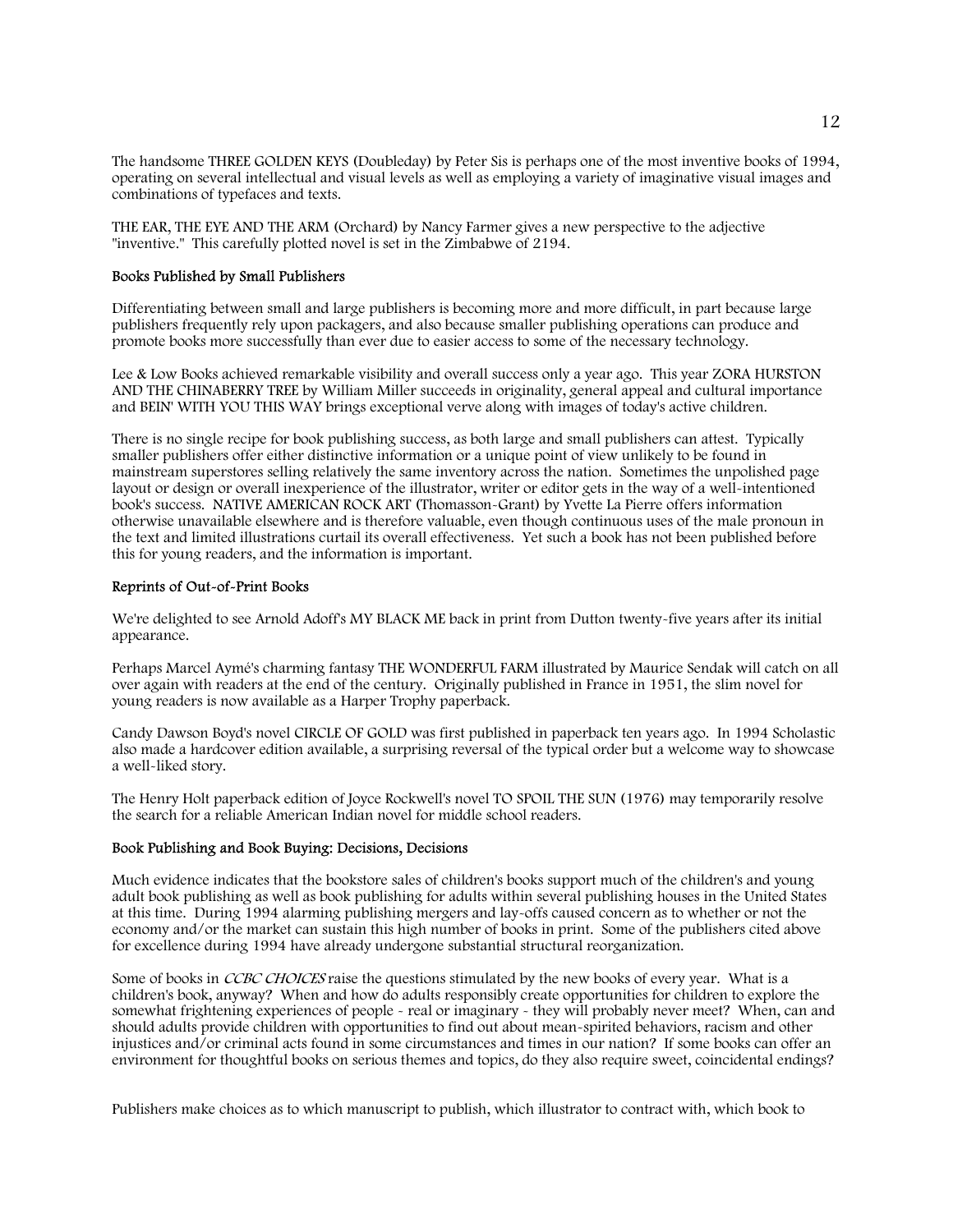The handsome THREE GOLDEN KEYS (Doubleday) by Peter Sis is perhaps one of the most inventive books of 1994, operating on several intellectual and visual levels as well as employing a variety of imaginative visual images and combinations of typefaces and texts.

THE EAR, THE EYE AND THE ARM (Orchard) by Nancy Farmer gives a new perspective to the adjective "inventive." This carefully plotted novel is set in the Zimbabwe of 2194.

### Books Published by Small Publishers

Differentiating between small and large publishers is becoming more and more difficult, in part because large publishers frequently rely upon packagers, and also because smaller publishing operations can produce and promote books more successfully than ever due to easier access to some of the necessary technology.

Lee & Low Books achieved remarkable visibility and overall success only a year ago. This year ZORA HURSTON AND THE CHINABERRY TREE by William Miller succeeds in originality, general appeal and cultural importance and BEIN' WITH YOU THIS WAY brings exceptional verve along with images of today's active children.

There is no single recipe for book publishing success, as both large and small publishers can attest. Typically smaller publishers offer either distinctive information or a unique point of view unlikely to be found in mainstream superstores selling relatively the same inventory across the nation. Sometimes the unpolished page layout or design or overall inexperience of the illustrator, writer or editor gets in the way of a well-intentioned book's success. NATIVE AMERICAN ROCK ART (Thomasson-Grant) by Yvette La Pierre offers information otherwise unavailable elsewhere and is therefore valuable, even though continuous uses of the male pronoun in the text and limited illustrations curtail its overall effectiveness. Yet such a book has not been published before this for young readers, and the information is important.

### Reprints of Out-of-Print Books

We're delighted to see Arnold Adoff's MY BLACK ME back in print from Dutton twenty-five years after its initial appearance.

Perhaps Marcel Aymé's charming fantasy THE WONDERFUL FARM illustrated by Maurice Sendak will catch on all over again with readers at the end of the century. Originally published in France in 1951, the slim novel for young readers is now available as a Harper Trophy paperback.

Candy Dawson Boyd's novel CIRCLE OF GOLD was first published in paperback ten years ago. In 1994 Scholastic also made a hardcover edition available, a surprising reversal of the typical order but a welcome way to showcase a well-liked story.

The Henry Holt paperback edition of Joyce Rockwell's novel TO SPOIL THE SUN (1976) may temporarily resolve the search for a reliable American Indian novel for middle school readers.

### Book Publishing and Book Buying: Decisions, Decisions

Much evidence indicates that the bookstore sales of children's books support much of the children's and young adult book publishing as well as book publishing for adults within several publishing houses in the United States at this time. During 1994 alarming publishing mergers and lay-offs caused concern as to whether or not the economy and/or the market can sustain this high number of books in print. Some of the publishers cited above for excellence during 1994 have already undergone substantial structural reorganization.

Some of books in *CCBC CHOICES* raise the questions stimulated by the new books of every year. What is a children's book, anyway? When and how do adults responsibly create opportunities for children to explore the somewhat frightening experiences of people - real or imaginary - they will probably never meet? When, can and should adults provide children with opportunities to find out about mean-spirited behaviors, racism and other injustices and/or criminal acts found in some circumstances and times in our nation? If some books can offer an environment for thoughtful books on serious themes and topics, do they also require sweet, coincidental endings?

Publishers make choices as to which manuscript to publish, which illustrator to contract with, which book to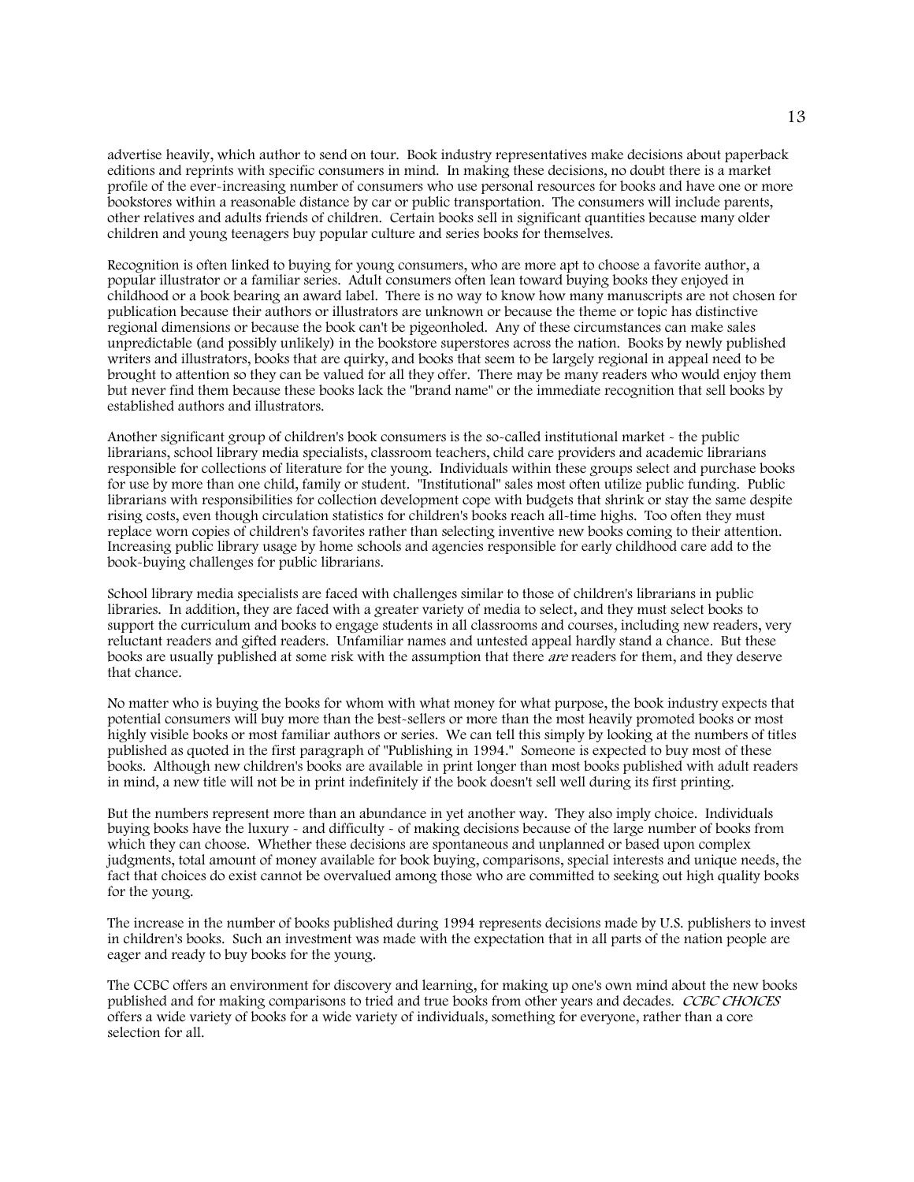advertise heavily, which author to send on tour. Book industry representatives make decisions about paperback editions and reprints with specific consumers in mind. In making these decisions, no doubt there is a market profile of the ever-increasing number of consumers who use personal resources for books and have one or more bookstores within a reasonable distance by car or public transportation. The consumers will include parents, other relatives and adults friends of children. Certain books sell in significant quantities because many older children and young teenagers buy popular culture and series books for themselves.

Recognition is often linked to buying for young consumers, who are more apt to choose a favorite author, a popular illustrator or a familiar series. Adult consumers often lean toward buying books they enjoyed in childhood or a book bearing an award label. There is no way to know how many manuscripts are not chosen for publication because their authors or illustrators are unknown or because the theme or topic has distinctive regional dimensions or because the book can't be pigeonholed. Any of these circumstances can make sales unpredictable (and possibly unlikely) in the bookstore superstores across the nation. Books by newly published writers and illustrators, books that are quirky, and books that seem to be largely regional in appeal need to be brought to attention so they can be valued for all they offer. There may be many readers who would enjoy them but never find them because these books lack the "brand name" or the immediate recognition that sell books by established authors and illustrators.

Another significant group of children's book consumers is the so-called institutional market - the public librarians, school library media specialists, classroom teachers, child care providers and academic librarians responsible for collections of literature for the young. Individuals within these groups select and purchase books for use by more than one child, family or student. "Institutional" sales most often utilize public funding. Public librarians with responsibilities for collection development cope with budgets that shrink or stay the same despite rising costs, even though circulation statistics for children's books reach all-time highs. Too often they must replace worn copies of children's favorites rather than selecting inventive new books coming to their attention. Increasing public library usage by home schools and agencies responsible for early childhood care add to the book-buying challenges for public librarians.

School library media specialists are faced with challenges similar to those of children's librarians in public libraries. In addition, they are faced with a greater variety of media to select, and they must select books to support the curriculum and books to engage students in all classrooms and courses, including new readers, very reluctant readers and gifted readers. Unfamiliar names and untested appeal hardly stand a chance. But these books are usually published at some risk with the assumption that there *are* readers for them, and they deserve that chance.

No matter who is buying the books for whom with what money for what purpose, the book industry expects that potential consumers will buy more than the best-sellers or more than the most heavily promoted books or most highly visible books or most familiar authors or series. We can tell this simply by looking at the numbers of titles published as quoted in the first paragraph of "Publishing in 1994." Someone is expected to buy most of these books. Although new children's books are available in print longer than most books published with adult readers in mind, a new title will not be in print indefinitely if the book doesn't sell well during its first printing.

But the numbers represent more than an abundance in yet another way. They also imply choice. Individuals buying books have the luxury - and difficulty - of making decisions because of the large number of books from which they can choose. Whether these decisions are spontaneous and unplanned or based upon complex judgments, total amount of money available for book buying, comparisons, special interests and unique needs, the fact that choices do exist cannot be overvalued among those who are committed to seeking out high quality books for the young.

The increase in the number of books published during 1994 represents decisions made by U.S. publishers to invest in children's books. Such an investment was made with the expectation that in all parts of the nation people are eager and ready to buy books for the young.

The CCBC offers an environment for discovery and learning, for making up one's own mind about the new books published and for making comparisons to tried and true books from other years and decades. *CCBC CHOICES* offers a wide variety of books for a wide variety of individuals, something for everyone, rather than a core selection for all.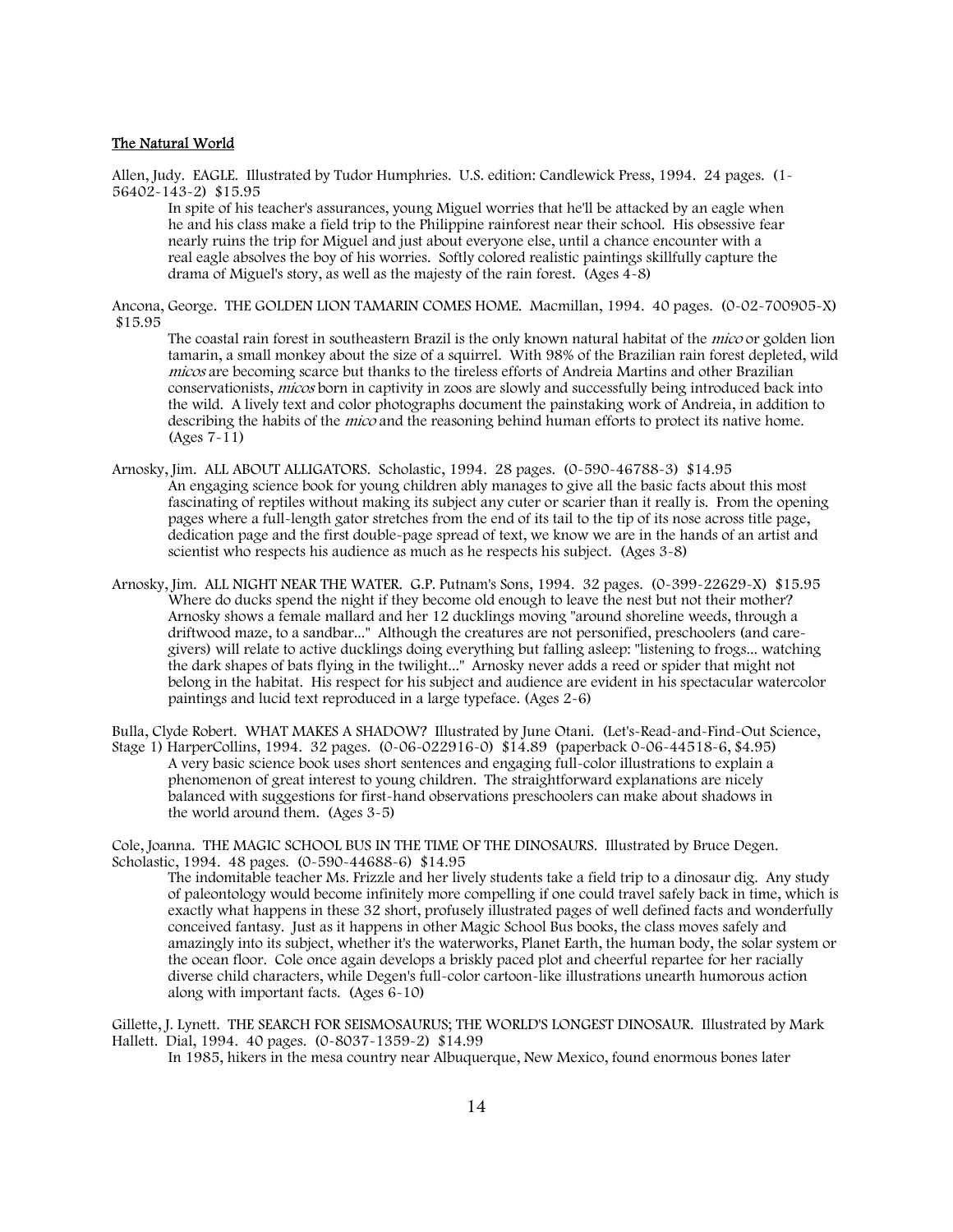## The Natural World

Allen, Judy. EAGLE. Illustrated by Tudor Humphries. U.S. edition: Candlewick Press, 1994. 24 pages. (1-56402-143-2) $15.95

In spite of his teacher's assurances, young Miguel worries that he'll be attacked by an eagle when he and his class make a field trip to the Philippine rainforest near their school. His obsessive fear nearly ruins the trip for Miguel and just about everyone else, until a chance encounter with a real eagle absolves the boy of his worries. Softly colored realistic paintings skillfully capture the drama of Miguel's story, as well as the majesty of the rain forest. (Ages 4-8)

Ancona, George. THE GOLDEN LION TAMARIN COMES HOME. Macmillan, 1994. 40 pages. (0-02-700905-X) $15.95

The coastal rain forest in southeastern Brazil is the only known natural habitat of the *mico* or golden lion tamarin, a small monkey about the size of a squirrel. With 98% of the Brazilian rain forest depleted, wild *micos* are becoming scarce but thanks to the tireless efforts of Andreia Martins and other Brazilian conservationists, *micos* born in captivity in zoos are slowly and successfully being introduced back into the wild. A lively text and color photographs document the painstaking work of Andreia, in addition to describing the habits of the *mico* and the reasoning behind human efforts to protect its native home. (Ages 7-11)

Arnosky, Jim. ALL ABOUT ALLIGATORS. Scholastic, 1994. 28 pages. (0-590-46788-3) $14.95

An engaging science book for young children ably manages to give all the basic facts about this most fascinating of reptiles without making its subject any cuter or scarier than it really is. From the opening pages where a full-length gator stretches from the end of its tail to the tip of its nose across title page, dedication page and the first double-page spread of text, we know we are in the hands of an artist and scientist who respects his audience as much as he respects his subject. (Ages 3-8)

Arnosky, Jim. ALL NIGHT NEAR THE WATER. G.P. Putnam's Sons, 1994. 32 pages. (0-399-22629-X) $15.95

Where do ducks spend the night if they become old enough to leave the nest but not their mother? Arnosky shows a female mallard and her 12 ducklings moving "around shoreline weeds, through a driftwood maze, to a sandbar..." Although the creatures are not personified, preschoolers (and care-givers) will relate to active ducklings doing everything but falling asleep: "listening to frogs... watching the dark shapes of bats flying in the twilight..." Arnosky never adds a reed or spider that might not belong in the habitat. His respect for his subject and audience are evident in his spectacular watercolor paintings and lucid text reproduced in a large typeface. (Ages 2-6)

Bulla, Clyde Robert. WHAT MAKES A SHADOW? Illustrated by June Otani. (Let's-Read-and-Find-Out Science, Stage 1) HarperCollins, 1994. 32 pages. (0-06-022916-0) $14.89 (paperback 0-06-44518-6, $4.95)

A very basic science book uses short sentences and engaging full-color illustrations to explain a phenomenon of great interest to young children. The straightforward explanations are nicely balanced with suggestions for first-hand observations preschoolers can make about shadows in the world around them. (Ages 3-5)

Cole, Joanna. THE MAGIC SCHOOL BUS IN THE TIME OF THE DINOSAURS. Illustrated by Bruce Degen. Scholastic, 1994. 48 pages. (0-590-44688-6) $14.95

The indomitable teacher Ms. Frizzle and her lively students take a field trip to a dinosaur dig. Any study of paleontology would become infinitely more compelling if one could travel safely back in time, which is exactly what happens in these 32 short, profusely illustrated pages of well defined facts and wonderfully conceived fantasy. Just as it happens in other Magic School Bus books, the class moves safely and amazingly into its subject, whether it's the waterworks, Planet Earth, the human body, the solar system or the ocean floor. Cole once again develops a briskly paced plot and cheerful repartee for her racially diverse child characters, while Degen's full-color cartoon-like illustrations unearth humorous action along with important facts. (Ages 6-10)

Gillette, J. Lynett. THE SEARCH FOR SEISMOSAURUS; THE WORLD'S LONGEST DINOSAUR. Illustrated by Mark Hallett. Dial, 1994. 40 pages. (0-8037-1359-2) $14.99

In 1985, hikers in the mesa country near Albuquerque, New Mexico, found enormous bones later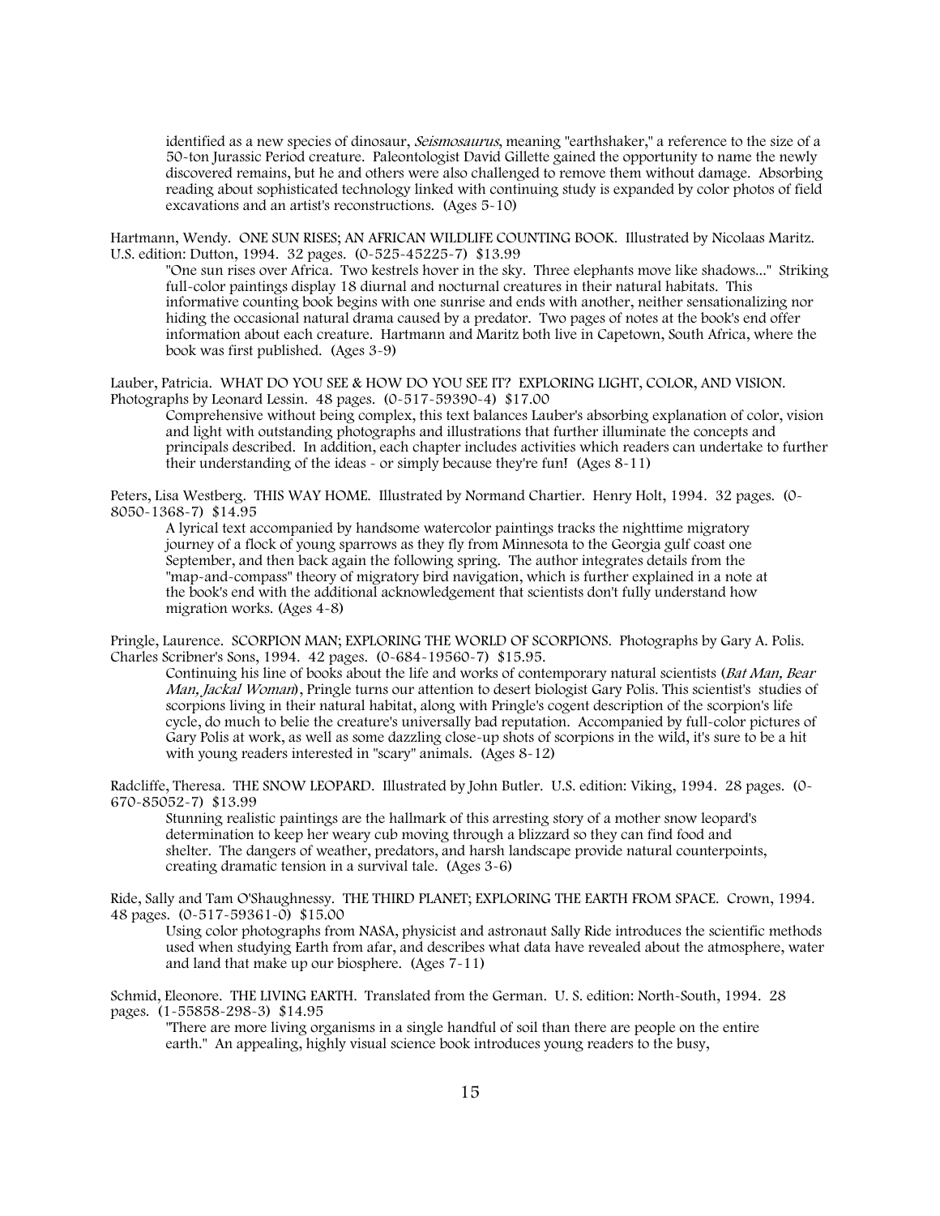identified as a new species of dinosaur, *Seismosaurus*, meaning "earthshaker," a reference to the size of a 50-ton Jurassic Period creature. Paleontologist David Gillette gained the opportunity to name the newly discovered remains, but he and others were also challenged to remove them without damage. Absorbing reading about sophisticated technology linked with continuing study is expanded by color photos of field excavations and an artist's reconstructions. (Ages 5-10)

Hartmann, Wendy. ONE SUN RISES; AN AFRICAN WILDLIFE COUNTING BOOK. Illustrated by Nicolaas Maritz. U.S. edition: Dutton, 1994. 32 pages. (0-525-45225-7) $13.99

"One sun rises over Africa. Two kestrels hover in the sky. Three elephants move like shadows..." Striking full-color paintings display 18 diurnal and nocturnal creatures in their natural habitats. This informative counting book begins with one sunrise and ends with another, neither sensationalizing nor hiding the occasional natural drama caused by a predator. Two pages of notes at the book's end offer information about each creature. Hartmann and Maritz both live in Capetown, South Africa, where the book was first published. (Ages 3-9)

Lauber, Patricia. WHAT DO YOU SEE & HOW DO YOU SEE IT? EXPLORING LIGHT, COLOR, AND VISION. Photographs by Leonard Lessin. 48 pages. (0-517-59390-4) $17.00

Comprehensive without being complex, this text balances Lauber's absorbing explanation of color, vision and light with outstanding photographs and illustrations that further illuminate the concepts and principals described. In addition, each chapter includes activities which readers can undertake to further their understanding of the ideas - or simply because they're fun! (Ages 8-11)

Peters, Lisa Westberg. THIS WAY HOME. Illustrated by Normand Chartier. Henry Holt, 1994. 32 pages. (0-8050-1368-7) $14.95

A lyrical text accompanied by handsome watercolor paintings tracks the nighttime migratory journey of a flock of young sparrows as they fly from Minnesota to the Georgia gulf coast one September, and then back again the following spring. The author integrates details from the "map-and-compass" theory of migratory bird navigation, which is further explained in a note at the book's end with the additional acknowledgement that scientists don't fully understand how migration works. (Ages 4-8)

Pringle, Laurence. SCORPION MAN; EXPLORING THE WORLD OF SCORPIONS. Photographs by Gary A. Polis. Charles Scribner's Sons, 1994. 42 pages. (0-684-19560-7) $15.95.

Continuing his line of books about the life and works of contemporary natural scientists (*Bat Man, Bear Man, Jackal Woman*), Pringle turns our attention to desert biologist Gary Polis. This scientist's studies of scorpions living in their natural habitat, along with Pringle's cogent description of the scorpion's life cycle, do much to belie the creature's universally bad reputation. Accompanied by full-color pictures of Gary Polis at work, as well as some dazzling close-up shots of scorpions in the wild, it's sure to be a hit with young readers interested in "scary" animals. (Ages 8-12)

Radcliffe, Theresa. THE SNOW LEOPARD. Illustrated by John Butler. U.S. edition: Viking, 1994. 28 pages. (0-670-85052-7) $13.99

Stunning realistic paintings are the hallmark of this arresting story of a mother snow leopard's determination to keep her weary cub moving through a blizzard so they can find food and shelter. The dangers of weather, predators, and harsh landscape provide natural counterpoints, creating dramatic tension in a survival tale. (Ages 3-6)

Ride, Sally and Tam O'Shaughnessy. THE THIRD PLANET; EXPLORING THE EARTH FROM SPACE. Crown, 1994. 48 pages. (0-517-59361-0) $15.00

Using color photographs from NASA, physicist and astronaut Sally Ride introduces the scientific methods used when studying Earth from afar, and describes what data have revealed about the atmosphere, water and land that make up our biosphere. (Ages 7-11)

Schmid, Eleonore. THE LIVING EARTH. Translated from the German. U. S. edition: North-South, 1994. 28 pages. (1-55858-298-3) $14.95

"There are more living organisms in a single handful of soil than there are people on the entire earth." An appealing, highly visual science book introduces young readers to the busy,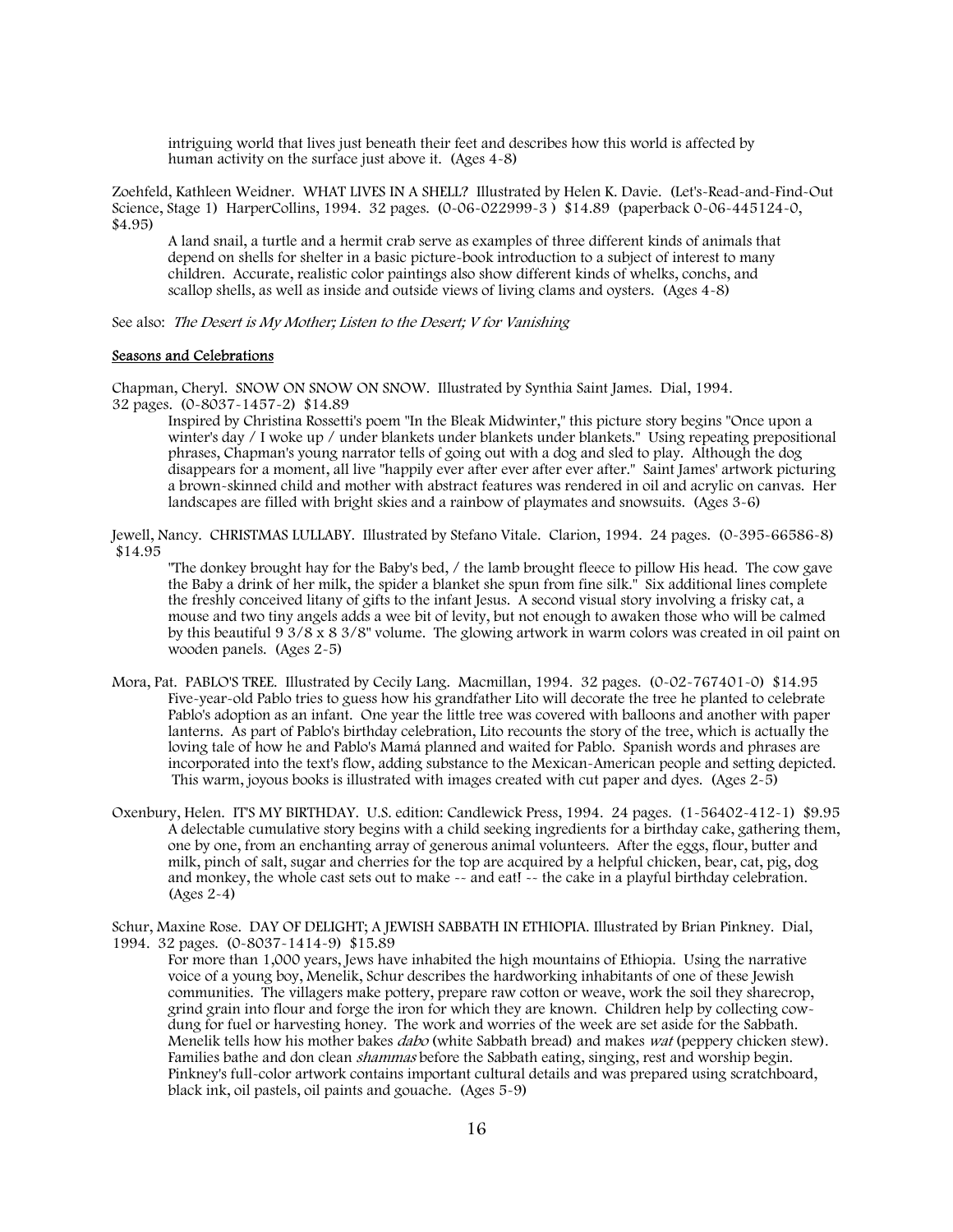intriguing world that lives just beneath their feet and describes how this world is affected by human activity on the surface just above it. (Ages 4-8)

Zoehfeld, Kathleen Weidner. WHAT LIVES IN A SHELL? Illustrated by Helen K. Davie. (Let's-Read-and-Find-Out Science, Stage 1) HarperCollins, 1994. 32 pages. (0-06-022999-3 ) $14.89 (paperback 0-06-445124-0, $4.95)

A land snail, a turtle and a hermit crab serve as examples of three different kinds of animals that depend on shells for shelter in a basic picture-book introduction to a subject of interest to many children. Accurate, realistic color paintings also show different kinds of whelks, conchs, and scallop shells, as well as inside and outside views of living clams and oysters. (Ages 4-8)

See also: *The Desert is My Mother; Listen to the Desert; V for Vanishing*

## Seasons and Celebrations

Chapman, Cheryl. SNOW ON SNOW ON SNOW. Illustrated by Synthia Saint James. Dial, 1994. 32 pages. (0-8037-1457-2) $14.89

Inspired by Christina Rossetti's poem "In the Bleak Midwinter," this picture story begins "Once upon a winter's day / I woke up / under blankets under blankets under blankets." Using repeating prepositional phrases, Chapman's young narrator tells of going out with a dog and sled to play. Although the dog disappears for a moment, all live "happily ever after ever after ever after." Saint James' artwork picturing a brown-skinned child and mother with abstract features was rendered in oil and acrylic on canvas. Her landscapes are filled with bright skies and a rainbow of playmates and snowsuits. (Ages 3-6)

Jewell, Nancy. CHRISTMAS LULLABY. Illustrated by Stefano Vitale. Clarion, 1994. 24 pages. (0-395-66586-8) $14.95

"The donkey brought hay for the Baby's bed, / the lamb brought fleece to pillow His head. The cow gave the Baby a drink of her milk, the spider a blanket she spun from fine silk." Six additional lines complete the freshly conceived litany of gifts to the infant Jesus. A second visual story involving a frisky cat, a mouse and two tiny angels adds a wee bit of levity, but not enough to awaken those who will be calmed by this beautiful 9 3/8 x 8 3/8" volume. The glowing artwork in warm colors was created in oil paint on wooden panels. (Ages 2-5)

Mora, Pat. PABLO'S TREE. Illustrated by Cecily Lang. Macmillan, 1994. 32 pages. (0-02-767401-0) $14.95

Five-year-old Pablo tries to guess how his grandfather Lito will decorate the tree he planted to celebrate Pablo's adoption as an infant. One year the little tree was covered with balloons and another with paper lanterns. As part of Pablo's birthday celebration, Lito recounts the story of the tree, which is actually the loving tale of how he and Pablo's Mamá planned and waited for Pablo. Spanish words and phrases are incorporated into the text's flow, adding substance to the Mexican-American people and setting depicted. This warm, joyous books is illustrated with images created with cut paper and dyes. (Ages 2-5)

Oxenbury, Helen. IT'S MY BIRTHDAY. U.S. edition: Candlewick Press, 1994. 24 pages. (1-56402-412-1) $9.95

A delectable cumulative story begins with a child seeking ingredients for a birthday cake, gathering them, one by one, from an enchanting array of generous animal volunteers. After the eggs, flour, butter and milk, pinch of salt, sugar and cherries for the top are acquired by a helpful chicken, bear, cat, pig, dog and monkey, the whole cast sets out to make -- and eat! -- the cake in a playful birthday celebration. (Ages 2-4)

Schur, Maxine Rose. DAY OF DELIGHT; A JEWISH SABBATH IN ETHIOPIA. Illustrated by Brian Pinkney. Dial, 1994. 32 pages. (0-8037-1414-9) $15.89

For more than 1,000 years, Jews have inhabited the high mountains of Ethiopia. Using the narrative voice of a young boy, Menelik, Schur describes the hardworking inhabitants of one of these Jewish communities. The villagers make pottery, prepare raw cotton or weave, work the soil they sharecrop, grind grain into flour and forge the iron for which they are known. Children help by collecting cow-dung for fuel or harvesting honey. The work and worries of the week are set aside for the Sabbath. Menelik tells how his mother bakes *dabo* (white Sabbath bread) and makes *wat* (peppery chicken stew). Families bathe and don clean *shammas* before the Sabbath eating, singing, rest and worship begin. Pinkney's full-color artwork contains important cultural details and was prepared using scratchboard, black ink, oil pastels, oil paints and gouache. (Ages 5-9)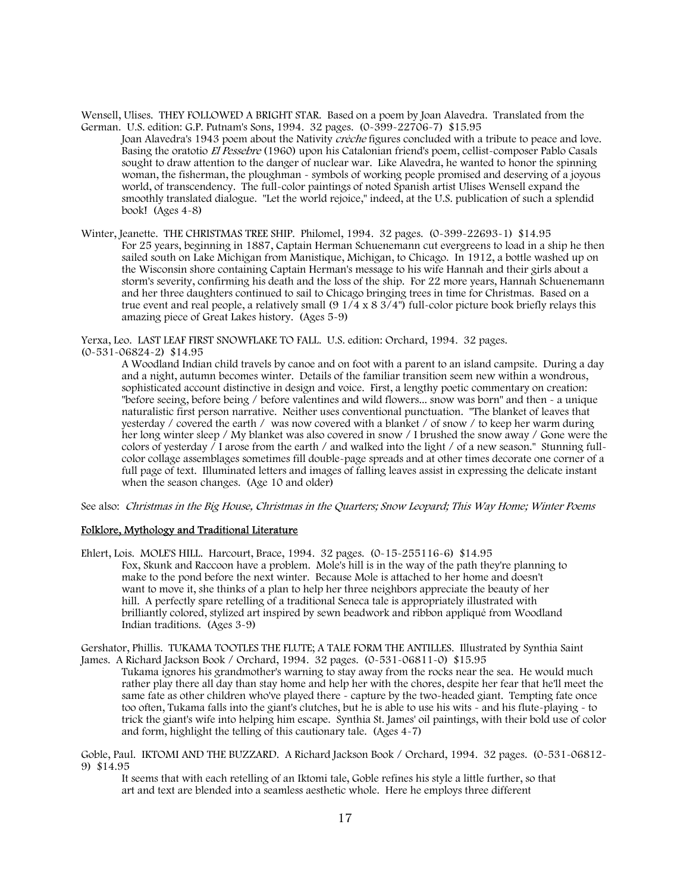Wensell, Ulises. THEY FOLLOWED A BRIGHT STAR. Based on a poem by Joan Alavedra. Translated from the German. U.S. edition: G.P. Putnam's Sons, 1994. 32 pages. (0-399-22706-7) $15.95

Joan Alavedra's 1943 poem about the Nativity *crèche* figures concluded with a tribute to peace and love. Basing the oratotio *El Pessebre* (1960) upon his Catalonian friend's poem, cellist-composer Pablo Casals sought to draw attention to the danger of nuclear war. Like Alavedra, he wanted to honor the spinning woman, the fisherman, the ploughman - symbols of working people promised and deserving of a joyous world, of transcendency. The full-color paintings of noted Spanish artist Ulises Wensell expand the smoothly translated dialogue. "Let the world rejoice," indeed, at the U.S. publication of such a splendid book! (Ages 4-8)

Winter, Jeanette. THE CHRISTMAS TREE SHIP. Philomel, 1994. 32 pages. (0-399-22693-1) $14.95

For 25 years, beginning in 1887, Captain Herman Schuenemann cut evergreens to load in a ship he then sailed south on Lake Michigan from Manistique, Michigan, to Chicago. In 1912, a bottle washed up on the Wisconsin shore containing Captain Herman's message to his wife Hannah and their girls about a storm's severity, confirming his death and the loss of the ship. For 22 more years, Hannah Schuenemann and her three daughters continued to sail to Chicago bringing trees in time for Christmas. Based on a true event and real people, a relatively small (9 1/4 x 8 3/4") full-color picture book briefly relays this amazing piece of Great Lakes history. (Ages 5-9)

Yerxa, Leo. LAST LEAF FIRST SNOWFLAKE TO FALL. U.S. edition: Orchard, 1994. 32 pages. (0-531-06824-2) $14.95

A Woodland Indian child travels by canoe and on foot with a parent to an island campsite. During a day and a night, autumn becomes winter. Details of the familiar transition seem new within a wondrous, sophisticated account distinctive in design and voice. First, a lengthy poetic commentary on creation: "before seeing, before being / before valentines and wild flowers... snow was born" and then - a unique naturalistic first person narrative. Neither uses conventional punctuation. "The blanket of leaves that yesterday / covered the earth / was now covered with a blanket / of snow / to keep her warm during her long winter sleep / My blanket was also covered in snow / I brushed the snow away / Gone were the colors of yesterday / I arose from the earth / and walked into the light / of a new season." Stunning full-color collage assemblages sometimes fill double-page spreads and at other times decorate one corner of a full page of text. Illuminated letters and images of falling leaves assist in expressing the delicate instant when the season changes. (Age 10 and older)

See also: *Christmas in the Big House, Christmas in the Quarters; Snow Leopard; This Way Home; Winter Poems*

## Folklore, Mythology and Traditional Literature

Ehlert, Lois. MOLE'S HILL. Harcourt, Brace, 1994. 32 pages. (0-15-255116-6) $14.95

Fox, Skunk and Raccoon have a problem. Mole's hill is in the way of the path they're planning to make to the pond before the next winter. Because Mole is attached to her home and doesn't want to move it, she thinks of a plan to help her three neighbors appreciate the beauty of her hill. A perfectly spare retelling of a traditional Seneca tale is appropriately illustrated with brilliantly colored, stylized art inspired by sewn beadwork and ribbon appliqué from Woodland Indian traditions. (Ages 3-9)

Gershator, Phillis. TUKAMA TOOTLES THE FLUTE; A TALE FORM THE ANTILLES. Illustrated by Synthia Saint James. A Richard Jackson Book / Orchard, 1994. 32 pages. (0-531-06811-0) $15.95

Tukama ignores his grandmother's warning to stay away from the rocks near the sea. He would much rather play there all day than stay home and help her with the chores, despite her fear that he'll meet the same fate as other children who've played there - capture by the two-headed giant. Tempting fate once too often, Tukama falls into the giant's clutches, but he is able to use his wits - and his flute-playing - to trick the giant's wife into helping him escape. Synthia St. James' oil paintings, with their bold use of color and form, highlight the telling of this cautionary tale. (Ages 4-7)

Goble, Paul. IKTOMI AND THE BUZZARD. A Richard Jackson Book / Orchard, 1994. 32 pages. (0-531-06812-9) $14.95

It seems that with each retelling of an Iktomi tale, Goble refines his style a little further, so that art and text are blended into a seamless aesthetic whole. Here he employs three different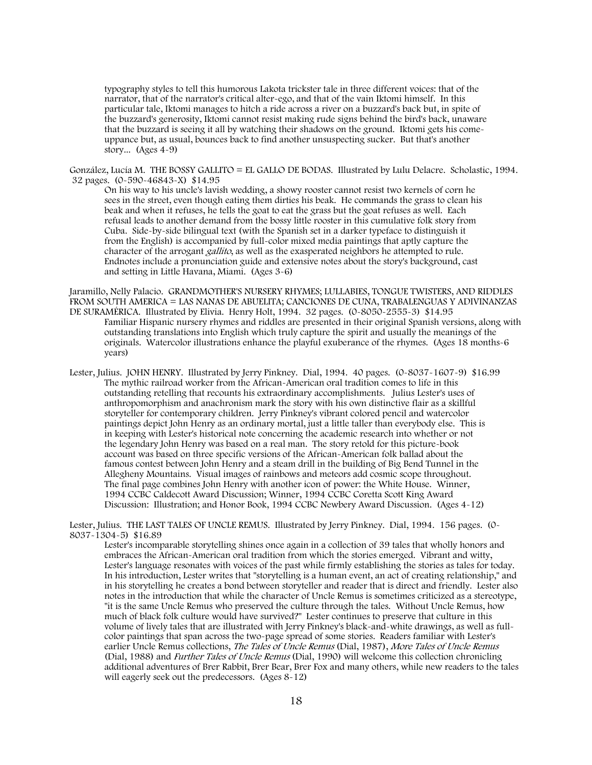typography styles to tell this humorous Lakota trickster tale in three different voices: that of the narrator, that of the narrator's critical alter-ego, and that of the vain Iktomi himself. In this particular tale, Iktomi manages to hitch a ride across a river on a buzzard's back but, in spite of the buzzard's generosity, Iktomi cannot resist making rude signs behind the bird's back, unaware that the buzzard is seeing it all by watching their shadows on the ground. Iktomi gets his come-uppance but, as usual, bounces back to find another unsuspecting sucker. But that's another story... (Ages 4-9)

González, Lucía M. THE BOSSY GALLITO = EL GALLO DE BODAS. Illustrated by Lulu Delacre. Scholastic, 1994. 32 pages. (0-590-46843-X) $14.95

On his way to his uncle's lavish wedding, a showy rooster cannot resist two kernels of corn he sees in the street, even though eating them dirties his beak. He commands the grass to clean his beak and when it refuses, he tells the goat to eat the grass but the goat refuses as well. Each refusal leads to another demand from the bossy little rooster in this cumulative folk story from Cuba. Side-by-side bilingual text (with the Spanish set in a darker typeface to distinguish it from the English) is accompanied by full-color mixed media paintings that aptly capture the character of the arrogant *gallito*, as well as the exasperated neighbors he attempted to rule. Endnotes include a pronunciation guide and extensive notes about the story's background, cast and setting in Little Havana, Miami. (Ages 3-6)

Jaramillo, Nelly Palacio. GRANDMOTHER'S NURSERY RHYMES; LULLABIES, TONGUE TWISTERS, AND RIDDLES FROM SOUTH AMERICA = LAS NANAS DE ABUELITA; CANCIONES DE CUNA, TRABALENGUAS Y ADIVINANZAS DE SURAMÉRICA. Illustrated by Elivia. Henry Holt, 1994. 32 pages. (0-8050-2555-3) $14.95

Familiar Hispanic nursery rhymes and riddles are presented in their original Spanish versions, along with outstanding translations into English which truly capture the spirit and usually the meanings of the originals. Watercolor illustrations enhance the playful exuberance of the rhymes. (Ages 18 months-6 years)

Lester, Julius. JOHN HENRY. Illustrated by Jerry Pinkney. Dial, 1994. 40 pages. (0-8037-1607-9) $16.99

The mythic railroad worker from the African-American oral tradition comes to life in this outstanding retelling that recounts his extraordinary accomplishments. Julius Lester's uses of anthropomorphism and anachronism mark the story with his own distinctive flair as a skillful storyteller for contemporary children. Jerry Pinkney's vibrant colored pencil and watercolor paintings depict John Henry as an ordinary mortal, just a little taller than everybody else. This is in keeping with Lester's historical note concerning the academic research into whether or not the legendary John Henry was based on a real man. The story retold for this picture-book account was based on three specific versions of the African-American folk ballad about the famous contest between John Henry and a steam drill in the building of Big Bend Tunnel in the Allegheny Mountains. Visual images of rainbows and meteors add cosmic scope throughout. The final page combines John Henry with another icon of power: the White House. Winner, 1994 CCBC Caldecott Award Discussion; Winner, 1994 CCBC Coretta Scott King Award Discussion: Illustration; and Honor Book, 1994 CCBC Newbery Award Discussion. (Ages 4-12)

Lester, Julius. THE LAST TALES OF UNCLE REMUS. Illustrated by Jerry Pinkney. Dial, 1994. 156 pages. (0-8037-1304-5) $16.89

Lester's incomparable storytelling shines once again in a collection of 39 tales that wholly honors and embraces the African-American oral tradition from which the stories emerged. Vibrant and witty, Lester's language resonates with voices of the past while firmly establishing the stories as tales for today. In his introduction, Lester writes that "storytelling is a human event, an act of creating relationship," and in his storytelling he creates a bond between storyteller and reader that is direct and friendly. Lester also notes in the introduction that while the character of Uncle Remus is sometimes criticized as a stereotype, "it is the same Uncle Remus who preserved the culture through the tales. Without Uncle Remus, how much of black folk culture would have survived?" Lester continues to preserve that culture in this volume of lively tales that are illustrated with Jerry Pinkney's black-and-white drawings, as well as full-color paintings that span across the two-page spread of some stories. Readers familiar with Lester's earlier Uncle Remus collections, *The Tales of Uncle Remus* (Dial, 1987), *More Tales of Uncle Remus* (Dial, 1988) and *Further Tales of Uncle Remus* (Dial, 1990) will welcome this collection chronicling additional adventures of Brer Rabbit, Brer Bear, Brer Fox and many others, while new readers to the tales will eagerly seek out the predecessors. (Ages 8-12)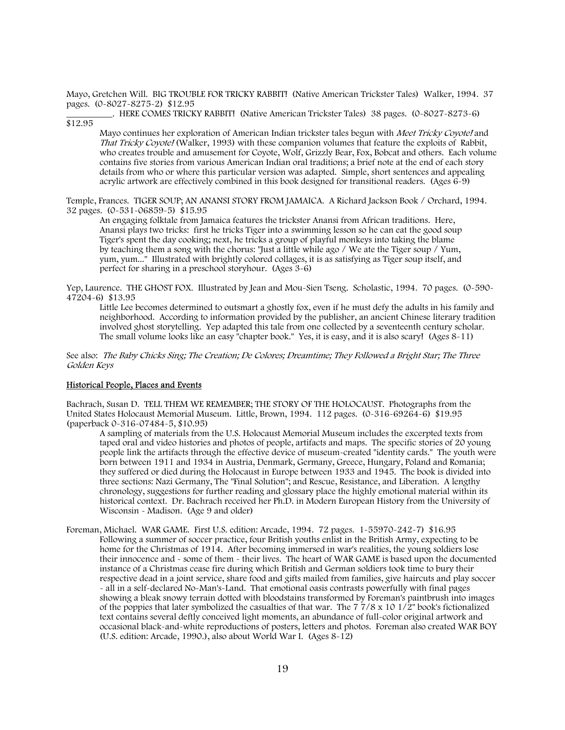Mayo, Gretchen Will. BIG TROUBLE FOR TRICKY RABBIT! (Native American Trickster Tales) Walker, 1994. 37 pages. (0-8027-8275-2) $12.95

__________. HERE COMES TRICKY RABBIT! (Native American Trickster Tales) 38 pages. (0-8027-8273-6) $12.95

> Mayo continues her exploration of American Indian trickster tales begun with *Meet Tricky Coyote!* and *That Tricky Coyote!* (Walker, 1993) with these companion volumes that feature the exploits of Rabbit, who creates trouble and amusement for Coyote, Wolf, Grizzly Bear, Fox, Bobcat and others. Each volume contains five stories from various American Indian oral traditions; a brief note at the end of each story details from who or where this particular version was adapted. Simple, short sentences and appealing acrylic artwork are effectively combined in this book designed for transitional readers. (Ages 6-9)

Temple, Frances. TIGER SOUP; AN ANANSI STORY FROM JAMAICA. A Richard Jackson Book / Orchard, 1994. 32 pages. (0-531-06859-5) $15.95

> An engaging folktale from Jamaica features the trickster Anansi from African traditions. Here, Anansi plays two tricks: first he tricks Tiger into a swimming lesson so he can eat the good soup Tiger's spent the day cooking; next, he tricks a group of playful monkeys into taking the blame by teaching them a song with the chorus: "Just a little while ago / We ate the Tiger soup / Yum, yum, yum..." Illustrated with brightly colored collages, it is as satisfying as Tiger soup itself, and perfect for sharing in a preschool storyhour. (Ages 3-6)

Yep, Laurence. THE GHOST FOX. Illustrated by Jean and Mou-Sien Tseng. Scholastic, 1994. 70 pages. (0-590-47204-6) $13.95

> Little Lee becomes determined to outsmart a ghostly fox, even if he must defy the adults in his family and neighborhood. According to information provided by the publisher, an ancient Chinese literary tradition involved ghost storytelling. Yep adapted this tale from one collected by a seventeenth century scholar. The small volume looks like an easy "chapter book." Yes, it is easy, and it is also scary! (Ages 8-11)

See also: *The Baby Chicks Sing; The Creation; De Colores; Dreamtime; They Followed a Bright Star; The Three Golden Keys*

## Historical People, Places and Events

Bachrach, Susan D. TELL THEM WE REMEMBER; THE STORY OF THE HOLOCAUST. Photographs from the United States Holocaust Memorial Museum. Little, Brown, 1994. 112 pages. (0-316-69264-6) $19.95 (paperback 0-316-07484-5, $10.95)

> A sampling of materials from the U.S. Holocaust Memorial Museum includes the excerpted texts from taped oral and video histories and photos of people, artifacts and maps. The specific stories of 20 young people link the artifacts through the effective device of museum-created "identity cards." The youth were born between 1911 and 1934 in Austria, Denmark, Germany, Greece, Hungary, Poland and Romania; they suffered or died during the Holocaust in Europe between 1933 and 1945. The book is divided into three sections: Nazi Germany, The "Final Solution"; and Rescue, Resistance, and Liberation. A lengthy chronology, suggestions for further reading and glossary place the highly emotional material within its historical context. Dr. Bachrach received her Ph.D. in Modern European History from the University of Wisconsin - Madison. (Age 9 and older)

Foreman, Michael. WAR GAME. First U.S. edition: Arcade, 1994. 72 pages. 1-55970-242-7) $16.95

> Following a summer of soccer practice, four British youths enlist in the British Army, expecting to be home for the Christmas of 1914. After becoming immersed in war's realities, the young soldiers lose their innocence and - some of them - their lives. The heart of WAR GAME is based upon the documented instance of a Christmas cease fire during which British and German soldiers took time to bury their respective dead in a joint service, share food and gifts mailed from families, give haircuts and play soccer - all in a self-declared No-Man's-Land. That emotional oasis contrasts powerfully with final pages showing a bleak snowy terrain dotted with bloodstains transformed by Foreman's paintbrush into images of the poppies that later symbolized the casualties of that war. The 7 7/8 x 10 1/2" book's fictionalized text contains several deftly conceived light moments, an abundance of full-color original artwork and occasional black-and-white reproductions of posters, letters and photos. Foreman also created WAR BOY (U.S. edition: Arcade, 1990.), also about World War I. (Ages 8-12)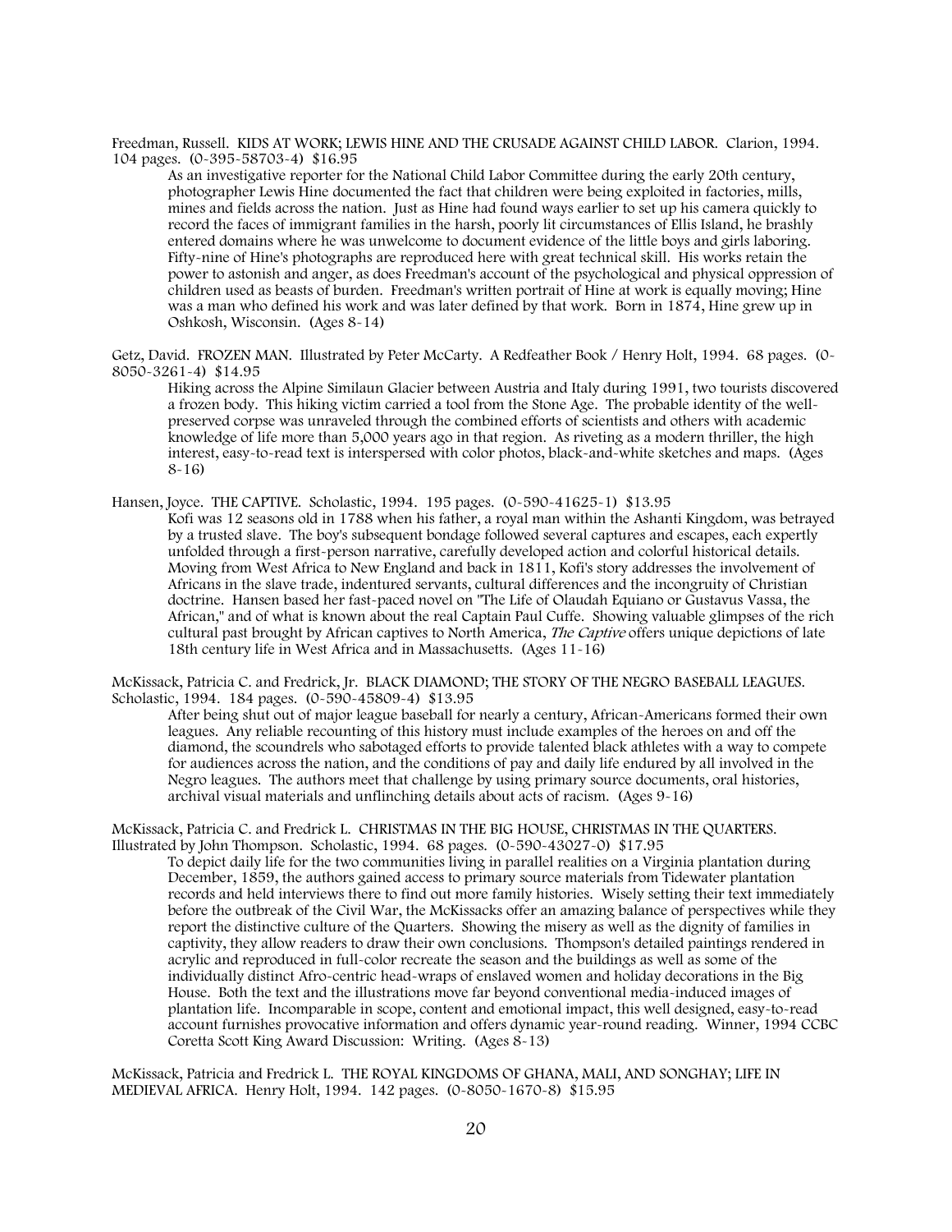Freedman, Russell. KIDS AT WORK; LEWIS HINE AND THE CRUSADE AGAINST CHILD LABOR. Clarion, 1994. 104 pages. (0-395-58703-4) $16.95

As an investigative reporter for the National Child Labor Committee during the early 20th century, photographer Lewis Hine documented the fact that children were being exploited in factories, mills, mines and fields across the nation. Just as Hine had found ways earlier to set up his camera quickly to record the faces of immigrant families in the harsh, poorly lit circumstances of Ellis Island, he brashly entered domains where he was unwelcome to document evidence of the little boys and girls laboring. Fifty-nine of Hine's photographs are reproduced here with great technical skill. His works retain the power to astonish and anger, as does Freedman's account of the psychological and physical oppression of children used as beasts of burden. Freedman's written portrait of Hine at work is equally moving; Hine was a man who defined his work and was later defined by that work. Born in 1874, Hine grew up in Oshkosh, Wisconsin. (Ages 8-14)

Getz, David. FROZEN MAN. Illustrated by Peter McCarty. A Redfeather Book / Henry Holt, 1994. 68 pages. (0-8050-3261-4) $14.95

Hiking across the Alpine Similaun Glacier between Austria and Italy during 1991, two tourists discovered a frozen body. This hiking victim carried a tool from the Stone Age. The probable identity of the well-preserved corpse was unraveled through the combined efforts of scientists and others with academic knowledge of life more than 5,000 years ago in that region. As riveting as a modern thriller, the high interest, easy-to-read text is interspersed with color photos, black-and-white sketches and maps. (Ages 8-16)

Hansen, Joyce. THE CAPTIVE. Scholastic, 1994. 195 pages. (0-590-41625-1) $13.95

Kofi was 12 seasons old in 1788 when his father, a royal man within the Ashanti Kingdom, was betrayed by a trusted slave. The boy's subsequent bondage followed several captures and escapes, each expertly unfolded through a first-person narrative, carefully developed action and colorful historical details. Moving from West Africa to New England and back in 1811, Kofi's story addresses the involvement of Africans in the slave trade, indentured servants, cultural differences and the incongruity of Christian doctrine. Hansen based her fast-paced novel on "The Life of Olaudah Equiano or Gustavus Vassa, the African," and of what is known about the real Captain Paul Cuffe. Showing valuable glimpses of the rich cultural past brought by African captives to North America, *The Captive* offers unique depictions of late 18th century life in West Africa and in Massachusetts. (Ages 11-16)

McKissack, Patricia C. and Fredrick, Jr. BLACK DIAMOND; THE STORY OF THE NEGRO BASEBALL LEAGUES. Scholastic, 1994. 184 pages. (0-590-45809-4) $13.95

After being shut out of major league baseball for nearly a century, African-Americans formed their own leagues. Any reliable recounting of this history must include examples of the heroes on and off the diamond, the scoundrels who sabotaged efforts to provide talented black athletes with a way to compete for audiences across the nation, and the conditions of pay and daily life endured by all involved in the Negro leagues. The authors meet that challenge by using primary source documents, oral histories, archival visual materials and unflinching details about acts of racism. (Ages 9-16)

McKissack, Patricia C. and Fredrick L. CHRISTMAS IN THE BIG HOUSE, CHRISTMAS IN THE QUARTERS. Illustrated by John Thompson. Scholastic, 1994. 68 pages. (0-590-43027-0) $17.95

To depict daily life for the two communities living in parallel realities on a Virginia plantation during December, 1859, the authors gained access to primary source materials from Tidewater plantation records and held interviews there to find out more family histories. Wisely setting their text immediately before the outbreak of the Civil War, the McKissacks offer an amazing balance of perspectives while they report the distinctive culture of the Quarters. Showing the misery as well as the dignity of families in captivity, they allow readers to draw their own conclusions. Thompson's detailed paintings rendered in acrylic and reproduced in full-color recreate the season and the buildings as well as some of the individually distinct Afro-centric head-wraps of enslaved women and holiday decorations in the Big House. Both the text and the illustrations move far beyond conventional media-induced images of plantation life. Incomparable in scope, content and emotional impact, this well designed, easy-to-read account furnishes provocative information and offers dynamic year-round reading. Winner, 1994 CCBC Coretta Scott King Award Discussion: Writing. (Ages 8-13)

McKissack, Patricia and Fredrick L. THE ROYAL KINGDOMS OF GHANA, MALI, AND SONGHAY; LIFE IN MEDIEVAL AFRICA. Henry Holt, 1994. 142 pages. (0-8050-1670-8) $15.95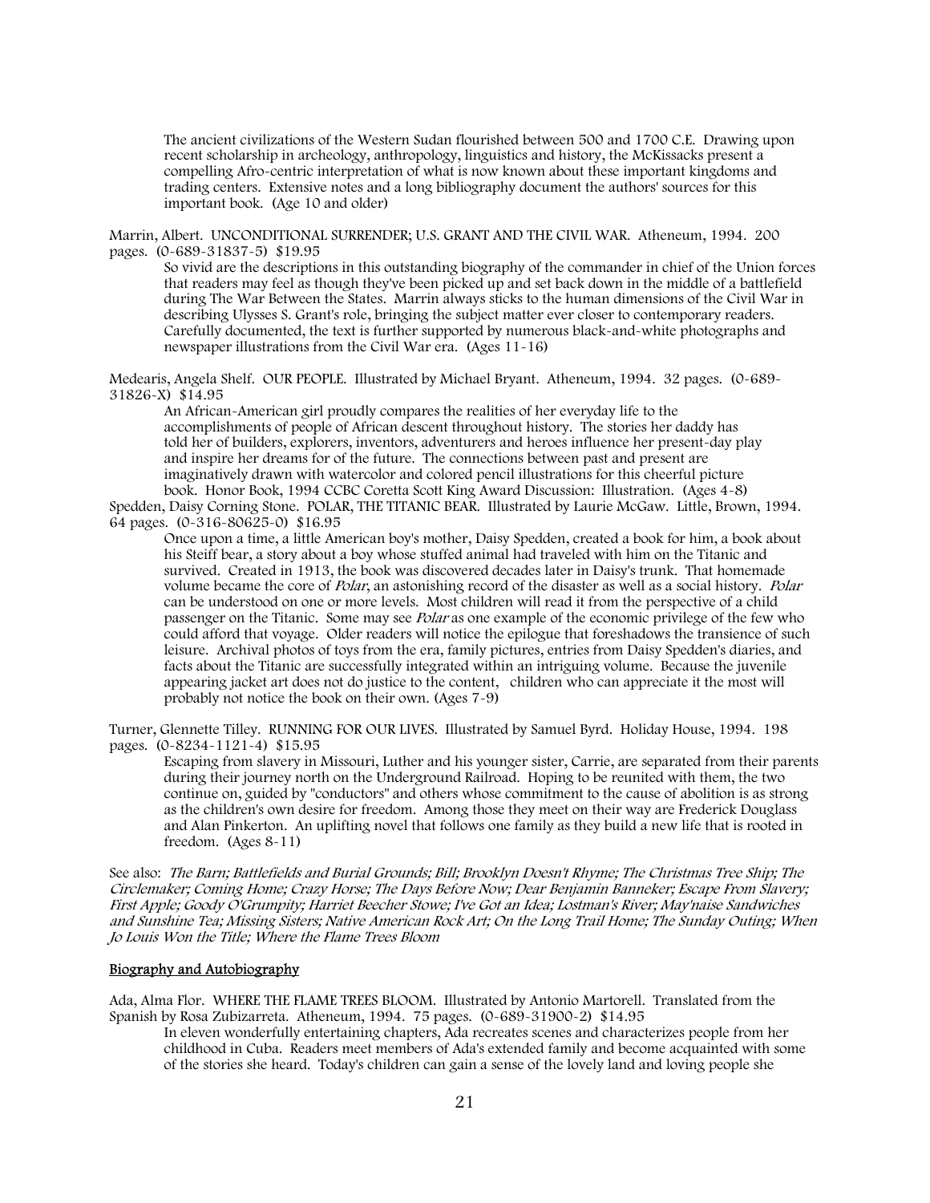The ancient civilizations of the Western Sudan flourished between 500 and 1700 C.E. Drawing upon recent scholarship in archeology, anthropology, linguistics and history, the McKissacks present a compelling Afro-centric interpretation of what is now known about these important kingdoms and trading centers. Extensive notes and a long bibliography document the authors' sources for this important book. (Age 10 and older)

Marrin, Albert. UNCONDITIONAL SURRENDER; U.S. GRANT AND THE CIVIL WAR. Atheneum, 1994. 200 pages. (0-689-31837-5) $19.95

So vivid are the descriptions in this outstanding biography of the commander in chief of the Union forces that readers may feel as though they've been picked up and set back down in the middle of a battlefield during The War Between the States. Marrin always sticks to the human dimensions of the Civil War in describing Ulysses S. Grant's role, bringing the subject matter ever closer to contemporary readers. Carefully documented, the text is further supported by numerous black-and-white photographs and newspaper illustrations from the Civil War era. (Ages 11-16)

Medearis, Angela Shelf. OUR PEOPLE. Illustrated by Michael Bryant. Atheneum, 1994. 32 pages. (0-689-31826-X) $14.95

An African-American girl proudly compares the realities of her everyday life to the accomplishments of people of African descent throughout history. The stories her daddy has told her of builders, explorers, inventors, adventurers and heroes influence her present-day play and inspire her dreams for of the future. The connections between past and present are imaginatively drawn with watercolor and colored pencil illustrations for this cheerful picture book. Honor Book, 1994 CCBC Coretta Scott King Award Discussion: Illustration. (Ages 4-8)

Spedden, Daisy Corning Stone. POLAR, THE TITANIC BEAR. Illustrated by Laurie McGaw. Little, Brown, 1994. 64 pages. (0-316-80625-0) $16.95

Once upon a time, a little American boy's mother, Daisy Spedden, created a book for him, a book about his Steiff bear, a story about a boy whose stuffed animal had traveled with him on the Titanic and survived. Created in 1913, the book was discovered decades later in Daisy's trunk. That homemade volume became the core of *Polar*, an astonishing record of the disaster as well as a social history. *Polar* can be understood on one or more levels. Most children will read it from the perspective of a child passenger on the Titanic. Some may see *Polar* as one example of the economic privilege of the few who could afford that voyage. Older readers will notice the epilogue that foreshadows the transience of such leisure. Archival photos of toys from the era, family pictures, entries from Daisy Spedden's diaries, and facts about the Titanic are successfully integrated within an intriguing volume. Because the juvenile appearing jacket art does not do justice to the content, children who can appreciate it the most will probably not notice the book on their own. (Ages 7-9)

Turner, Glennette Tilley. RUNNING FOR OUR LIVES. Illustrated by Samuel Byrd. Holiday House, 1994. 198 pages. (0-8234-1121-4) $15.95

Escaping from slavery in Missouri, Luther and his younger sister, Carrie, are separated from their parents during their journey north on the Underground Railroad. Hoping to be reunited with them, the two continue on, guided by "conductors" and others whose commitment to the cause of abolition is as strong as the children's own desire for freedom. Among those they meet on their way are Frederick Douglass and Alan Pinkerton. An uplifting novel that follows one family as they build a new life that is rooted in freedom. (Ages 8-11)

See also: *The Barn; Battlefields and Burial Grounds; Bill; Brooklyn Doesn't Rhyme; The Christmas Tree Ship; The Circlemaker; Coming Home; Crazy Horse; The Days Before Now; Dear Benjamin Banneker; Escape From Slavery; First Apple; Goody O'Grumpity; Harriet Beecher Stowe; I've Got an Idea; Lostman's River; May'naise Sandwiches and Sunshine Tea; Missing Sisters; Native American Rock Art; On the Long Trail Home; The Sunday Outing; When Jo Louis Won the Title; Where the Flame Trees Bloom*

## Biography and Autobiography

Ada, Alma Flor. WHERE THE FLAME TREES BLOOM. Illustrated by Antonio Martorell. Translated from the Spanish by Rosa Zubizarreta. Atheneum, 1994. 75 pages. (0-689-31900-2) $14.95

In eleven wonderfully entertaining chapters, Ada recreates scenes and characterizes people from her childhood in Cuba. Readers meet members of Ada's extended family and become acquainted with some of the stories she heard. Today's children can gain a sense of the lovely land and loving people she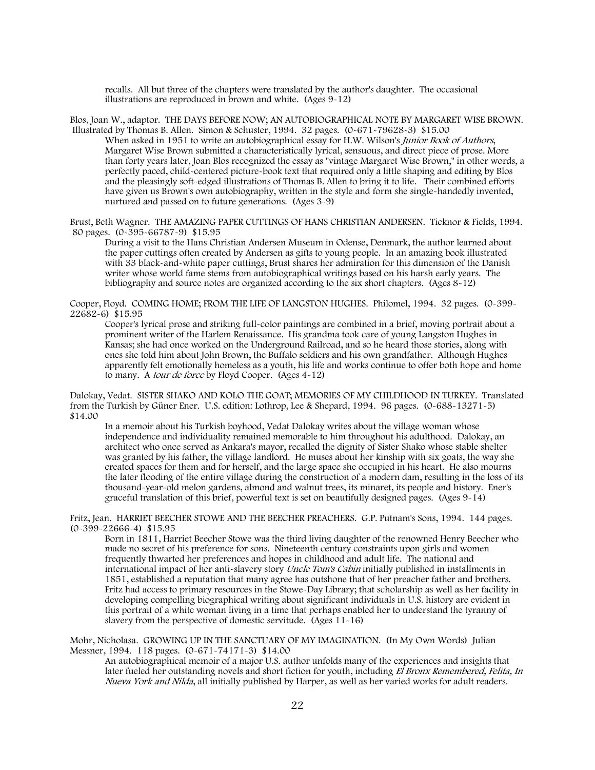recalls. All but three of the chapters were translated by the author's daughter. The occasional illustrations are reproduced in brown and white. (Ages 9-12)

Blos, Joan W., adaptor. THE DAYS BEFORE NOW; AN AUTOBIOGRAPHICAL NOTE BY MARGARET WISE BROWN. Illustrated by Thomas B. Allen. Simon & Schuster, 1994. 32 pages. (0-671-79628-3) $15.00

When asked in 1951 to write an autobiographical essay for H.W. Wilson's *Junior Book of Authors*, Margaret Wise Brown submitted a characteristically lyrical, sensuous, and direct piece of prose. More than forty years later, Joan Blos recognized the essay as "vintage Margaret Wise Brown," in other words, a perfectly paced, child-centered picture-book text that required only a little shaping and editing by Blos and the pleasingly soft-edged illustrations of Thomas B. Allen to bring it to life. Their combined efforts have given us Brown's own autobiography, written in the style and form she single-handedly invented, nurtured and passed on to future generations. (Ages 3-9)

Brust, Beth Wagner. THE AMAZING PAPER CUTTINGS OF HANS CHRISTIAN ANDERSEN. Ticknor & Fields, 1994. 80 pages. (0-395-66787-9) $15.95

During a visit to the Hans Christian Andersen Museum in Odense, Denmark, the author learned about the paper cuttings often created by Andersen as gifts to young people. In an amazing book illustrated with 33 black-and-white paper cuttings, Brust shares her admiration for this dimension of the Danish writer whose world fame stems from autobiographical writings based on his harsh early years. The bibliography and source notes are organized according to the six short chapters. (Ages 8-12)

Cooper, Floyd. COMING HOME; FROM THE LIFE OF LANGSTON HUGHES. Philomel, 1994. 32 pages. (0-399-22682-6) $15.95

Cooper's lyrical prose and striking full-color paintings are combined in a brief, moving portrait about a prominent writer of the Harlem Renaissance. His grandma took care of young Langston Hughes in Kansas; she had once worked on the Underground Railroad, and so he heard those stories, along with ones she told him about John Brown, the Buffalo soldiers and his own grandfather. Although Hughes apparently felt emotionally homeless as a youth, his life and works continue to offer both hope and home to many. A *tour de force* by Floyd Cooper. (Ages 4-12)

Dalokay, Vedat. SISTER SHAKO AND KOLO THE GOAT; MEMORIES OF MY CHILDHOOD IN TURKEY. Translated from the Turkish by Güner Ener. U.S. edition: Lothrop, Lee & Shepard, 1994. 96 pages. (0-688-13271-5) $14.00

In a memoir about his Turkish boyhood, Vedat Dalokay writes about the village woman whose independence and individuality remained memorable to him throughout his adulthood. Dalokay, an architect who once served as Ankara's mayor, recalled the dignity of Sister Shako whose stable shelter was granted by his father, the village landlord. He muses about her kinship with six goats, the way she created spaces for them and for herself, and the large space she occupied in his heart. He also mourns the later flooding of the entire village during the construction of a modern dam, resulting in the loss of its thousand-year-old melon gardens, almond and walnut trees, its minaret, its people and history. Ener's graceful translation of this brief, powerful text is set on beautifully designed pages. (Ages 9-14)

Fritz, Jean. HARRIET BEECHER STOWE AND THE BEECHER PREACHERS. G.P. Putnam's Sons, 1994. 144 pages. (0-399-22666-4) $15.95

Born in 1811, Harriet Beecher Stowe was the third living daughter of the renowned Henry Beecher who made no secret of his preference for sons. Nineteenth century constraints upon girls and women frequently thwarted her preferences and hopes in childhood and adult life. The national and international impact of her anti-slavery story *Uncle Tom's Cabin* initially published in installments in 1851, established a reputation that many agree has outshone that of her preacher father and brothers. Fritz had access to primary resources in the Stowe-Day Library; that scholarship as well as her facility in developing compelling biographical writing about significant individuals in U.S. history are evident in this portrait of a white woman living in a time that perhaps enabled her to understand the tyranny of slavery from the perspective of domestic servitude. (Ages 11-16)

Mohr, Nicholasa. GROWING UP IN THE SANCTUARY OF MY IMAGINATION. (In My Own Words) Julian Messner, 1994. 118 pages. (0-671-74171-3) $14.00

An autobiographical memoir of a major U.S. author unfolds many of the experiences and insights that later fueled her outstanding novels and short fiction for youth, including *El Bronx Remembered, Felita, In Nueva York and Nilda,* all initially published by Harper, as well as her varied works for adult readers.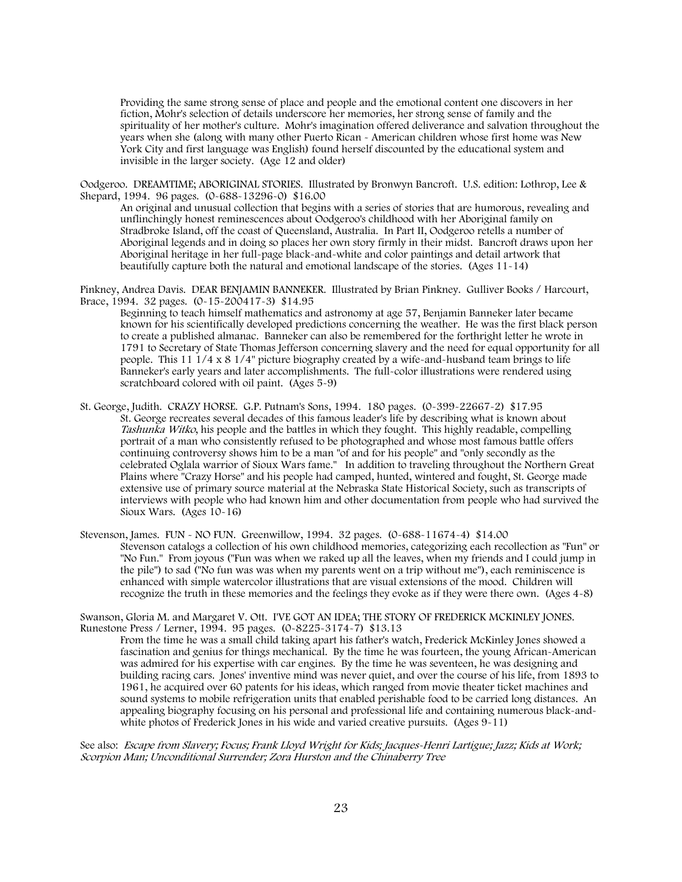Providing the same strong sense of place and people and the emotional content one discovers in her fiction, Mohr's selection of details underscore her memories, her strong sense of family and the spirituality of her mother's culture. Mohr's imagination offered deliverance and salvation throughout the years when she (along with many other Puerto Rican - American children whose first home was New York City and first language was English) found herself discounted by the educational system and invisible in the larger society. (Age 12 and older)

Oodgeroo. DREAMTIME; ABORIGINAL STORIES. Illustrated by Bronwyn Bancroft. U.S. edition: Lothrop, Lee & Shepard, 1994. 96 pages. (0-688-13296-0) $16.00

An original and unusual collection that begins with a series of stories that are humorous, revealing and unflinchingly honest reminescences about Oodgeroo's childhood with her Aboriginal family on Stradbroke Island, off the coast of Queensland, Australia. In Part II, Oodgeroo retells a number of Aboriginal legends and in doing so places her own story firmly in their midst. Bancroft draws upon her Aboriginal heritage in her full-page black-and-white and color paintings and detail artwork that beautifully capture both the natural and emotional landscape of the stories. (Ages 11-14)

Pinkney, Andrea Davis. DEAR BENJAMIN BANNEKER. Illustrated by Brian Pinkney. Gulliver Books / Harcourt, Brace, 1994. 32 pages. (0-15-200417-3) $14.95

Beginning to teach himself mathematics and astronomy at age 57, Benjamin Banneker later became known for his scientifically developed predictions concerning the weather. He was the first black person to create a published almanac. Banneker can also be remembered for the forthright letter he wrote in 1791 to Secretary of State Thomas Jefferson concerning slavery and the need for equal opportunity for all people. This 11 1/4 x 8 1/4" picture biography created by a wife-and-husband team brings to life Banneker's early years and later accomplishments. The full-color illustrations were rendered using scratchboard colored with oil paint. (Ages 5-9)

St. George, Judith. CRAZY HORSE. G.P. Putnam's Sons, 1994. 180 pages. (0-399-22667-2) $17.95

St. George recreates several decades of this famous leader's life by describing what is known about *Tashunka Witko*, his people and the battles in which they fought. This highly readable, compelling portrait of a man who consistently refused to be photographed and whose most famous battle offers continuing controversy shows him to be a man "of and for his people" and "only secondly as the celebrated Oglala warrior of Sioux Wars fame." In addition to traveling throughout the Northern Great Plains where "Crazy Horse" and his people had camped, hunted, wintered and fought, St. George made extensive use of primary source material at the Nebraska State Historical Society, such as transcripts of interviews with people who had known him and other documentation from people who had survived the Sioux Wars. (Ages 10-16)

Stevenson, James. FUN - NO FUN. Greenwillow, 1994. 32 pages. (0-688-11674-4) $14.00

Stevenson catalogs a collection of his own childhood memories, categorizing each recollection as "Fun" or "No Fun." From joyous ("Fun was when we raked up all the leaves, when my friends and I could jump in the pile") to sad ("No fun was was when my parents went on a trip without me"), each reminiscence is enhanced with simple watercolor illustrations that are visual extensions of the mood. Children will recognize the truth in these memories and the feelings they evoke as if they were there own. (Ages 4-8)

Swanson, Gloria M. and Margaret V. Ott. I'VE GOT AN IDEA; THE STORY OF FREDERICK MCKINLEY JONES. Runestone Press / Lerner, 1994. 95 pages. (0-8225-3174-7) $13.13

From the time he was a small child taking apart his father's watch, Frederick McKinley Jones showed a fascination and genius for things mechanical. By the time he was fourteen, the young African-American was admired for his expertise with car engines. By the time he was seventeen, he was designing and building racing cars. Jones' inventive mind was never quiet, and over the course of his life, from 1893 to 1961, he acquired over 60 patents for his ideas, which ranged from movie theater ticket machines and sound systems to mobile refrigeration units that enabled perishable food to be carried long distances. An appealing biography focusing on his personal and professional life and containing numerous black-and-white photos of Frederick Jones in his wide and varied creative pursuits. (Ages 9-11)

See also: *Escape from Slavery; Focus; Frank Lloyd Wright for Kids; Jacques-Henri Lartigue; Jazz; Kids at Work; Scorpion Man; Unconditional Surrender; Zora Hurston and the Chinaberry Tree*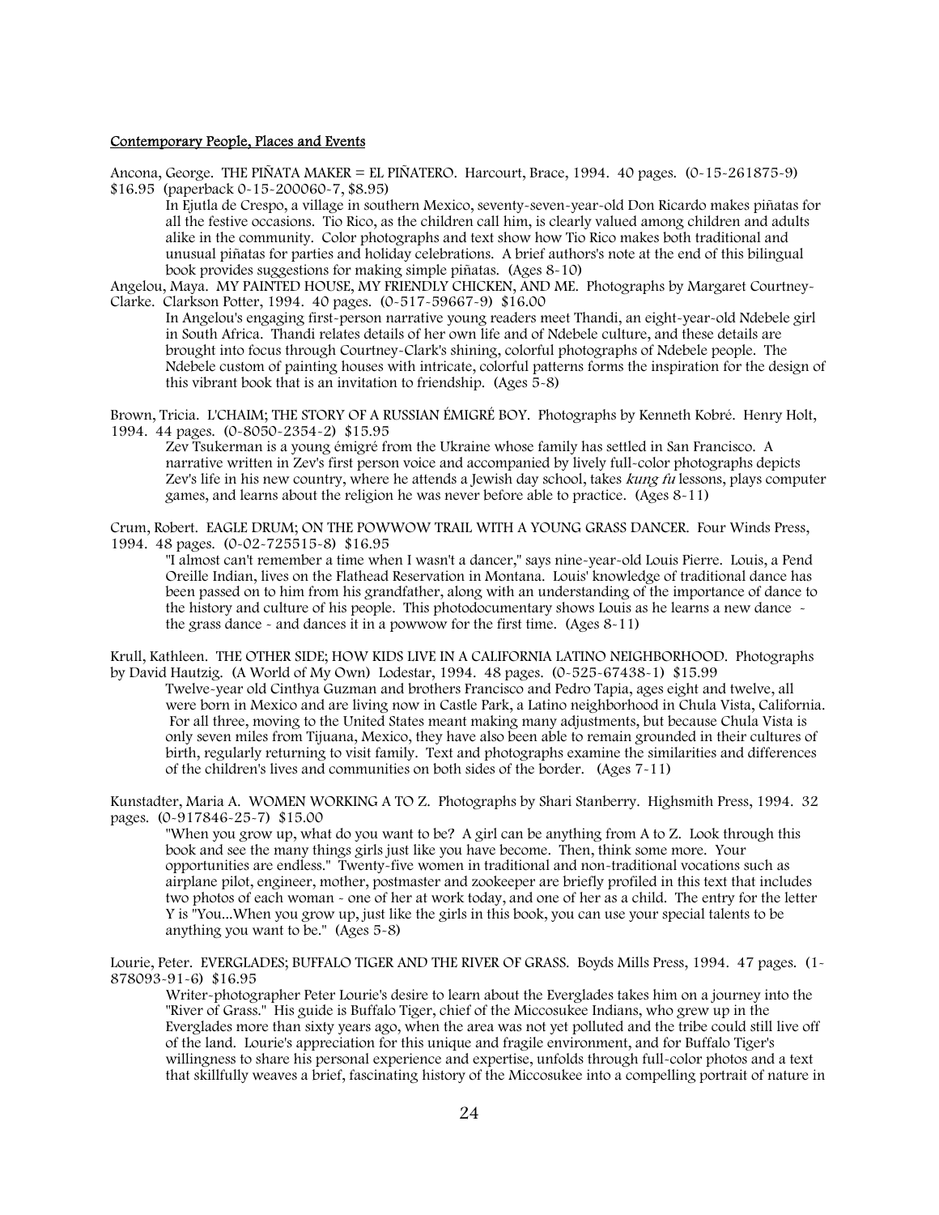Contemporary People, Places and Events

Ancona, George. THE PIÑATA MAKER = EL PIÑATERO. Harcourt, Brace, 1994. 40 pages. (0-15-261875-9) $16.95 (paperback 0-15-200060-7, $8.95)

In Ejutla de Crespo, a village in southern Mexico, seventy-seven-year-old Don Ricardo makes piñatas for all the festive occasions. Tio Rico, as the children call him, is clearly valued among children and adults alike in the community. Color photographs and text show how Tio Rico makes both traditional and unusual piñatas for parties and holiday celebrations. A brief authors's note at the end of this bilingual book provides suggestions for making simple piñatas. (Ages 8-10)

Angelou, Maya. MY PAINTED HOUSE, MY FRIENDLY CHICKEN, AND ME. Photographs by Margaret Courtney-Clarke. Clarkson Potter, 1994. 40 pages. (0-517-59667-9) $16.00

In Angelou's engaging first-person narrative young readers meet Thandi, an eight-year-old Ndebele girl in South Africa. Thandi relates details of her own life and of Ndebele culture, and these details are brought into focus through Courtney-Clark's shining, colorful photographs of Ndebele people. The Ndebele custom of painting houses with intricate, colorful patterns forms the inspiration for the design of this vibrant book that is an invitation to friendship. (Ages 5-8)

Brown, Tricia. L'CHAIM; THE STORY OF A RUSSIAN ÉMIGRÉ BOY. Photographs by Kenneth Kobré. Henry Holt, 1994. 44 pages. (0-8050-2354-2) $15.95

Zev Tsukerman is a young émigré from the Ukraine whose family has settled in San Francisco. A narrative written in Zev's first person voice and accompanied by lively full-color photographs depicts Zev's life in his new country, where he attends a Jewish day school, takes *kung fu* lessons, plays computer games, and learns about the religion he was never before able to practice. (Ages 8-11)

Crum, Robert. EAGLE DRUM; ON THE POWWOW TRAIL WITH A YOUNG GRASS DANCER. Four Winds Press, 1994. 48 pages. (0-02-725515-8) $16.95

"I almost can't remember a time when I wasn't a dancer," says nine-year-old Louis Pierre. Louis, a Pend Oreille Indian, lives on the Flathead Reservation in Montana. Louis' knowledge of traditional dance has been passed on to him from his grandfather, along with an understanding of the importance of dance to the history and culture of his people. This photodocumentary shows Louis as he learns a new dance - the grass dance - and dances it in a powwow for the first time. (Ages 8-11)

Krull, Kathleen. THE OTHER SIDE; HOW KIDS LIVE IN A CALIFORNIA LATINO NEIGHBORHOOD. Photographs by David Hautzig. (A World of My Own) Lodestar, 1994. 48 pages. (0-525-67438-1) $15.99

Twelve-year old Cinthya Guzman and brothers Francisco and Pedro Tapia, ages eight and twelve, all were born in Mexico and are living now in Castle Park, a Latino neighborhood in Chula Vista, California. For all three, moving to the United States meant making many adjustments, but because Chula Vista is only seven miles from Tijuana, Mexico, they have also been able to remain grounded in their cultures of birth, regularly returning to visit family. Text and photographs examine the similarities and differences of the children's lives and communities on both sides of the border. (Ages 7-11)

Kunstadter, Maria A. WOMEN WORKING A TO Z. Photographs by Shari Stanberry. Highsmith Press, 1994. 32 pages. (0-917846-25-7) $15.00

"When you grow up, what do you want to be? A girl can be anything from A to Z. Look through this book and see the many things girls just like you have become. Then, think some more. Your opportunities are endless." Twenty-five women in traditional and non-traditional vocations such as airplane pilot, engineer, mother, postmaster and zookeeper are briefly profiled in this text that includes two photos of each woman - one of her at work today, and one of her as a child. The entry for the letter Y is "You...When you grow up, just like the girls in this book, you can use your special talents to be anything you want to be." (Ages 5-8)

Lourie, Peter. EVERGLADES; BUFFALO TIGER AND THE RIVER OF GRASS. Boyds Mills Press, 1994. 47 pages. (1-878093-91-6) $16.95

Writer-photographer Peter Lourie's desire to learn about the Everglades takes him on a journey into the "River of Grass." His guide is Buffalo Tiger, chief of the Miccosukee Indians, who grew up in the Everglades more than sixty years ago, when the area was not yet polluted and the tribe could still live off of the land. Lourie's appreciation for this unique and fragile environment, and for Buffalo Tiger's willingness to share his personal experience and expertise, unfolds through full-color photos and a text that skillfully weaves a brief, fascinating history of the Miccosukee into a compelling portrait of nature in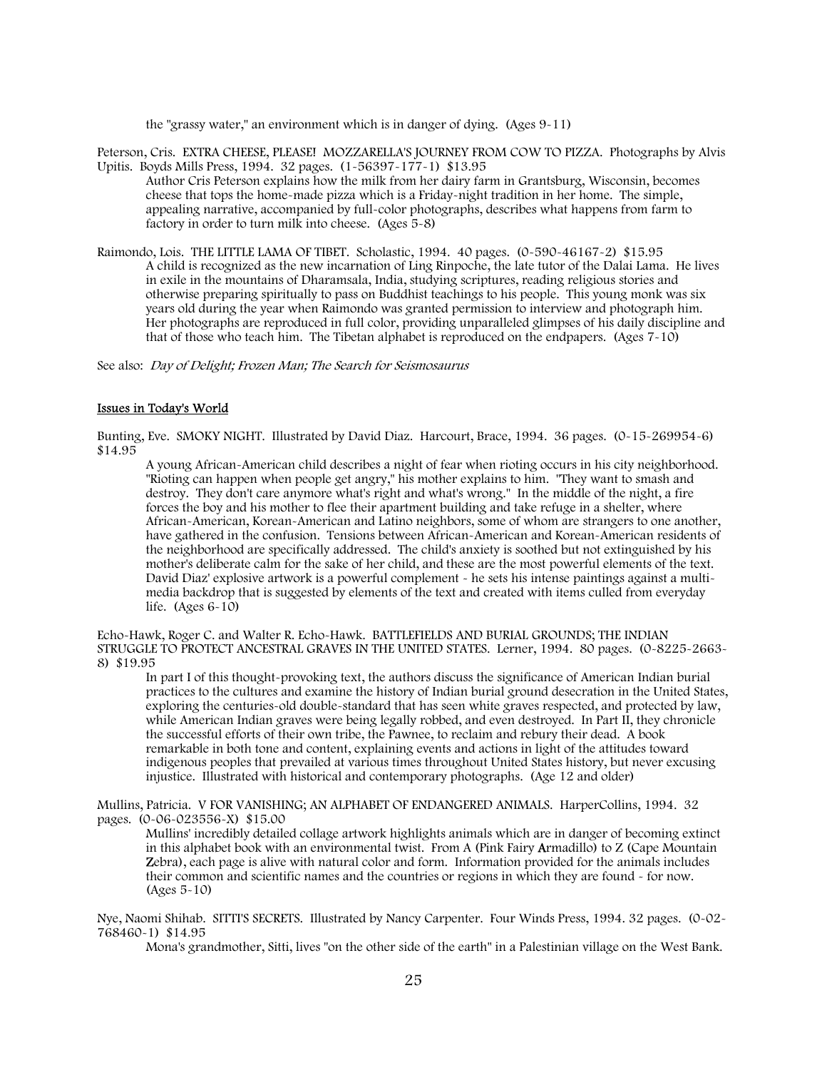the "grassy water," an environment which is in danger of dying. (Ages 9-11)

Peterson, Cris. EXTRA CHEESE, PLEASE! MOZZARELLA'S JOURNEY FROM COW TO PIZZA. Photographs by Alvis Upitis. Boyds Mills Press, 1994. 32 pages. (1-56397-177-1) $13.95

Author Cris Peterson explains how the milk from her dairy farm in Grantsburg, Wisconsin, becomes cheese that tops the home-made pizza which is a Friday-night tradition in her home. The simple, appealing narrative, accompanied by full-color photographs, describes what happens from farm to factory in order to turn milk into cheese. (Ages 5-8)

Raimondo, Lois. THE LITTLE LAMA OF TIBET. Scholastic, 1994. 40 pages. (0-590-46167-2) $15.95

A child is recognized as the new incarnation of Ling Rinpoche, the late tutor of the Dalai Lama. He lives in exile in the mountains of Dharamsala, India, studying scriptures, reading religious stories and otherwise preparing spiritually to pass on Buddhist teachings to his people. This young monk was six years old during the year when Raimondo was granted permission to interview and photograph him. Her photographs are reproduced in full color, providing unparalleled glimpses of his daily discipline and that of those who teach him. The Tibetan alphabet is reproduced on the endpapers. (Ages 7-10)

See also: *Day of Delight; Frozen Man; The Search for Seismosaurus*

## Issues in Today's World

Bunting, Eve. SMOKY NIGHT. Illustrated by David Diaz. Harcourt, Brace, 1994. 36 pages. (0-15-269954-6) $14.95

A young African-American child describes a night of fear when rioting occurs in his city neighborhood. "Rioting can happen when people get angry," his mother explains to him. "They want to smash and destroy. They don't care anymore what's right and what's wrong." In the middle of the night, a fire forces the boy and his mother to flee their apartment building and take refuge in a shelter, where African-American, Korean-American and Latino neighbors, some of whom are strangers to one another, have gathered in the confusion. Tensions between African-American and Korean-American residents of the neighborhood are specifically addressed. The child's anxiety is soothed but not extinguished by his mother's deliberate calm for the sake of her child, and these are the most powerful elements of the text. David Diaz' explosive artwork is a powerful complement - he sets his intense paintings against a multi-media backdrop that is suggested by elements of the text and created with items culled from everyday life. (Ages 6-10)

Echo-Hawk, Roger C. and Walter R. Echo-Hawk. BATTLEFIELDS AND BURIAL GROUNDS; THE INDIAN STRUGGLE TO PROTECT ANCESTRAL GRAVES IN THE UNITED STATES. Lerner, 1994. 80 pages. (0-8225-2663-8) $19.95

In part I of this thought-provoking text, the authors discuss the significance of American Indian burial practices to the cultures and examine the history of Indian burial ground desecration in the United States, exploring the centuries-old double-standard that has seen white graves respected, and protected by law, while American Indian graves were being legally robbed, and even destroyed. In Part II, they chronicle the successful efforts of their own tribe, the Pawnee, to reclaim and rebury their dead. A book remarkable in both tone and content, explaining events and actions in light of the attitudes toward indigenous peoples that prevailed at various times throughout United States history, but never excusing injustice. Illustrated with historical and contemporary photographs. (Age 12 and older)

Mullins, Patricia. V FOR VANISHING; AN ALPHABET OF ENDANGERED ANIMALS. HarperCollins, 1994. 32 pages. (0-06-023556-X) $15.00

Mullins' incredibly detailed collage artwork highlights animals which are in danger of becoming extinct in this alphabet book with an environmental twist. From A (Pink Fairy **A**rmadillo) to Z (Cape Mountain **Z**ebra), each page is alive with natural color and form. Information provided for the animals includes their common and scientific names and the countries or regions in which they are found - for now. (Ages 5-10)

Nye, Naomi Shihab. SITTI'S SECRETS. Illustrated by Nancy Carpenter. Four Winds Press, 1994. 32 pages. (0-02-768460-1) $14.95

Mona's grandmother, Sitti, lives "on the other side of the earth" in a Palestinian village on the West Bank.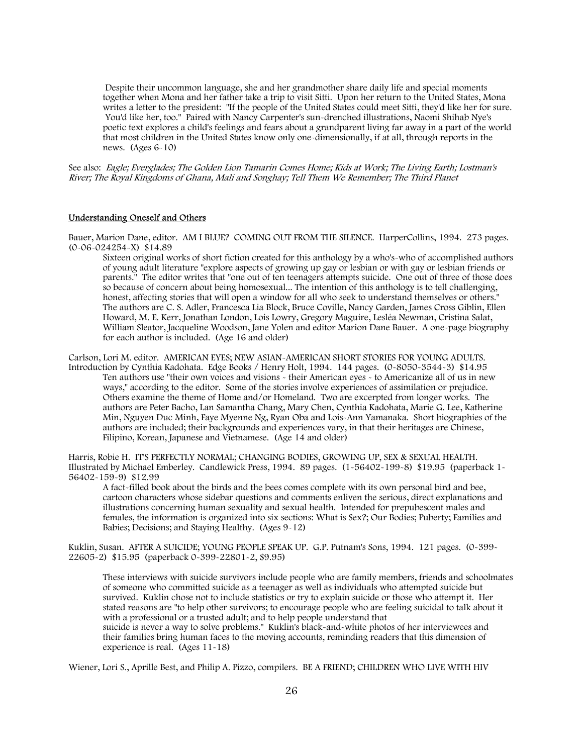Despite their uncommon language, she and her grandmother share daily life and special moments together when Mona and her father take a trip to visit Sitti. Upon her return to the United States, Mona writes a letter to the president: "If the people of the United States could meet Sitti, they'd like her for sure. You'd like her, too." Paired with Nancy Carpenter's sun-drenched illustrations, Naomi Shihab Nye's poetic text explores a child's feelings and fears about a grandparent living far away in a part of the world that most children in the United States know only one-dimensionally, if at all, through reports in the news. (Ages 6-10)

See also: *Eagle; Everglades; The Golden Lion Tamarin Comes Home; Kids at Work; The Living Earth; Lostman's River; The Royal Kingdoms of Ghana, Mali and Songhay; Tell Them We Remember; The Third Planet*

## Understanding Oneself and Others

Bauer, Marion Dane, editor. AM I BLUE? COMING OUT FROM THE SILENCE. HarperCollins, 1994. 273 pages. (0-06-024254-X) $14.89

Sixteen original works of short fiction created for this anthology by a who's-who of accomplished authors of young adult literature "explore aspects of growing up gay or lesbian or with gay or lesbian friends or parents." The editor writes that "one out of ten teenagers attempts suicide. One out of three of those does so because of concern about being homosexual... The intention of this anthology is to tell challenging, honest, affecting stories that will open a window for all who seek to understand themselves or others." The authors are C. S. Adler, Francesca Lia Block, Bruce Coville, Nancy Garden, James Cross Giblin, Ellen Howard, M. E. Kerr, Jonathan London, Lois Lowry, Gregory Maguire, Lesléa Newman, Cristina Salat, William Sleator, Jacqueline Woodson, Jane Yolen and editor Marion Dane Bauer. A one-page biography for each author is included. (Age 16 and older)

Carlson, Lori M. editor. AMERICAN EYES; NEW ASIAN-AMERICAN SHORT STORIES FOR YOUNG ADULTS. Introduction by Cynthia Kadohata. Edge Books / Henry Holt, 1994. 144 pages. (0-8050-3544-3) $14.95

Ten authors use "their own voices and visions - their American eyes - to Americanize all of us in new ways," according to the editor. Some of the stories involve experiences of assimilation or prejudice. Others examine the theme of Home and/or Homeland. Two are excerpted from longer works. The authors are Peter Bacho, Lan Samantha Chang, Mary Chen, Cynthia Kadohata, Marie G. Lee, Katherine Min, Nguyen Duc Minh, Faye Myenne Ng, Ryan Oba and Lois-Ann Yamanaka. Short biographies of the authors are included; their backgrounds and experiences vary, in that their heritages are Chinese, Filipino, Korean, Japanese and Vietnamese. (Age 14 and older)

Harris, Robie H. IT'S PERFECTLY NORMAL; CHANGING BODIES, GROWING UP, SEX & SEXUAL HEALTH. Illustrated by Michael Emberley. Candlewick Press, 1994. 89 pages. (1-56402-199-8) $19.95 (paperback 1-56402-159-9) $12.99

A fact-filled book about the birds and the bees comes complete with its own personal bird and bee, cartoon characters whose sidebar questions and comments enliven the serious, direct explanations and illustrations concerning human sexuality and sexual health. Intended for prepubescent males and females, the information is organized into six sections: What is Sex?; Our Bodies; Puberty; Families and Babies; Decisions; and Staying Healthy. (Ages 9-12)

Kuklin, Susan. AFTER A SUICIDE; YOUNG PEOPLE SPEAK UP. G.P. Putnam's Sons, 1994. 121 pages. (0-399-22605-2) $15.95 (paperback 0-399-22801-2, $9.95)

These interviews with suicide survivors include people who are family members, friends and schoolmates of someone who committed suicide as a teenager as well as individuals who attempted suicide but survived. Kuklin chose not to include statistics or try to explain suicide or those who attempt it. Her stated reasons are "to help other survivors; to encourage people who are feeling suicidal to talk about it with a professional or a trusted adult; and to help people understand that suicide is never a way to solve problems." Kuklin's black-and-white photos of her interviewees and their families bring human faces to the moving accounts, reminding readers that this dimension of experience is real. (Ages 11-18)

Wiener, Lori S., Aprille Best, and Philip A. Pizzo, compilers. BE A FRIEND; CHILDREN WHO LIVE WITH HIV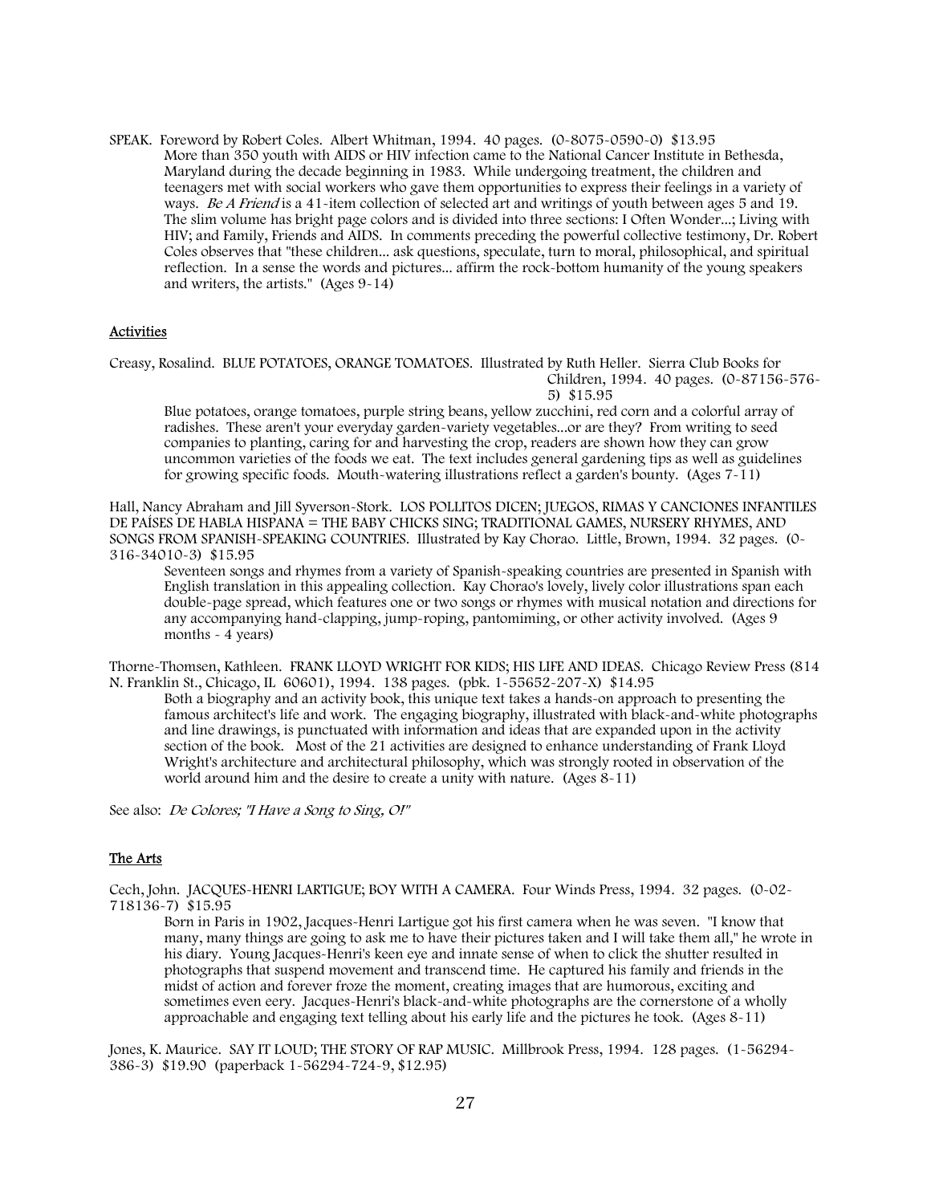SPEAK. Foreword by Robert Coles. Albert Whitman, 1994. 40 pages. (0-8075-0590-0) $13.95

More than 350 youth with AIDS or HIV infection came to the National Cancer Institute in Bethesda, Maryland during the decade beginning in 1983. While undergoing treatment, the children and teenagers met with social workers who gave them opportunities to express their feelings in a variety of ways. *Be A Friend* is a 41-item collection of selected art and writings of youth between ages 5 and 19. The slim volume has bright page colors and is divided into three sections: I Often Wonder...; Living with HIV; and Family, Friends and AIDS. In comments preceding the powerful collective testimony, Dr. Robert Coles observes that "these children... ask questions, speculate, turn to moral, philosophical, and spiritual reflection. In a sense the words and pictures... affirm the rock-bottom humanity of the young speakers and writers, the artists." (Ages 9-14)

## Activities

Creasy, Rosalind. BLUE POTATOES, ORANGE TOMATOES. Illustrated by Ruth Heller. Sierra Club Books for Children, 1994. 40 pages. (0-87156-576-5) $15.95

Blue potatoes, orange tomatoes, purple string beans, yellow zucchini, red corn and a colorful array of radishes. These aren't your everyday garden-variety vegetables...or are they? From writing to seed companies to planting, caring for and harvesting the crop, readers are shown how they can grow uncommon varieties of the foods we eat. The text includes general gardening tips as well as guidelines for growing specific foods. Mouth-watering illustrations reflect a garden's bounty. (Ages 7-11)

Hall, Nancy Abraham and Jill Syverson-Stork. LOS POLLITOS DICEN; JUEGOS, RIMAS Y CANCIONES INFANTILES DE PAÍSES DE HABLA HISPANA = THE BABY CHICKS SING; TRADITIONAL GAMES, NURSERY RHYMES, AND SONGS FROM SPANISH-SPEAKING COUNTRIES. Illustrated by Kay Chorao. Little, Brown, 1994. 32 pages. (0-316-34010-3) $15.95

Seventeen songs and rhymes from a variety of Spanish-speaking countries are presented in Spanish with English translation in this appealing collection. Kay Chorao's lovely, lively color illustrations span each double-page spread, which features one or two songs or rhymes with musical notation and directions for any accompanying hand-clapping, jump-roping, pantomiming, or other activity involved. (Ages 9 months - 4 years)

Thorne-Thomsen, Kathleen. FRANK LLOYD WRIGHT FOR KIDS; HIS LIFE AND IDEAS. Chicago Review Press (814 N. Franklin St., Chicago, IL 60601), 1994. 138 pages. (pbk. 1-55652-207-X) $14.95

Both a biography and an activity book, this unique text takes a hands-on approach to presenting the famous architect's life and work. The engaging biography, illustrated with black-and-white photographs and line drawings, is punctuated with information and ideas that are expanded upon in the activity section of the book. Most of the 21 activities are designed to enhance understanding of Frank Lloyd Wright's architecture and architectural philosophy, which was strongly rooted in observation of the world around him and the desire to create a unity with nature. (Ages 8-11)

See also: *De Colores; "I Have a Song to Sing, O!"*

## The Arts

Cech, John. JACQUES-HENRI LARTIGUE; BOY WITH A CAMERA. Four Winds Press, 1994. 32 pages. (0-02-718136-7) $15.95

Born in Paris in 1902, Jacques-Henri Lartigue got his first camera when he was seven. "I know that many, many things are going to ask me to have their pictures taken and I will take them all," he wrote in his diary. Young Jacques-Henri's keen eye and innate sense of when to click the shutter resulted in photographs that suspend movement and transcend time. He captured his family and friends in the midst of action and forever froze the moment, creating images that are humorous, exciting and sometimes even eery. Jacques-Henri's black-and-white photographs are the cornerstone of a wholly approachable and engaging text telling about his early life and the pictures he took. (Ages 8-11)

Jones, K. Maurice. SAY IT LOUD; THE STORY OF RAP MUSIC. Millbrook Press, 1994. 128 pages. (1-56294-386-3) $19.90 (paperback 1-56294-724-9, $12.95)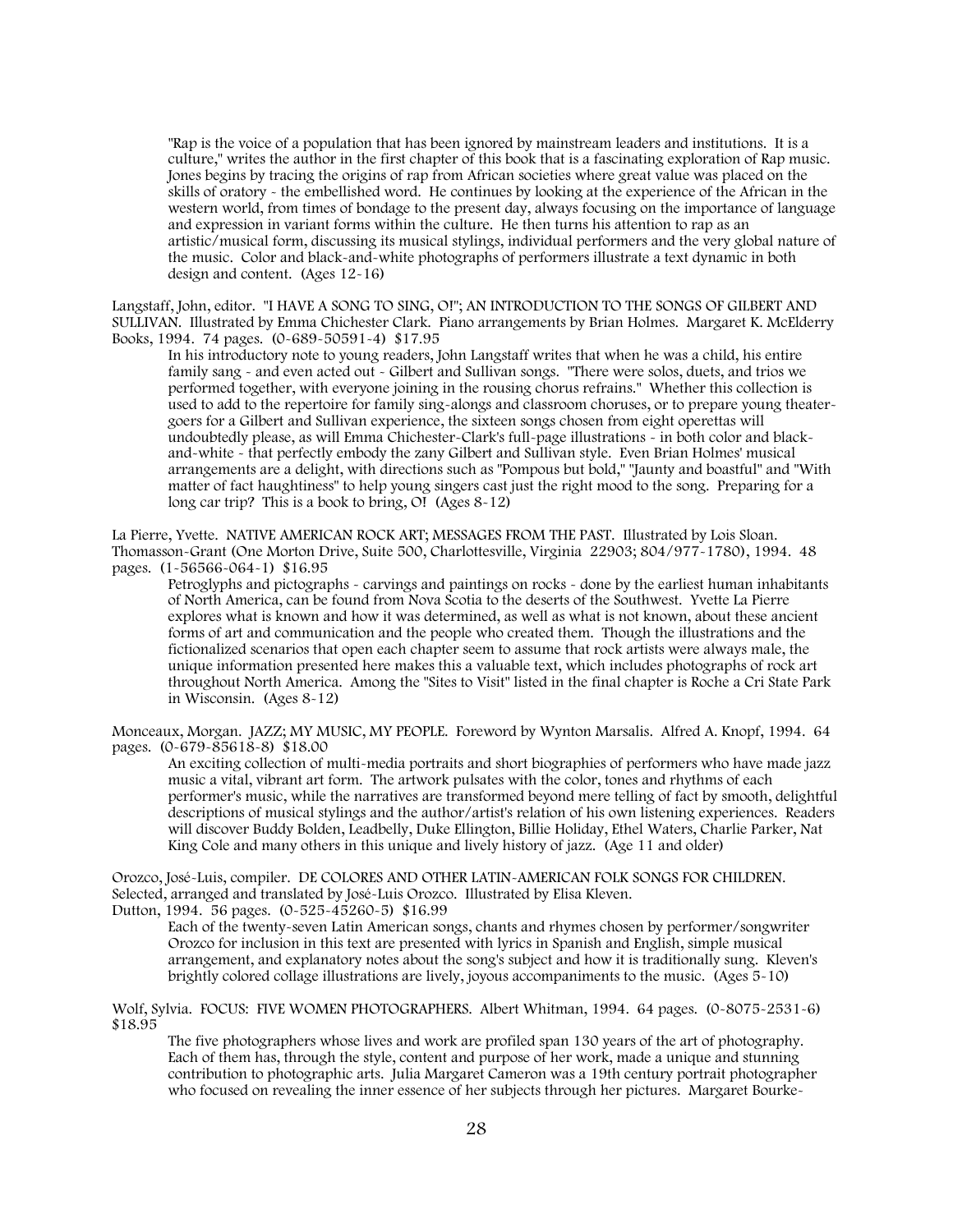"Rap is the voice of a population that has been ignored by mainstream leaders and institutions. It is a culture," writes the author in the first chapter of this book that is a fascinating exploration of Rap music. Jones begins by tracing the origins of rap from African societies where great value was placed on the skills of oratory - the embellished word. He continues by looking at the experience of the African in the western world, from times of bondage to the present day, always focusing on the importance of language and expression in variant forms within the culture. He then turns his attention to rap as an artistic/musical form, discussing its musical stylings, individual performers and the very global nature of the music. Color and black-and-white photographs of performers illustrate a text dynamic in both design and content. (Ages 12-16)

Langstaff, John, editor. "I HAVE A SONG TO SING, O!"; AN INTRODUCTION TO THE SONGS OF GILBERT AND SULLIVAN. Illustrated by Emma Chichester Clark. Piano arrangements by Brian Holmes. Margaret K. McElderry Books, 1994. 74 pages. (0-689-50591-4) $17.95

In his introductory note to young readers, John Langstaff writes that when he was a child, his entire family sang - and even acted out - Gilbert and Sullivan songs. "There were solos, duets, and trios we performed together, with everyone joining in the rousing chorus refrains." Whether this collection is used to add to the repertoire for family sing-alongs and classroom choruses, or to prepare young theater-goers for a Gilbert and Sullivan experience, the sixteen songs chosen from eight operettas will undoubtedly please, as will Emma Chichester-Clark's full-page illustrations - in both color and black-and-white - that perfectly embody the zany Gilbert and Sullivan style. Even Brian Holmes' musical arrangements are a delight, with directions such as "Pompous but bold," "Jaunty and boastful" and "With matter of fact haughtiness" to help young singers cast just the right mood to the song. Preparing for a long car trip? This is a book to bring, O! (Ages 8-12)

La Pierre, Yvette. NATIVE AMERICAN ROCK ART; MESSAGES FROM THE PAST. Illustrated by Lois Sloan. Thomasson-Grant (One Morton Drive, Suite 500, Charlottesville, Virginia 22903; 804/977-1780), 1994. 48 pages. (1-56566-064-1) $16.95

Petroglyphs and pictographs - carvings and paintings on rocks - done by the earliest human inhabitants of North America, can be found from Nova Scotia to the deserts of the Southwest. Yvette La Pierre explores what is known and how it was determined, as well as what is not known, about these ancient forms of art and communication and the people who created them. Though the illustrations and the fictionalized scenarios that open each chapter seem to assume that rock artists were always male, the unique information presented here makes this a valuable text, which includes photographs of rock art throughout North America. Among the "Sites to Visit" listed in the final chapter is Roche a Cri State Park in Wisconsin. (Ages 8-12)

Monceaux, Morgan. JAZZ; MY MUSIC, MY PEOPLE. Foreword by Wynton Marsalis. Alfred A. Knopf, 1994. 64 pages. (0-679-85618-8) $18.00

An exciting collection of multi-media portraits and short biographies of performers who have made jazz music a vital, vibrant art form. The artwork pulsates with the color, tones and rhythms of each performer's music, while the narratives are transformed beyond mere telling of fact by smooth, delightful descriptions of musical stylings and the author/artist's relation of his own listening experiences. Readers will discover Buddy Bolden, Leadbelly, Duke Ellington, Billie Holiday, Ethel Waters, Charlie Parker, Nat King Cole and many others in this unique and lively history of jazz. (Age 11 and older)

Orozco, José-Luis, compiler. DE COLORES AND OTHER LATIN-AMERICAN FOLK SONGS FOR CHILDREN. Selected, arranged and translated by José-Luis Orozco. Illustrated by Elisa Kleven. Dutton, 1994. 56 pages. (0-525-45260-5) $16.99

Each of the twenty-seven Latin American songs, chants and rhymes chosen by performer/songwriter Orozco for inclusion in this text are presented with lyrics in Spanish and English, simple musical arrangement, and explanatory notes about the song's subject and how it is traditionally sung. Kleven's brightly colored collage illustrations are lively, joyous accompaniments to the music. (Ages 5-10)

Wolf, Sylvia. FOCUS: FIVE WOMEN PHOTOGRAPHERS. Albert Whitman, 1994. 64 pages. (0-8075-2531-6) $18.95

The five photographers whose lives and work are profiled span 130 years of the art of photography. Each of them has, through the style, content and purpose of her work, made a unique and stunning contribution to photographic arts. Julia Margaret Cameron was a 19th century portrait photographer who focused on revealing the inner essence of her subjects through her pictures. Margaret Bourke-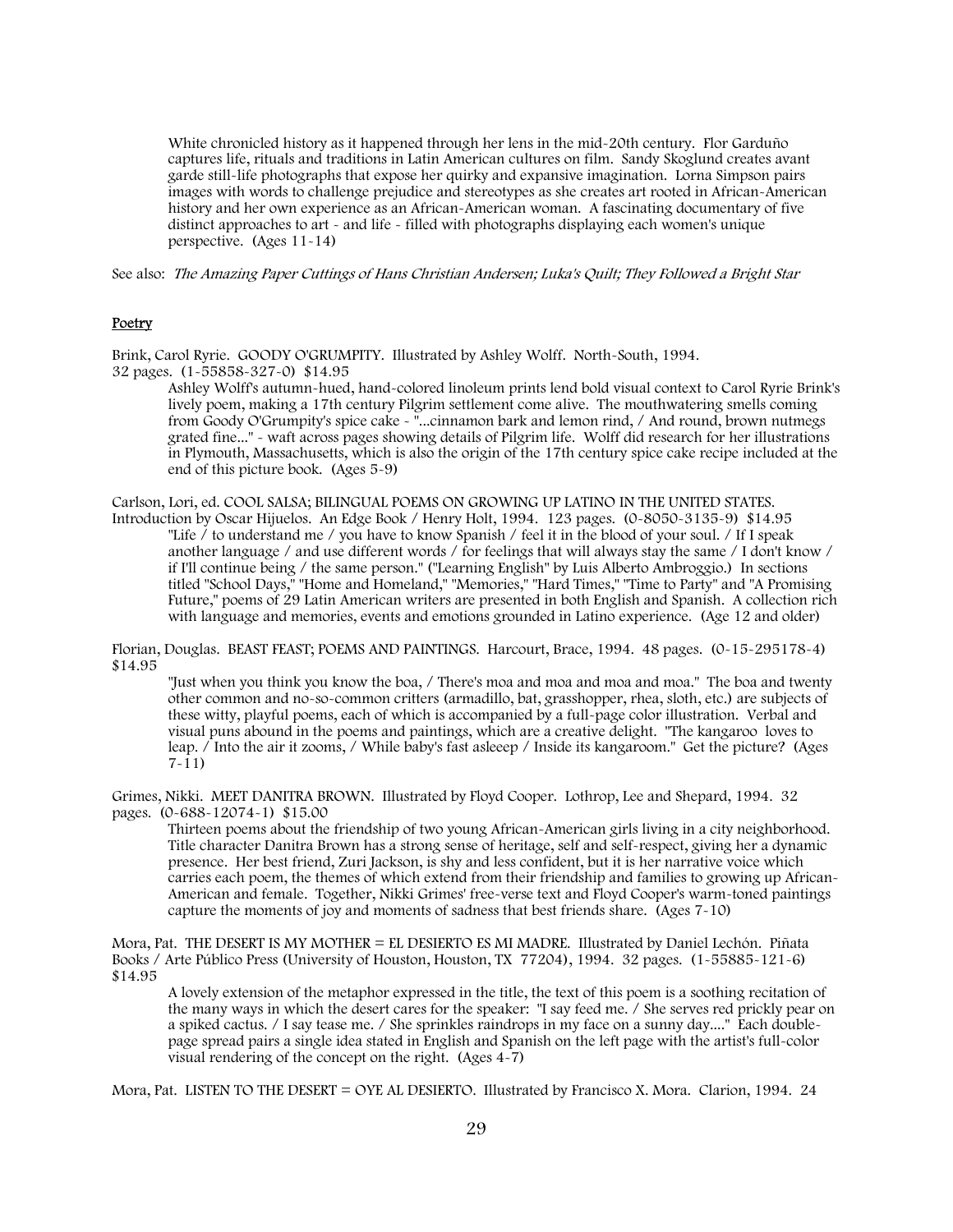White chronicled history as it happened through her lens in the mid-20th century. Flor Garduño captures life, rituals and traditions in Latin American cultures on film. Sandy Skoglund creates avant garde still-life photographs that expose her quirky and expansive imagination. Lorna Simpson pairs images with words to challenge prejudice and stereotypes as she creates art rooted in African-American history and her own experience as an African-American woman. A fascinating documentary of five distinct approaches to art - and life - filled with photographs displaying each women's unique perspective. (Ages 11-14)

See also: *The Amazing Paper Cuttings of Hans Christian Andersen; Luka's Quilt; They Followed a Bright Star*

## Poetry

Brink, Carol Ryrie. GOODY O'GRUMPITY. Illustrated by Ashley Wolff. North-South, 1994. 32 pages. (1-55858-327-0) $14.95

Ashley Wolff's autumn-hued, hand-colored linoleum prints lend bold visual context to Carol Ryrie Brink's lively poem, making a 17th century Pilgrim settlement come alive. The mouthwatering smells coming from Goody O'Grumpity's spice cake - "...cinnamon bark and lemon rind, / And round, brown nutmegs grated fine..." - waft across pages showing details of Pilgrim life. Wolff did research for her illustrations in Plymouth, Massachusetts, which is also the origin of the 17th century spice cake recipe included at the end of this picture book. (Ages 5-9)

Carlson, Lori, ed. COOL SALSA; BILINGUAL POEMS ON GROWING UP LATINO IN THE UNITED STATES. Introduction by Oscar Hijuelos. An Edge Book / Henry Holt, 1994. 123 pages. (0-8050-3135-9) $14.95

"Life / to understand me / you have to know Spanish / feel it in the blood of your soul. / If I speak another language / and use different words / for feelings that will always stay the same / I don't know / if I'll continue being / the same person." ("Learning English" by Luis Alberto Ambroggio.) In sections titled "School Days," "Home and Homeland," "Memories," "Hard Times," "Time to Party" and "A Promising Future," poems of 29 Latin American writers are presented in both English and Spanish. A collection rich with language and memories, events and emotions grounded in Latino experience. (Age 12 and older)

Florian, Douglas. BEAST FEAST; POEMS AND PAINTINGS. Harcourt, Brace, 1994. 48 pages. (0-15-295178-4) $14.95

"Just when you think you know the boa, / There's moa and moa and moa and moa." The boa and twenty other common and no-so-common critters (armadillo, bat, grasshopper, rhea, sloth, etc.) are subjects of these witty, playful poems, each of which is accompanied by a full-page color illustration. Verbal and visual puns abound in the poems and paintings, which are a creative delight. "The kangaroo loves to leap. / Into the air it zooms, / While baby's fast asleeep / Inside its kangaroom." Get the picture? (Ages 7-11)

Grimes, Nikki. MEET DANITRA BROWN. Illustrated by Floyd Cooper. Lothrop, Lee and Shepard, 1994. 32 pages. (0-688-12074-1) $15.00

Thirteen poems about the friendship of two young African-American girls living in a city neighborhood. Title character Danitra Brown has a strong sense of heritage, self and self-respect, giving her a dynamic presence. Her best friend, Zuri Jackson, is shy and less confident, but it is her narrative voice which carries each poem, the themes of which extend from their friendship and families to growing up African-American and female. Together, Nikki Grimes' free-verse text and Floyd Cooper's warm-toned paintings capture the moments of joy and moments of sadness that best friends share. (Ages 7-10)

Mora, Pat. THE DESERT IS MY MOTHER = EL DESIERTO ES MI MADRE. Illustrated by Daniel Lechón. Piñata Books / Arte Público Press (University of Houston, Houston, TX 77204), 1994. 32 pages. (1-55885-121-6) $14.95

A lovely extension of the metaphor expressed in the title, the text of this poem is a soothing recitation of the many ways in which the desert cares for the speaker: "I say feed me. / She serves red prickly pear on a spiked cactus. / I say tease me. / She sprinkles raindrops in my face on a sunny day...." Each double-page spread pairs a single idea stated in English and Spanish on the left page with the artist's full-color visual rendering of the concept on the right. (Ages 4-7)

Mora, Pat. LISTEN TO THE DESERT = OYE AL DESIERTO. Illustrated by Francisco X. Mora. Clarion, 1994. 24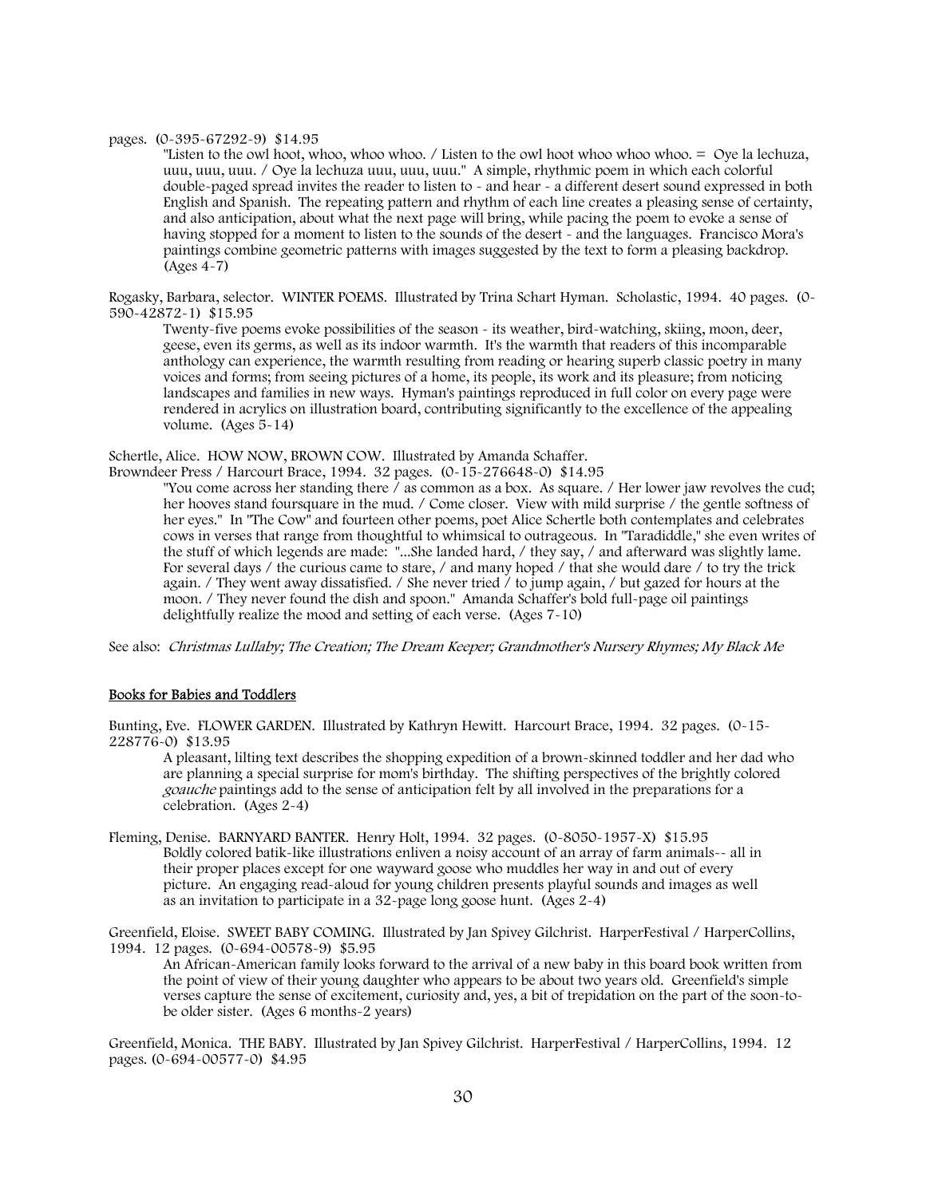pages. (0-395-67292-9) $14.95

"Listen to the owl hoot, whoo, whoo whoo. / Listen to the owl hoot whoo whoo whoo. = Oye la lechuza, uuu, uuu, uuu. / Oye la lechuza uuu, uuu, uuu." A simple, rhythmic poem in which each colorful double-paged spread invites the reader to listen to - and hear - a different desert sound expressed in both English and Spanish. The repeating pattern and rhythm of each line creates a pleasing sense of certainty, and also anticipation, about what the next page will bring, while pacing the poem to evoke a sense of having stopped for a moment to listen to the sounds of the desert - and the languages. Francisco Mora's paintings combine geometric patterns with images suggested by the text to form a pleasing backdrop. (Ages 4-7)

Rogasky, Barbara, selector. WINTER POEMS. Illustrated by Trina Schart Hyman. Scholastic, 1994. 40 pages. (0-590-42872-1) $15.95

Twenty-five poems evoke possibilities of the season - its weather, bird-watching, skiing, moon, deer, geese, even its germs, as well as its indoor warmth. It's the warmth that readers of this incomparable anthology can experience, the warmth resulting from reading or hearing superb classic poetry in many voices and forms; from seeing pictures of a home, its people, its work and its pleasure; from noticing landscapes and families in new ways. Hyman's paintings reproduced in full color on every page were rendered in acrylics on illustration board, contributing significantly to the excellence of the appealing volume. (Ages 5-14)

Schertle, Alice. HOW NOW, BROWN COW. Illustrated by Amanda Schaffer.
Browndeer Press / Harcourt Brace, 1994. 32 pages. (0-15-276648-0) $14.95

"You come across her standing there / as common as a box. As square. / Her lower jaw revolves the cud; her hooves stand foursquare in the mud. / Come closer. View with mild surprise / the gentle softness of her eyes." In "The Cow" and fourteen other poems, poet Alice Schertle both contemplates and celebrates cows in verses that range from thoughtful to whimsical to outrageous. In "Taradiddle," she even writes of the stuff of which legends are made: "...She landed hard, / they say, / and afterward was slightly lame. For several days / the curious came to stare, / and many hoped / that she would dare / to try the trick again. / They went away dissatisfied. / She never tried / to jump again, / but gazed for hours at the moon. / They never found the dish and spoon." Amanda Schaffer's bold full-page oil paintings delightfully realize the mood and setting of each verse. (Ages 7-10)

See also: *Christmas Lullaby; The Creation; The Dream Keeper; Grandmother's Nursery Rhymes; My Black Me*

## Books for Babies and Toddlers

Bunting, Eve. FLOWER GARDEN. Illustrated by Kathryn Hewitt. Harcourt Brace, 1994. 32 pages. (0-15-228776-0) $13.95

A pleasant, lilting text describes the shopping expedition of a brown-skinned toddler and her dad who are planning a special surprise for mom's birthday. The shifting perspectives of the brightly colored *goauche* paintings add to the sense of anticipation felt by all involved in the preparations for a celebration. (Ages 2-4)

Fleming, Denise. BARNYARD BANTER. Henry Holt, 1994. 32 pages. (0-8050-1957-X) $15.95

Boldly colored batik-like illustrations enliven a noisy account of an array of farm animals-- all in their proper places except for one wayward goose who muddles her way in and out of every picture. An engaging read-aloud for young children presents playful sounds and images as well as an invitation to participate in a 32-page long goose hunt. (Ages 2-4)

Greenfield, Eloise. SWEET BABY COMING. Illustrated by Jan Spivey Gilchrist. HarperFestival / HarperCollins, 1994. 12 pages. (0-694-00578-9) $5.95

An African-American family looks forward to the arrival of a new baby in this board book written from the point of view of their young daughter who appears to be about two years old. Greenfield's simple verses capture the sense of excitement, curiosity and, yes, a bit of trepidation on the part of the soon-to-be older sister. (Ages 6 months-2 years)

Greenfield, Monica. THE BABY. Illustrated by Jan Spivey Gilchrist. HarperFestival / HarperCollins, 1994. 12 pages. (0-694-00577-0) $4.95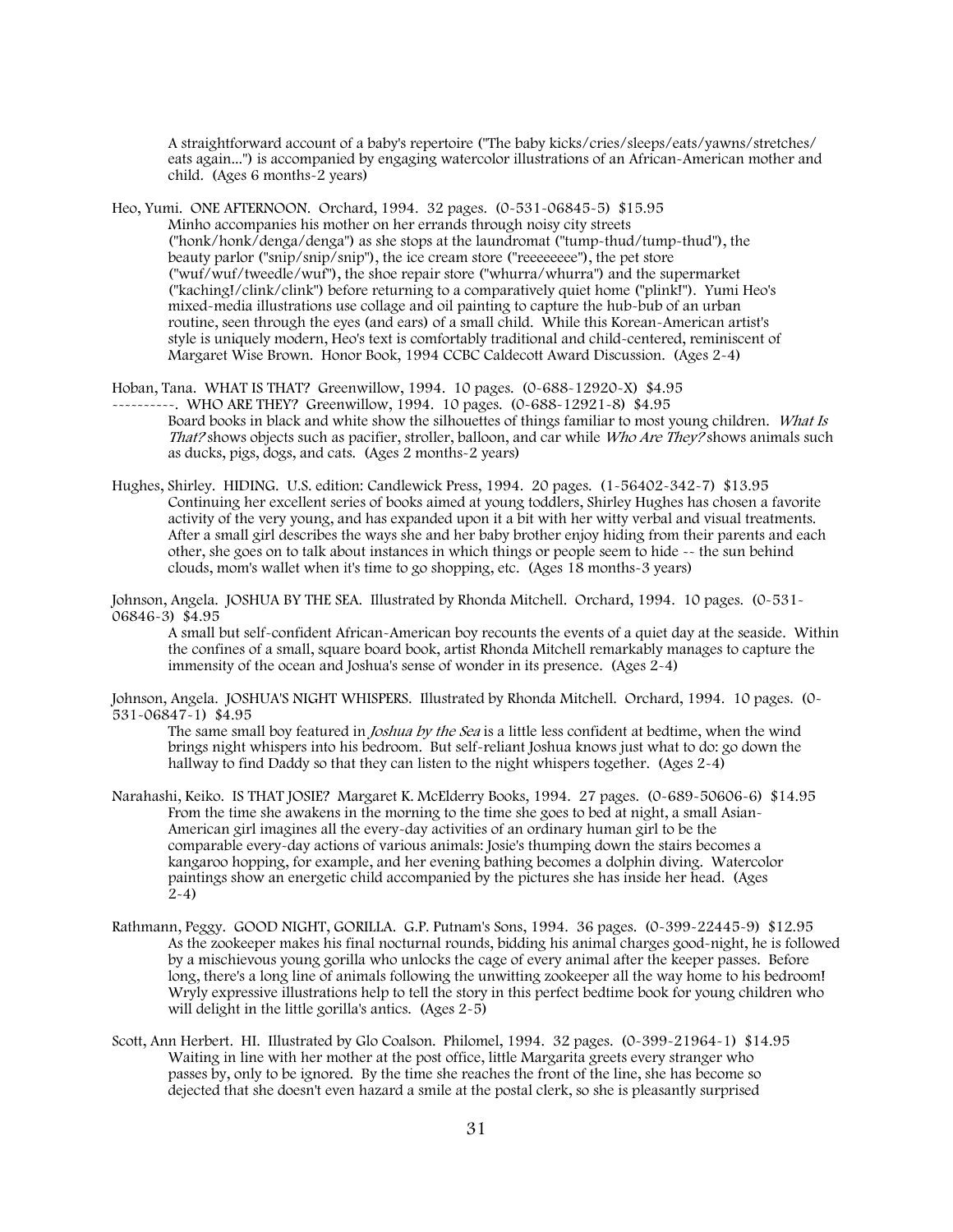A straightforward account of a baby's repertoire ("The baby kicks/cries/sleeps/eats/yawns/stretches/eats again...") is accompanied by engaging watercolor illustrations of an African-American mother and child. (Ages 6 months-2 years)

Heo, Yumi. ONE AFTERNOON. Orchard, 1994. 32 pages. (0-531-06845-5) $15.95
Minho accompanies his mother on her errands through noisy city streets ("honk/honk/denga/denga") as she stops at the laundromat ("tump-thud/tump-thud"), the beauty parlor ("snip/snip/snip"), the ice cream store ("reeeeeeee"), the pet store ("wuf/wuf/tweedle/wuf"), the shoe repair store ("whurra/whurra") and the supermarket ("kaching!/clink/clink") before returning to a comparatively quiet home ("plink!"). Yumi Heo's mixed-media illustrations use collage and oil painting to capture the hub-bub of an urban routine, seen through the eyes (and ears) of a small child. While this Korean-American artist's style is uniquely modern, Heo's text is comfortably traditional and child-centered, reminiscent of Margaret Wise Brown. Honor Book, 1994 CCBC Caldecott Award Discussion. (Ages 2-4)

Hoban, Tana. WHAT IS THAT? Greenwillow, 1994. 10 pages. (0-688-12920-X) $4.95
----------. WHO ARE THEY? Greenwillow, 1994. 10 pages. (0-688-12921-8) $4.95
Board books in black and white show the silhouettes of things familiar to most young children. *What Is That?* shows objects such as pacifier, stroller, balloon, and car while *Who Are They?* shows animals such as ducks, pigs, dogs, and cats. (Ages 2 months-2 years)

Hughes, Shirley. HIDING. U.S. edition: Candlewick Press, 1994. 20 pages. (1-56402-342-7) $13.95
Continuing her excellent series of books aimed at young toddlers, Shirley Hughes has chosen a favorite activity of the very young, and has expanded upon it a bit with her witty verbal and visual treatments. After a small girl describes the ways she and her baby brother enjoy hiding from their parents and each other, she goes on to talk about instances in which things or people seem to hide -- the sun behind clouds, mom's wallet when it's time to go shopping, etc. (Ages 18 months-3 years)

Johnson, Angela. JOSHUA BY THE SEA. Illustrated by Rhonda Mitchell. Orchard, 1994. 10 pages. (0-531-06846-3) $4.95
A small but self-confident African-American boy recounts the events of a quiet day at the seaside. Within the confines of a small, square board book, artist Rhonda Mitchell remarkably manages to capture the immensity of the ocean and Joshua's sense of wonder in its presence. (Ages 2-4)

Johnson, Angela. JOSHUA'S NIGHT WHISPERS. Illustrated by Rhonda Mitchell. Orchard, 1994. 10 pages. (0-531-06847-1) $4.95
The same small boy featured in *Joshua by the Sea* is a little less confident at bedtime, when the wind brings night whispers into his bedroom. But self-reliant Joshua knows just what to do: go down the hallway to find Daddy so that they can listen to the night whispers together. (Ages 2-4)

Narahashi, Keiko. IS THAT JOSIE? Margaret K. McElderry Books, 1994. 27 pages. (0-689-50606-6) $14.95
From the time she awakens in the morning to the time she goes to bed at night, a small Asian-American girl imagines all the every-day activities of an ordinary human girl to be the comparable every-day actions of various animals: Josie's thumping down the stairs becomes a kangaroo hopping, for example, and her evening bathing becomes a dolphin diving. Watercolor paintings show an energetic child accompanied by the pictures she has inside her head. (Ages 2-4)

Rathmann, Peggy. GOOD NIGHT, GORILLA. G.P. Putnam's Sons, 1994. 36 pages. (0-399-22445-9) $12.95
As the zookeeper makes his final nocturnal rounds, bidding his animal charges good-night, he is followed by a mischievous young gorilla who unlocks the cage of every animal after the keeper passes. Before long, there's a long line of animals following the unwitting zookeeper all the way home to his bedroom! Wryly expressive illustrations help to tell the story in this perfect bedtime book for young children who will delight in the little gorilla's antics. (Ages 2-5)

Scott, Ann Herbert. HI. Illustrated by Glo Coalson. Philomel, 1994. 32 pages. (0-399-21964-1) $14.95
Waiting in line with her mother at the post office, little Margarita greets every stranger who passes by, only to be ignored. By the time she reaches the front of the line, she has become so dejected that she doesn't even hazard a smile at the postal clerk, so she is pleasantly surprised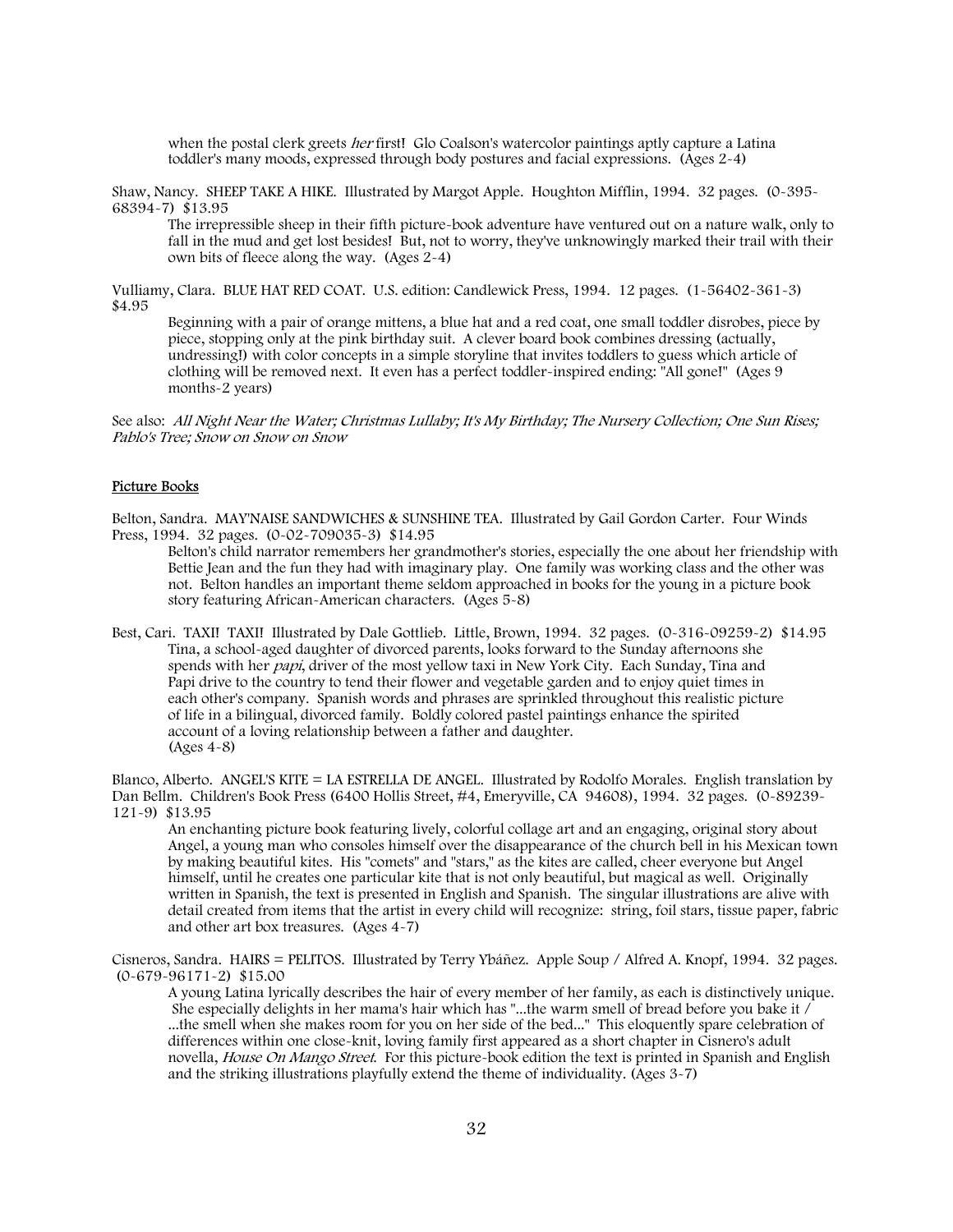when the postal clerk greets *her* first! Glo Coalson's watercolor paintings aptly capture a Latina toddler's many moods, expressed through body postures and facial expressions. (Ages 2-4)

Shaw, Nancy. SHEEP TAKE A HIKE. Illustrated by Margot Apple. Houghton Mifflin, 1994. 32 pages. (0-395-68394-7) $13.95

The irrepressible sheep in their fifth picture-book adventure have ventured out on a nature walk, only to fall in the mud and get lost besides! But, not to worry, they've unknowingly marked their trail with their own bits of fleece along the way. (Ages 2-4)

Vulliamy, Clara. BLUE HAT RED COAT. U.S. edition: Candlewick Press, 1994. 12 pages. (1-56402-361-3) $4.95

Beginning with a pair of orange mittens, a blue hat and a red coat, one small toddler disrobes, piece by piece, stopping only at the pink birthday suit. A clever board book combines dressing (actually, undressing!) with color concepts in a simple storyline that invites toddlers to guess which article of clothing will be removed next. It even has a perfect toddler-inspired ending: "All gone!" (Ages 9 months-2 years)

See also: *All Night Near the Water; Christmas Lullaby; It's My Birthday; The Nursery Collection; One Sun Rises; Pablo's Tree; Snow on Snow on Snow*

## Picture Books

Belton, Sandra. MAY'NAISE SANDWICHES & SUNSHINE TEA. Illustrated by Gail Gordon Carter. Four Winds Press, 1994. 32 pages. (0-02-709035-3) $14.95

Belton's child narrator remembers her grandmother's stories, especially the one about her friendship with Bettie Jean and the fun they had with imaginary play. One family was working class and the other was not. Belton handles an important theme seldom approached in books for the young in a picture book story featuring African-American characters. (Ages 5-8)

Best, Cari. TAXI! TAXI! Illustrated by Dale Gottlieb. Little, Brown, 1994. 32 pages. (0-316-09259-2) $14.95

Tina, a school-aged daughter of divorced parents, looks forward to the Sunday afternoons she spends with her *papi*, driver of the most yellow taxi in New York City. Each Sunday, Tina and Papi drive to the country to tend their flower and vegetable garden and to enjoy quiet times in each other's company. Spanish words and phrases are sprinkled throughout this realistic picture of life in a bilingual, divorced family. Boldly colored pastel paintings enhance the spirited account of a loving relationship between a father and daughter. (Ages 4-8)

Blanco, Alberto. ANGEL'S KITE = LA ESTRELLA DE ANGEL. Illustrated by Rodolfo Morales. English translation by Dan Bellm. Children's Book Press (6400 Hollis Street, #4, Emeryville, CA 94608), 1994. 32 pages. (0-89239-121-9) $13.95

An enchanting picture book featuring lively, colorful collage art and an engaging, original story about Angel, a young man who consoles himself over the disappearance of the church bell in his Mexican town by making beautiful kites. His "comets" and "stars," as the kites are called, cheer everyone but Angel himself, until he creates one particular kite that is not only beautiful, but magical as well. Originally written in Spanish, the text is presented in English and Spanish. The singular illustrations are alive with detail created from items that the artist in every child will recognize: string, foil stars, tissue paper, fabric and other art box treasures. (Ages 4-7)

Cisneros, Sandra. HAIRS = PELITOS. Illustrated by Terry Ybáñez. Apple Soup / Alfred A. Knopf, 1994. 32 pages. (0-679-96171-2) $15.00

A young Latina lyrically describes the hair of every member of her family, as each is distinctively unique. She especially delights in her mama's hair which has "...the warm smell of bread before you bake it / ...the smell when she makes room for you on her side of the bed..." This eloquently spare celebration of differences within one close-knit, loving family first appeared as a short chapter in Cisnero's adult novella, *House On Mango Street*. For this picture-book edition the text is printed in Spanish and English and the striking illustrations playfully extend the theme of individuality. (Ages 3-7)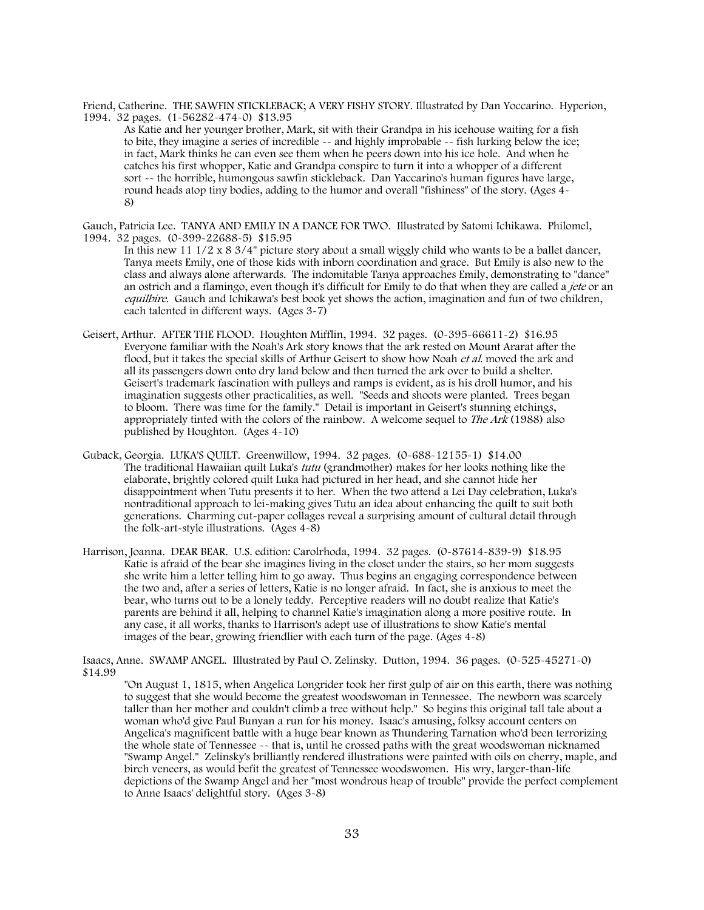Friend, Catherine. THE SAWFIN STICKLEBACK; A VERY FISHY STORY. Illustrated by Dan Yoccarino. Hyperion, 1994. 32 pages. (1-56282-474-0) $13.95

As Katie and her younger brother, Mark, sit with their Grandpa in his icehouse waiting for a fish to bite, they imagine a series of incredible -- and highly improbable -- fish lurking below the ice; in fact, Mark thinks he can even see them when he peers down into his ice hole. And when he catches his first whopper, Katie and Grandpa conspire to turn it into a whopper of a different sort -- the horrible, humongous sawfin stickleback. Dan Yaccarino's human figures have large, round heads atop tiny bodies, adding to the humor and overall "fishiness" of the story. (Ages 4-8)

Gauch, Patricia Lee. TANYA AND EMILY IN A DANCE FOR TWO. Illustrated by Satomi Ichikawa. Philomel, 1994. 32 pages. (0-399-22688-5) $15.95

In this new 11 1/2 x 8 3/4" picture story about a small wiggly child who wants to be a ballet dancer, Tanya meets Emily, one of those kids with inborn coordination and grace. But Emily is also new to the class and always alone afterwards. The indomitable Tanya approaches Emily, demonstrating to "dance" an ostrich and a flamingo, even though it's difficult for Emily to do that when they are called a *jete* or an *equilbire*. Gauch and Ichikawa's best book yet shows the action, imagination and fun of two children, each talented in different ways. (Ages 3-7)

Geisert, Arthur. AFTER THE FLOOD. Houghton Mifflin, 1994. 32 pages. (0-395-66611-2) $16.95

Everyone familiar with the Noah's Ark story knows that the ark rested on Mount Ararat after the flood, but it takes the special skills of Arthur Geisert to show how Noah *et al.* moved the ark and all its passengers down onto dry land below and then turned the ark over to build a shelter. Geisert's trademark fascination with pulleys and ramps is evident, as is his droll humor, and his imagination suggests other practicalities, as well. "Seeds and shoots were planted. Trees began to bloom. There was time for the family." Detail is important in Geisert's stunning etchings, appropriately tinted with the colors of the rainbow. A welcome sequel to *The Ark* (1988) also published by Houghton. (Ages 4-10)

Guback, Georgia. LUKA'S QUILT. Greenwillow, 1994. 32 pages. (0-688-12155-1) $14.00

The traditional Hawaiian quilt Luka's *tutu* (grandmother) makes for her looks nothing like the elaborate, brightly colored quilt Luka had pictured in her head, and she cannot hide her disappointment when Tutu presents it to her. When the two attend a Lei Day celebration, Luka's nontraditional approach to lei-making gives Tutu an idea about enhancing the quilt to suit both generations. Charming cut-paper collages reveal a surprising amount of cultural detail through the folk-art-style illustrations. (Ages 4-8)

Harrison, Joanna. DEAR BEAR. U.S. edition: Carolrhoda, 1994. 32 pages. (0-87614-839-9) $18.95

Katie is afraid of the bear she imagines living in the closet under the stairs, so her mom suggests she write him a letter telling him to go away. Thus begins an engaging correspondence between the two and, after a series of letters, Katie is no longer afraid. In fact, she is anxious to meet the bear, who turns out to be a lonely teddy. Perceptive readers will no doubt realize that Katie's parents are behind it all, helping to channel Katie's imagination along a more positive route. In any case, it all works, thanks to Harrison's adept use of illustrations to show Katie's mental images of the bear, growing friendlier with each turn of the page. (Ages 4-8)

Isaacs, Anne. SWAMP ANGEL. Illustrated by Paul O. Zelinsky. Dutton, 1994. 36 pages. (0-525-45271-0) $14.99

"On August 1, 1815, when Angelica Longrider took her first gulp of air on this earth, there was nothing to suggest that she would become the greatest woodswoman in Tennessee. The newborn was scarcely taller than her mother and couldn't climb a tree without help." So begins this original tall tale about a woman who'd give Paul Bunyan a run for his money. Isaac's amusing, folksy account centers on Angelica's magnificent battle with a huge bear known as Thundering Tarnation who'd been terrorizing the whole state of Tennessee -- that is, until he crossed paths with the great woodswoman nicknamed "Swamp Angel." Zelinsky's brilliantly rendered illustrations were painted with oils on cherry, maple, and birch veneers, as would befit the greatest of Tennessee woodswomen. His wry, larger-than-life depictions of the Swamp Angel and her "most wondrous heap of trouble" provide the perfect complement to Anne Isaacs' delightful story. (Ages 3-8)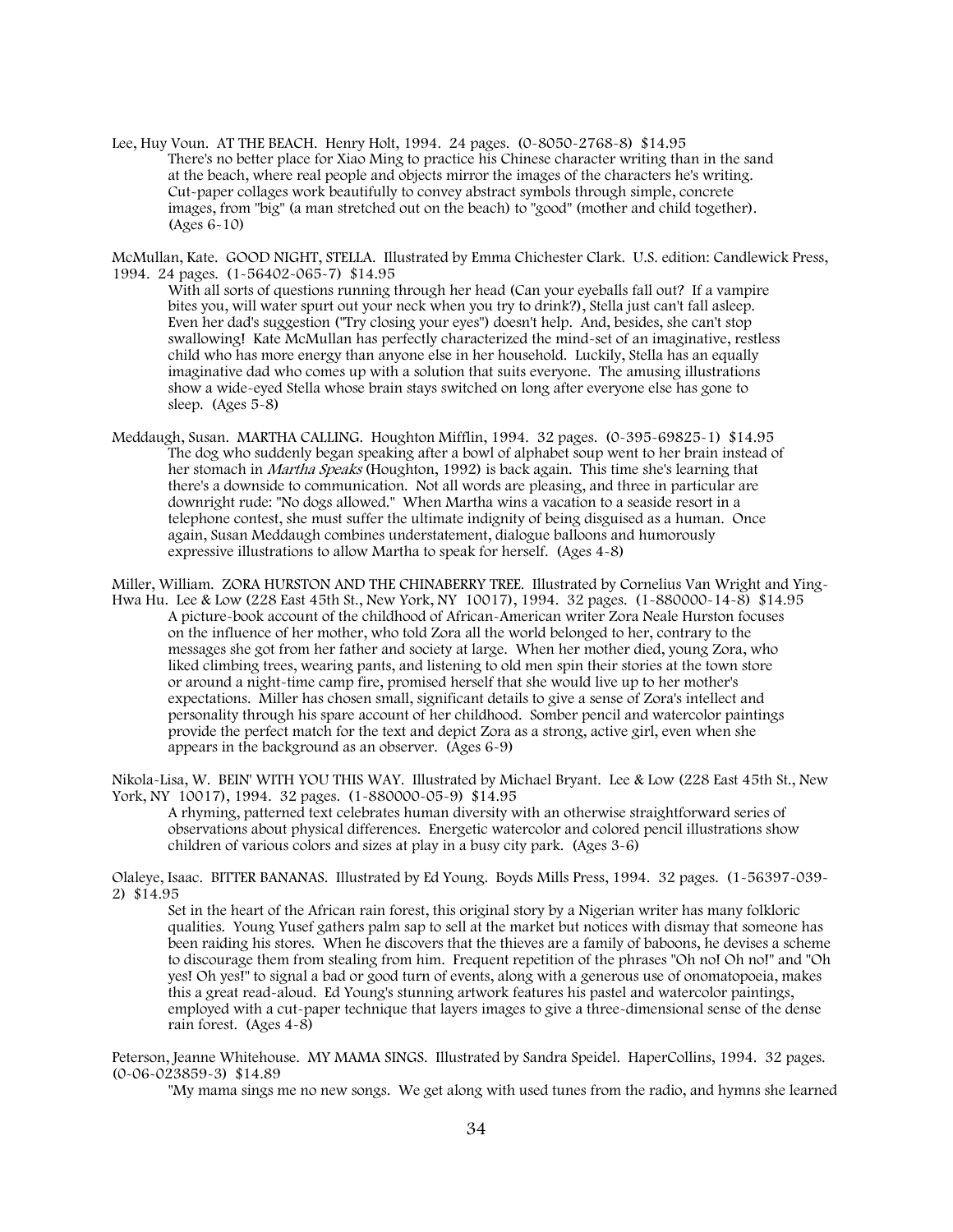Lee, Huy Voun. AT THE BEACH. Henry Holt, 1994. 24 pages. (0-8050-2768-8) $14.95

There's no better place for Xiao Ming to practice his Chinese character writing than in the sand at the beach, where real people and objects mirror the images of the characters he's writing. Cut-paper collages work beautifully to convey abstract symbols through simple, concrete images, from "big" (a man stretched out on the beach) to "good" (mother and child together). (Ages 6-10)

McMullan, Kate. GOOD NIGHT, STELLA. Illustrated by Emma Chichester Clark. U.S. edition: Candlewick Press, 1994. 24 pages. (1-56402-065-7) $14.95

With all sorts of questions running through her head (Can your eyeballs fall out? If a vampire bites you, will water spurt out your neck when you try to drink?), Stella just can't fall asleep. Even her dad's suggestion ("Try closing your eyes") doesn't help. And, besides, she can't stop swallowing! Kate McMullan has perfectly characterized the mind-set of an imaginative, restless child who has more energy than anyone else in her household. Luckily, Stella has an equally imaginative dad who comes up with a solution that suits everyone. The amusing illustrations show a wide-eyed Stella whose brain stays switched on long after everyone else has gone to sleep. (Ages 5-8)

Meddaugh, Susan. MARTHA CALLING. Houghton Mifflin, 1994. 32 pages. (0-395-69825-1) $14.95

The dog who suddenly began speaking after a bowl of alphabet soup went to her brain instead of her stomach in *Martha Speaks* (Houghton, 1992) is back again. This time she's learning that there's a downside to communication. Not all words are pleasing, and three in particular are downright rude: "No dogs allowed." When Martha wins a vacation to a seaside resort in a telephone contest, she must suffer the ultimate indignity of being disguised as a human. Once again, Susan Meddaugh combines understatement, dialogue balloons and humorously expressive illustrations to allow Martha to speak for herself. (Ages 4-8)

Miller, William. ZORA HURSTON AND THE CHINABERRY TREE. Illustrated by Cornelius Van Wright and Ying-Hwa Hu. Lee & Low (228 East 45th St., New York, NY 10017), 1994. 32 pages. (1-880000-14-8) $14.95

A picture-book account of the childhood of African-American writer Zora Neale Hurston focuses on the influence of her mother, who told Zora all the world belonged to her, contrary to the messages she got from her father and society at large. When her mother died, young Zora, who liked climbing trees, wearing pants, and listening to old men spin their stories at the town store or around a night-time camp fire, promised herself that she would live up to her mother's expectations. Miller has chosen small, significant details to give a sense of Zora's intellect and personality through his spare account of her childhood. Somber pencil and watercolor paintings provide the perfect match for the text and depict Zora as a strong, active girl, even when she appears in the background as an observer. (Ages 6-9)

Nikola-Lisa, W. BEIN' WITH YOU THIS WAY. Illustrated by Michael Bryant. Lee & Low (228 East 45th St., New York, NY 10017), 1994. 32 pages. (1-880000-05-9) $14.95

A rhyming, patterned text celebrates human diversity with an otherwise straightforward series of observations about physical differences. Energetic watercolor and colored pencil illustrations show children of various colors and sizes at play in a busy city park. (Ages 3-6)

Olaleye, Isaac. BITTER BANANAS. Illustrated by Ed Young. Boyds Mills Press, 1994. 32 pages. (1-56397-039-2) $14.95

Set in the heart of the African rain forest, this original story by a Nigerian writer has many folkloric qualities. Young Yusef gathers palm sap to sell at the market but notices with dismay that someone has been raiding his stores. When he discovers that the thieves are a family of baboons, he devises a scheme to discourage them from stealing from him. Frequent repetition of the phrases "Oh no! Oh no!" and "Oh yes! Oh yes!" to signal a bad or good turn of events, along with a generous use of onomatopoeia, makes this a great read-aloud. Ed Young's stunning artwork features his pastel and watercolor paintings, employed with a cut-paper technique that layers images to give a three-dimensional sense of the dense rain forest. (Ages 4-8)

Peterson, Jeanne Whitehouse. MY MAMA SINGS. Illustrated by Sandra Speidel. HaperCollins, 1994. 32 pages. (0-06-023859-3) $14.89

"My mama sings me no new songs. We get along with used tunes from the radio, and hymns she learned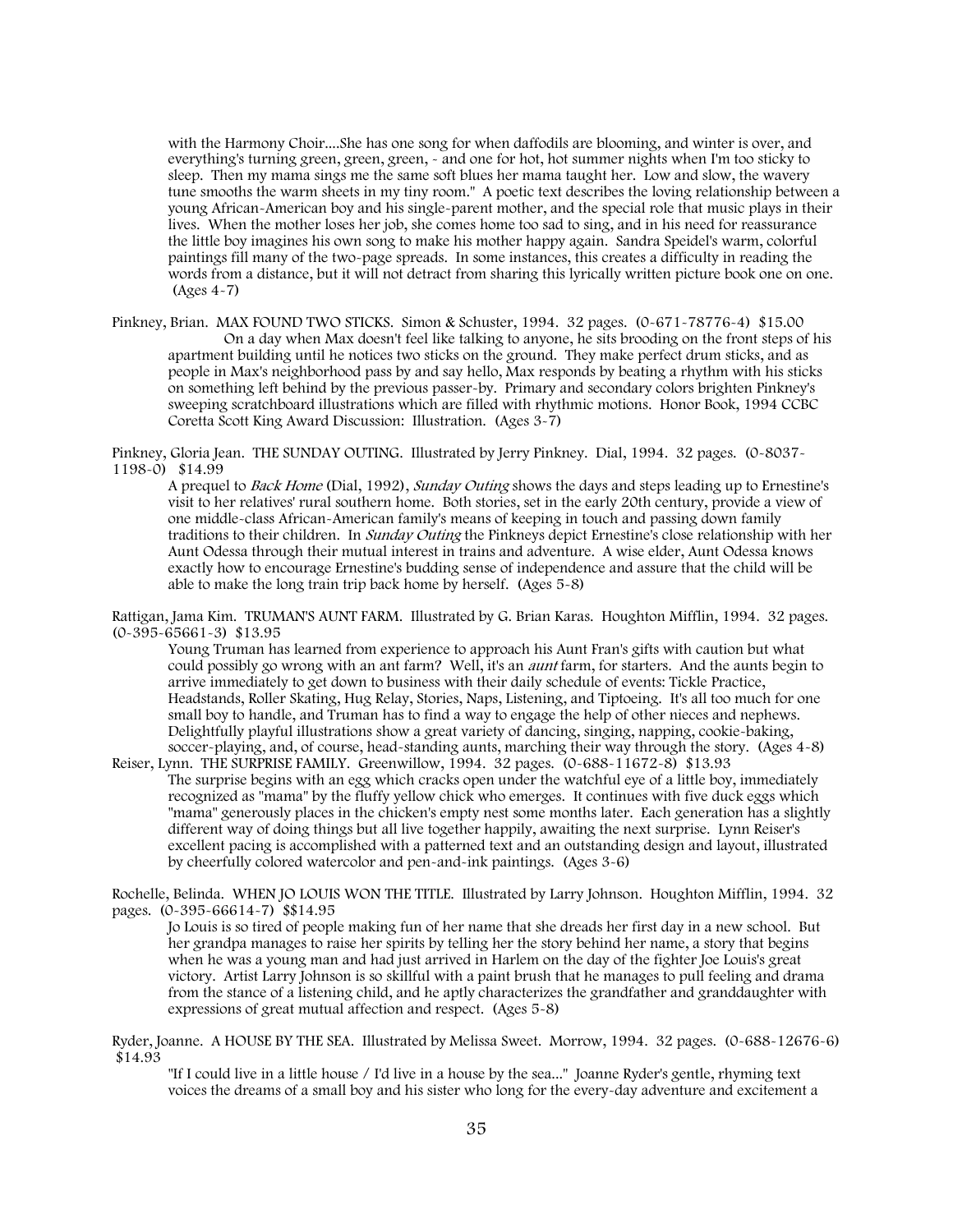with the Harmony Choir....She has one song for when daffodils are blooming, and winter is over, and everything's turning green, green, green, - and one for hot, hot summer nights when I'm too sticky to sleep. Then my mama sings me the same soft blues her mama taught her. Low and slow, the wavery tune smooths the warm sheets in my tiny room." A poetic text describes the loving relationship between a young African-American boy and his single-parent mother, and the special role that music plays in their lives. When the mother loses her job, she comes home too sad to sing, and in his need for reassurance the little boy imagines his own song to make his mother happy again. Sandra Speidel's warm, colorful paintings fill many of the two-page spreads. In some instances, this creates a difficulty in reading the words from a distance, but it will not detract from sharing this lyrically written picture book one on one. (Ages 4-7)

Pinkney, Brian. MAX FOUND TWO STICKS. Simon & Schuster, 1994. 32 pages. (0-671-78776-4) $15.00

On a day when Max doesn't feel like talking to anyone, he sits brooding on the front steps of his apartment building until he notices two sticks on the ground. They make perfect drum sticks, and as people in Max's neighborhood pass by and say hello, Max responds by beating a rhythm with his sticks on something left behind by the previous passer-by. Primary and secondary colors brighten Pinkney's sweeping scratchboard illustrations which are filled with rhythmic motions. Honor Book, 1994 CCBC Coretta Scott King Award Discussion: Illustration. (Ages 3-7)

Pinkney, Gloria Jean. THE SUNDAY OUTING. Illustrated by Jerry Pinkney. Dial, 1994. 32 pages. (0-8037-1198-0) $14.99

A prequel to *Back Home* (Dial, 1992), *Sunday Outing* shows the days and steps leading up to Ernestine's visit to her relatives' rural southern home. Both stories, set in the early 20th century, provide a view of one middle-class African-American family's means of keeping in touch and passing down family traditions to their children. In *Sunday Outing* the Pinkneys depict Ernestine's close relationship with her Aunt Odessa through their mutual interest in trains and adventure. A wise elder, Aunt Odessa knows exactly how to encourage Ernestine's budding sense of independence and assure that the child will be able to make the long train trip back home by herself. (Ages 5-8)

Rattigan, Jama Kim. TRUMAN'S AUNT FARM. Illustrated by G. Brian Karas. Houghton Mifflin, 1994. 32 pages. (0-395-65661-3) $13.95

Young Truman has learned from experience to approach his Aunt Fran's gifts with caution but what could possibly go wrong with an ant farm? Well, it's an *aunt* farm, for starters. And the aunts begin to arrive immediately to get down to business with their daily schedule of events: Tickle Practice, Headstands, Roller Skating, Hug Relay, Stories, Naps, Listening, and Tiptoeing. It's all too much for one small boy to handle, and Truman has to find a way to engage the help of other nieces and nephews. Delightfully playful illustrations show a great variety of dancing, singing, napping, cookie-baking, soccer-playing, and, of course, head-standing aunts, marching their way through the story. (Ages 4-8)

Reiser, Lynn. THE SURPRISE FAMILY. Greenwillow, 1994. 32 pages. (0-688-11672-8) $13.93

The surprise begins with an egg which cracks open under the watchful eye of a little boy, immediately recognized as "mama" by the fluffy yellow chick who emerges. It continues with five duck eggs which "mama" generously places in the chicken's empty nest some months later. Each generation has a slightly different way of doing things but all live together happily, awaiting the next surprise. Lynn Reiser's excellent pacing is accomplished with a patterned text and an outstanding design and layout, illustrated by cheerfully colored watercolor and pen-and-ink paintings. (Ages 3-6)

Rochelle, Belinda. WHEN JO LOUIS WON THE TITLE. Illustrated by Larry Johnson. Houghton Mifflin, 1994. 32 pages. (0-395-66614-7) $$14.95

Jo Louis is so tired of people making fun of her name that she dreads her first day in a new school. But her grandpa manages to raise her spirits by telling her the story behind her name, a story that begins when he was a young man and had just arrived in Harlem on the day of the fighter Joe Louis's great victory. Artist Larry Johnson is so skillful with a paint brush that he manages to pull feeling and drama from the stance of a listening child, and he aptly characterizes the grandfather and granddaughter with expressions of great mutual affection and respect. (Ages 5-8)

Ryder, Joanne. A HOUSE BY THE SEA. Illustrated by Melissa Sweet. Morrow, 1994. 32 pages. (0-688-12676-6) $14.93

"If I could live in a little house / I'd live in a house by the sea..." Joanne Ryder's gentle, rhyming text voices the dreams of a small boy and his sister who long for the every-day adventure and excitement a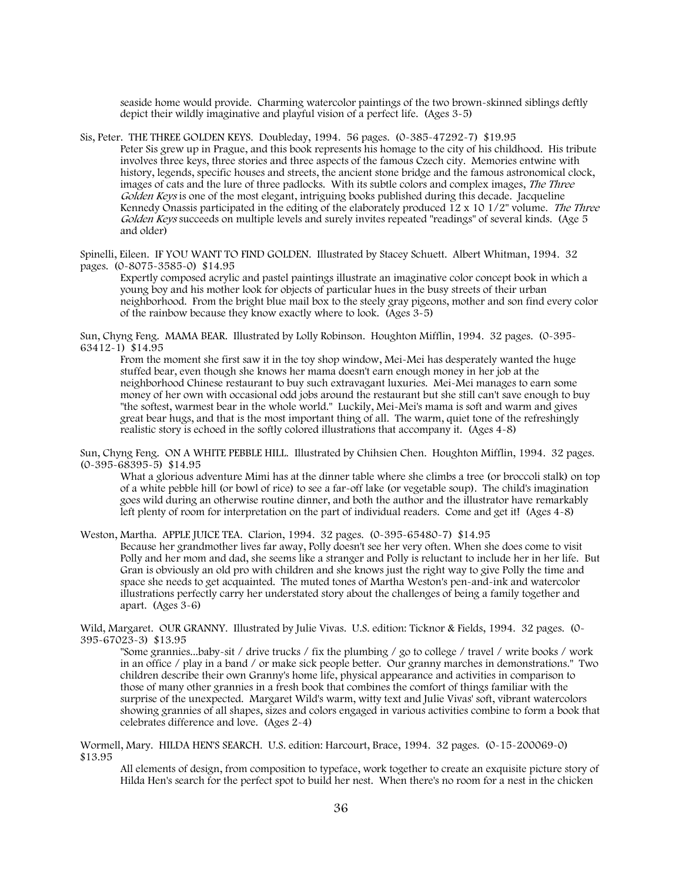seaside home would provide. Charming watercolor paintings of the two brown-skinned siblings deftly depict their wildly imaginative and playful vision of a perfect life. (Ages 3-5)

Sis, Peter. THE THREE GOLDEN KEYS. Doubleday, 1994. 56 pages. (0-385-47292-7) $19.95

Peter Sis grew up in Prague, and this book represents his homage to the city of his childhood. His tribute involves three keys, three stories and three aspects of the famous Czech city. Memories entwine with history, legends, specific houses and streets, the ancient stone bridge and the famous astronomical clock, images of cats and the lure of three padlocks. With its subtle colors and complex images, *The Three Golden Keys* is one of the most elegant, intriguing books published during this decade. Jacqueline Kennedy Onassis participated in the editing of the elaborately produced 12 x 10 1/2" volume. *The Three Golden Keys* succeeds on multiple levels and surely invites repeated "readings" of several kinds. (Age 5 and older)

Spinelli, Eileen. IF YOU WANT TO FIND GOLDEN. Illustrated by Stacey Schuett. Albert Whitman, 1994. 32 pages. (0-8075-3585-0) $14.95

Expertly composed acrylic and pastel paintings illustrate an imaginative color concept book in which a young boy and his mother look for objects of particular hues in the busy streets of their urban neighborhood. From the bright blue mail box to the steely gray pigeons, mother and son find every color of the rainbow because they know exactly where to look. (Ages 3-5)

Sun, Chyng Feng. MAMA BEAR. Illustrated by Lolly Robinson. Houghton Mifflin, 1994. 32 pages. (0-395-63412-1) $14.95

From the moment she first saw it in the toy shop window, Mei-Mei has desperately wanted the huge stuffed bear, even though she knows her mama doesn't earn enough money in her job at the neighborhood Chinese restaurant to buy such extravagant luxuries. Mei-Mei manages to earn some money of her own with occasional odd jobs around the restaurant but she still can't save enough to buy "the softest, warmest bear in the whole world." Luckily, Mei-Mei's mama is soft and warm and gives great bear hugs, and that is the most important thing of all. The warm, quiet tone of the refreshingly realistic story is echoed in the softly colored illustrations that accompany it. (Ages 4-8)

Sun, Chyng Feng. ON A WHITE PEBBLE HILL. Illustrated by Chihsien Chen. Houghton Mifflin, 1994. 32 pages. (0-395-68395-5) $14.95

What a glorious adventure Mimi has at the dinner table where she climbs a tree (or broccoli stalk) on top of a white pebble hill (or bowl of rice) to see a far-off lake (or vegetable soup). The child's imagination goes wild during an otherwise routine dinner, and both the author and the illustrator have remarkably left plenty of room for interpretation on the part of individual readers. Come and get it! (Ages 4-8)

Weston, Martha. APPLE JUICE TEA. Clarion, 1994. 32 pages. (0-395-65480-7) $14.95

Because her grandmother lives far away, Polly doesn't see her very often. When she does come to visit Polly and her mom and dad, she seems like a stranger and Polly is reluctant to include her in her life. But Gran is obviously an old pro with children and she knows just the right way to give Polly the time and space she needs to get acquainted. The muted tones of Martha Weston's pen-and-ink and watercolor illustrations perfectly carry her understated story about the challenges of being a family together and apart. (Ages 3-6)

Wild, Margaret. OUR GRANNY. Illustrated by Julie Vivas. U.S. edition: Ticknor & Fields, 1994. 32 pages. (0-395-67023-3) $13.95

"Some grannies...baby-sit / drive trucks / fix the plumbing / go to college / travel / write books / work in an office / play in a band / or make sick people better. Our granny marches in demonstrations." Two children describe their own Granny's home life, physical appearance and activities in comparison to those of many other grannies in a fresh book that combines the comfort of things familiar with the surprise of the unexpected. Margaret Wild's warm, witty text and Julie Vivas' soft, vibrant watercolors showing grannies of all shapes, sizes and colors engaged in various activities combine to form a book that celebrates difference and love. (Ages 2-4)

Wormell, Mary. HILDA HEN'S SEARCH. U.S. edition: Harcourt, Brace, 1994. 32 pages. (0-15-200069-0) $13.95

All elements of design, from composition to typeface, work together to create an exquisite picture story of Hilda Hen's search for the perfect spot to build her nest. When there's no room for a nest in the chicken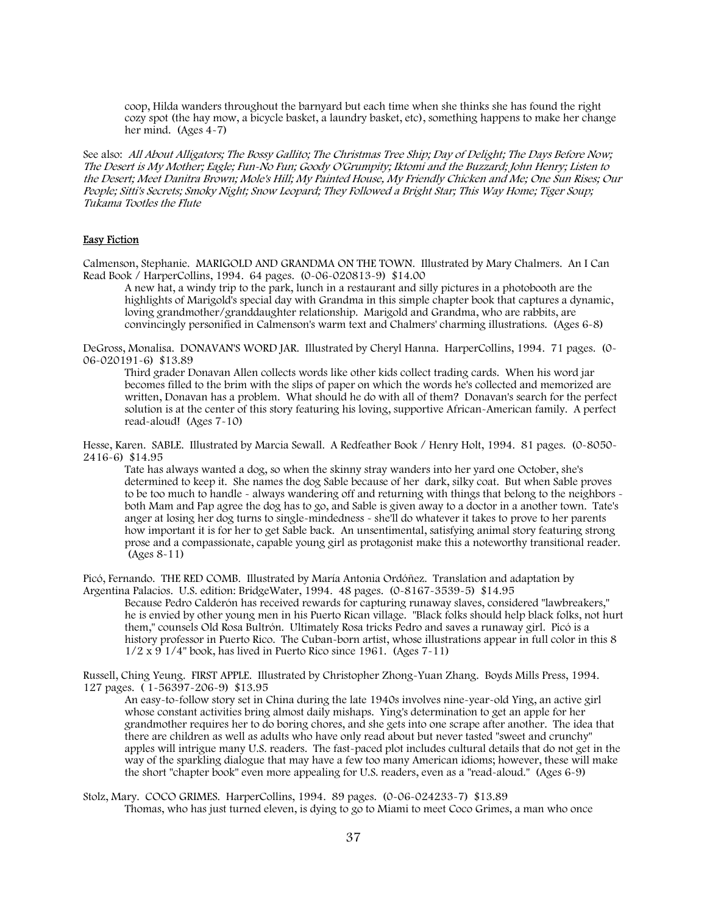coop, Hilda wanders throughout the barnyard but each time when she thinks she has found the right cozy spot (the hay mow, a bicycle basket, a laundry basket, etc), something happens to make her change her mind. (Ages 4-7)

See also: *All About Alligators; The Bossy Gallito; The Christmas Tree Ship; Day of Delight; The Days Before Now; The Desert is My Mother; Eagle; Fun-No Fun; Goody O'Grumpity; Iktomi and the Buzzard; John Henry; Listen to the Desert; Meet Danitra Brown; Mole's Hill; My Painted House, My Friendly Chicken and Me; One Sun Rises; Our People; Sitti's Secrets; Smoky Night; Snow Leopard; They Followed a Bright Star; This Way Home; Tiger Soup; Tukama Tootles the Flute*

## Easy Fiction

Calmenson, Stephanie. MARIGOLD AND GRANDMA ON THE TOWN. Illustrated by Mary Chalmers. An I Can Read Book / HarperCollins, 1994. 64 pages. (0-06-020813-9) $14.00

A new hat, a windy trip to the park, lunch in a restaurant and silly pictures in a photobooth are the highlights of Marigold's special day with Grandma in this simple chapter book that captures a dynamic, loving grandmother/granddaughter relationship. Marigold and Grandma, who are rabbits, are convincingly personified in Calmenson's warm text and Chalmers' charming illustrations. (Ages 6-8)

DeGross, Monalisa. DONAVAN'S WORD JAR. Illustrated by Cheryl Hanna. HarperCollins, 1994. 71 pages. (0-06-020191-6) $13.89

Third grader Donavan Allen collects words like other kids collect trading cards. When his word jar becomes filled to the brim with the slips of paper on which the words he's collected and memorized are written, Donavan has a problem. What should he do with all of them? Donavan's search for the perfect solution is at the center of this story featuring his loving, supportive African-American family. A perfect read-aloud! (Ages 7-10)

Hesse, Karen. SABLE. Illustrated by Marcia Sewall. A Redfeather Book / Henry Holt, 1994. 81 pages. (0-8050-2416-6) $14.95

Tate has always wanted a dog, so when the skinny stray wanders into her yard one October, she's determined to keep it. She names the dog Sable because of her dark, silky coat. But when Sable proves to be too much to handle - always wandering off and returning with things that belong to the neighbors - both Mam and Pap agree the dog has to go, and Sable is given away to a doctor in a another town. Tate's anger at losing her dog turns to single-mindedness - she'll do whatever it takes to prove to her parents how important it is for her to get Sable back. An unsentimental, satisfying animal story featuring strong prose and a compassionate, capable young girl as protagonist make this a noteworthy transitional reader. (Ages 8-11)

Picó, Fernando. THE RED COMB. Illustrated by María Antonia Ordóñez. Translation and adaptation by Argentina Palacios. U.S. edition: BridgeWater, 1994. 48 pages. (0-8167-3539-5) $14.95

Because Pedro Calderón has received rewards for capturing runaway slaves, considered "lawbreakers," he is envied by other young men in his Puerto Rican village. "Black folks should help black folks, not hurt them," counsels Old Rosa Bultrón. Ultimately Rosa tricks Pedro and saves a runaway girl. Picó is a history professor in Puerto Rico. The Cuban-born artist, whose illustrations appear in full color in this 8 1/2 x 9 1/4" book, has lived in Puerto Rico since 1961. (Ages 7-11)

Russell, Ching Yeung. FIRST APPLE. Illustrated by Christopher Zhong-Yuan Zhang. Boyds Mills Press, 1994. 127 pages. ( 1-56397-206-9) $13.95

An easy-to-follow story set in China during the late 1940s involves nine-year-old Ying, an active girl whose constant activities bring almost daily mishaps. Ying's determination to get an apple for her grandmother requires her to do boring chores, and she gets into one scrape after another. The idea that there are children as well as adults who have only read about but never tasted "sweet and crunchy" apples will intrigue many U.S. readers. The fast-paced plot includes cultural details that do not get in the way of the sparkling dialogue that may have a few too many American idioms; however, these will make the short "chapter book" even more appealing for U.S. readers, even as a "read-aloud." (Ages 6-9)

Stolz, Mary. COCO GRIMES. HarperCollins, 1994. 89 pages. (0-06-024233-7) $13.89

Thomas, who has just turned eleven, is dying to go to Miami to meet Coco Grimes, a man who once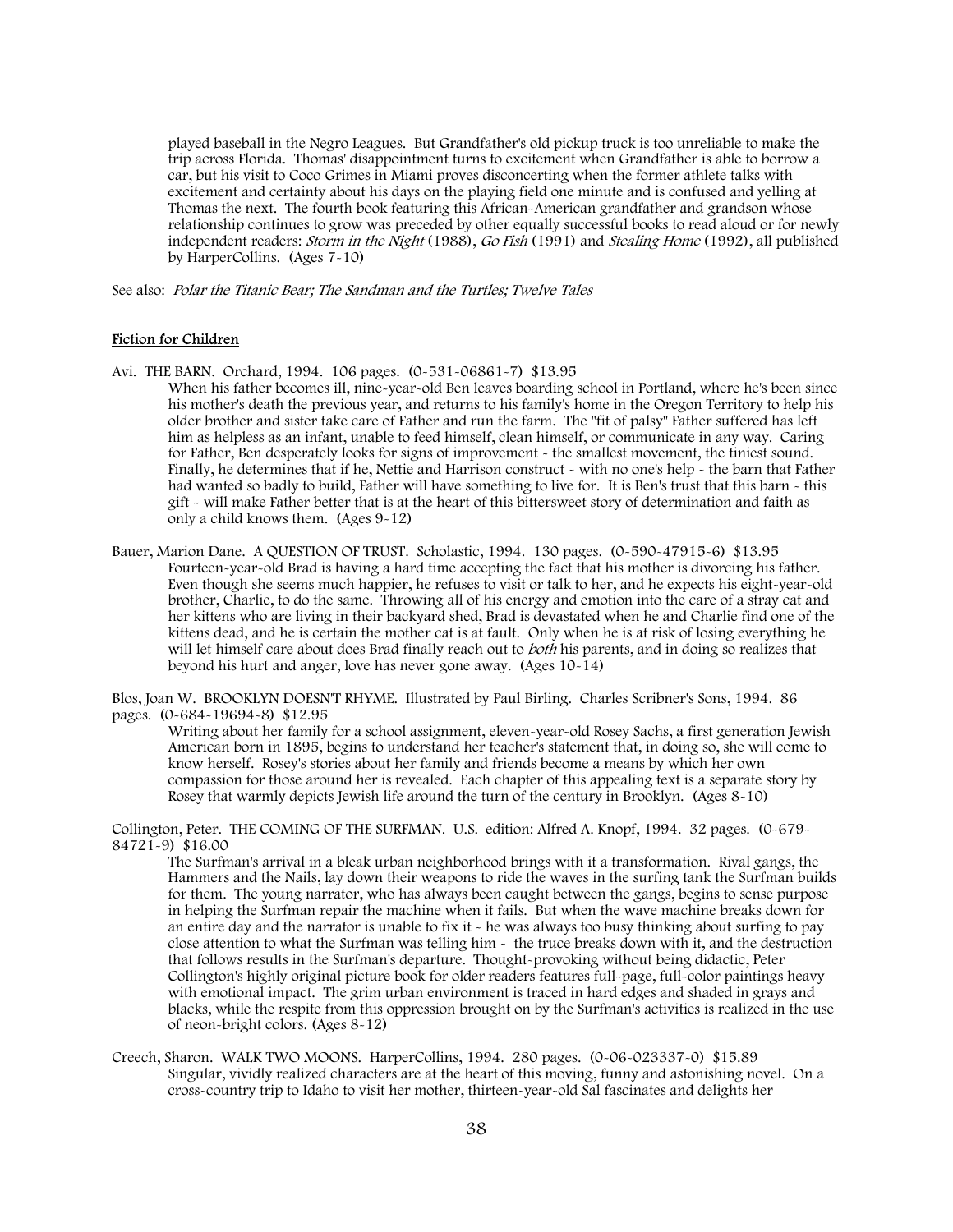played baseball in the Negro Leagues. But Grandfather's old pickup truck is too unreliable to make the trip across Florida. Thomas' disappointment turns to excitement when Grandfather is able to borrow a car, but his visit to Coco Grimes in Miami proves disconcerting when the former athlete talks with excitement and certainty about his days on the playing field one minute and is confused and yelling at Thomas the next. The fourth book featuring this African-American grandfather and grandson whose relationship continues to grow was preceded by other equally successful books to read aloud or for newly independent readers: *Storm in the Night* (1988), *Go Fish* (1991) and *Stealing Home* (1992), all published by HarperCollins. (Ages 7-10)

See also: *Polar the Titanic Bear; The Sandman and the Turtles; Twelve Tales*

## Fiction for Children

Avi. THE BARN. Orchard, 1994. 106 pages. (0-531-06861-7) $13.95

When his father becomes ill, nine-year-old Ben leaves boarding school in Portland, where he's been since his mother's death the previous year, and returns to his family's home in the Oregon Territory to help his older brother and sister take care of Father and run the farm. The "fit of palsy" Father suffered has left him as helpless as an infant, unable to feed himself, clean himself, or communicate in any way. Caring for Father, Ben desperately looks for signs of improvement - the smallest movement, the tiniest sound. Finally, he determines that if he, Nettie and Harrison construct - with no one's help - the barn that Father had wanted so badly to build, Father will have something to live for. It is Ben's trust that this barn - this gift - will make Father better that is at the heart of this bittersweet story of determination and faith as only a child knows them. (Ages 9-12)

Bauer, Marion Dane. A QUESTION OF TRUST. Scholastic, 1994. 130 pages. (0-590-47915-6) $13.95

Fourteen-year-old Brad is having a hard time accepting the fact that his mother is divorcing his father. Even though she seems much happier, he refuses to visit or talk to her, and he expects his eight-year-old brother, Charlie, to do the same. Throwing all of his energy and emotion into the care of a stray cat and her kittens who are living in their backyard shed, Brad is devastated when he and Charlie find one of the kittens dead, and he is certain the mother cat is at fault. Only when he is at risk of losing everything he will let himself care about does Brad finally reach out to *both* his parents, and in doing so realizes that beyond his hurt and anger, love has never gone away. (Ages 10-14)

Blos, Joan W. BROOKLYN DOESN'T RHYME. Illustrated by Paul Birling. Charles Scribner's Sons, 1994. 86 pages. (0-684-19694-8) $12.95

Writing about her family for a school assignment, eleven-year-old Rosey Sachs, a first generation Jewish American born in 1895, begins to understand her teacher's statement that, in doing so, she will come to know herself. Rosey's stories about her family and friends become a means by which her own compassion for those around her is revealed. Each chapter of this appealing text is a separate story by Rosey that warmly depicts Jewish life around the turn of the century in Brooklyn. (Ages 8-10)

Collington, Peter. THE COMING OF THE SURFMAN. U.S. edition: Alfred A. Knopf, 1994. 32 pages. (0-679-84721-9) $16.00

The Surfman's arrival in a bleak urban neighborhood brings with it a transformation. Rival gangs, the Hammers and the Nails, lay down their weapons to ride the waves in the surfing tank the Surfman builds for them. The young narrator, who has always been caught between the gangs, begins to sense purpose in helping the Surfman repair the machine when it fails. But when the wave machine breaks down for an entire day and the narrator is unable to fix it - he was always too busy thinking about surfing to pay close attention to what the Surfman was telling him - the truce breaks down with it, and the destruction that follows results in the Surfman's departure. Thought-provoking without being didactic, Peter Collington's highly original picture book for older readers features full-page, full-color paintings heavy with emotional impact. The grim urban environment is traced in hard edges and shaded in grays and blacks, while the respite from this oppression brought on by the Surfman's activities is realized in the use of neon-bright colors. (Ages 8-12)

Creech, Sharon. WALK TWO MOONS. HarperCollins, 1994. 280 pages. (0-06-023337-0) $15.89

Singular, vividly realized characters are at the heart of this moving, funny and astonishing novel. On a cross-country trip to Idaho to visit her mother, thirteen-year-old Sal fascinates and delights her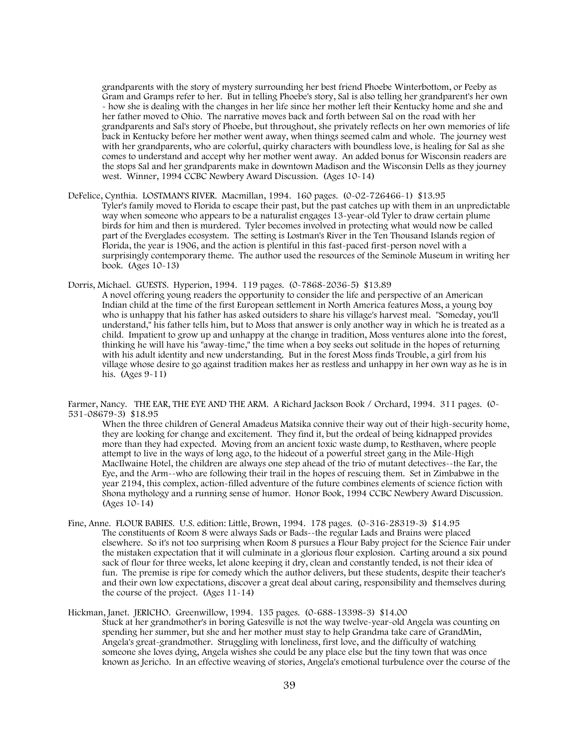grandparents with the story of mystery surrounding her best friend Phoebe Winterbottom, or Peeby as Gram and Gramps refer to her. But in telling Phoebe's story, Sal is also telling her grandparent's her own - how she is dealing with the changes in her life since her mother left their Kentucky home and she and her father moved to Ohio. The narrative moves back and forth between Sal on the road with her grandparents and Sal's story of Phoebe, but throughout, she privately reflects on her own memories of life back in Kentucky before her mother went away, when things seemed calm and whole. The journey west with her grandparents, who are colorful, quirky characters with boundless love, is healing for Sal as she comes to understand and accept why her mother went away. An added bonus for Wisconsin readers are the stops Sal and her grandparents make in downtown Madison and the Wisconsin Dells as they journey west. Winner, 1994 CCBC Newbery Award Discussion. (Ages 10-14)

DeFelice, Cynthia. LOSTMAN'S RIVER. Macmillan, 1994. 160 pages. (0-02-726466-1) $13.95

Tyler's family moved to Florida to escape their past, but the past catches up with them in an unpredictable way when someone who appears to be a naturalist engages 13-year-old Tyler to draw certain plume birds for him and then is murdered. Tyler becomes involved in protecting what would now be called part of the Everglades ecosystem. The setting is Lostman's River in the Ten Thousand Islands region of Florida, the year is 1906, and the action is plentiful in this fast-paced first-person novel with a surprisingly contemporary theme. The author used the resources of the Seminole Museum in writing her book. (Ages 10-13)

Dorris, Michael. GUESTS. Hyperion, 1994. 119 pages. (0-7868-2036-5) $13.89

A novel offering young readers the opportunity to consider the life and perspective of an American Indian child at the time of the first European settlement in North America features Moss, a young boy who is unhappy that his father has asked outsiders to share his village's harvest meal. "Someday, you'll understand," his father tells him, but to Moss that answer is only another way in which he is treated as a child. Impatient to grow up and unhappy at the change in tradition, Moss ventures alone into the forest, thinking he will have his "away-time," the time when a boy seeks out solitude in the hopes of returning with his adult identity and new understanding. But in the forest Moss finds Trouble, a girl from his village whose desire to go against tradition makes her as restless and unhappy in her own way as he is in his. (Ages 9-11)

Farmer, Nancy. THE EAR, THE EYE AND THE ARM. A Richard Jackson Book / Orchard, 1994. 311 pages. (0-531-08679-3) $18.95

When the three children of General Amadeus Matsika connive their way out of their high-security home, they are looking for change and excitement. They find it, but the ordeal of being kidnapped provides more than they had expected. Moving from an ancient toxic waste dump, to Resthaven, where people attempt to live in the ways of long ago, to the hideout of a powerful street gang in the Mile-High MacIlwaine Hotel, the children are always one step ahead of the trio of mutant detectives--the Ear, the Eye, and the Arm--who are following their trail in the hopes of rescuing them. Set in Zimbabwe in the year 2194, this complex, action-filled adventure of the future combines elements of science fiction with Shona mythology and a running sense of humor. Honor Book, 1994 CCBC Newbery Award Discussion. (Ages 10-14)

Fine, Anne. FLOUR BABIES. U.S. edition: Little, Brown, 1994. 178 pages. (0-316-28319-3) $14.95

The constituents of Room 8 were always Sads or Bads--the regular Lads and Brains were placed elsewhere. So it's not too surprising when Room 8 pursues a Flour Baby project for the Science Fair under the mistaken expectation that it will culminate in a glorious flour explosion. Carting around a six pound sack of flour for three weeks, let alone keeping it dry, clean and constantly tended, is not their idea of fun. The premise is ripe for comedy which the author delivers, but these students, despite their teacher's and their own low expectations, discover a great deal about caring, responsibility and themselves during the course of the project. (Ages 11-14)

Hickman, Janet. JERICHO. Greenwillow, 1994. 135 pages. (0-688-13398-3) $14.00

Stuck at her grandmother's in boring Gatesville is not the way twelve-year-old Angela was counting on spending her summer, but she and her mother must stay to help Grandma take care of GrandMin, Angela's great-grandmother. Struggling with loneliness, first love, and the difficulty of watching someone she loves dying, Angela wishes she could be any place else but the tiny town that was once known as Jericho. In an effective weaving of stories, Angela's emotional turbulence over the course of the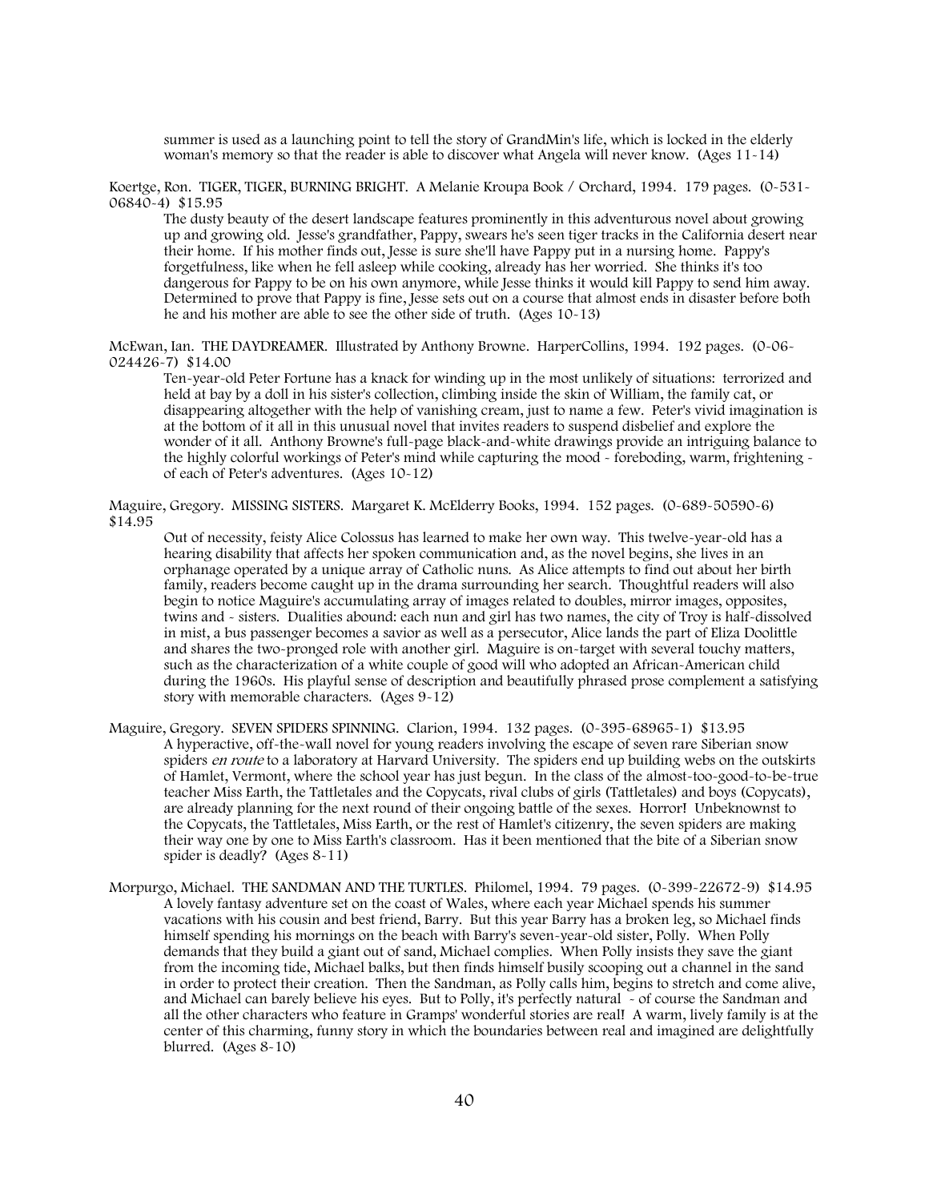summer is used as a launching point to tell the story of GrandMin's life, which is locked in the elderly woman's memory so that the reader is able to discover what Angela will never know. (Ages 11-14)

Koertge, Ron. TIGER, TIGER, BURNING BRIGHT. A Melanie Kroupa Book / Orchard, 1994. 179 pages. (0-531-06840-4) $15.95

The dusty beauty of the desert landscape features prominently in this adventurous novel about growing up and growing old. Jesse's grandfather, Pappy, swears he's seen tiger tracks in the California desert near their home. If his mother finds out, Jesse is sure she'll have Pappy put in a nursing home. Pappy's forgetfulness, like when he fell asleep while cooking, already has her worried. She thinks it's too dangerous for Pappy to be on his own anymore, while Jesse thinks it would kill Pappy to send him away. Determined to prove that Pappy is fine, Jesse sets out on a course that almost ends in disaster before both he and his mother are able to see the other side of truth. (Ages 10-13)

McEwan, Ian. THE DAYDREAMER. Illustrated by Anthony Browne. HarperCollins, 1994. 192 pages. (0-06-024426-7) $14.00

Ten-year-old Peter Fortune has a knack for winding up in the most unlikely of situations: terrorized and held at bay by a doll in his sister's collection, climbing inside the skin of William, the family cat, or disappearing altogether with the help of vanishing cream, just to name a few. Peter's vivid imagination is at the bottom of it all in this unusual novel that invites readers to suspend disbelief and explore the wonder of it all. Anthony Browne's full-page black-and-white drawings provide an intriguing balance to the highly colorful workings of Peter's mind while capturing the mood - foreboding, warm, frightening - of each of Peter's adventures. (Ages 10-12)

Maguire, Gregory. MISSING SISTERS. Margaret K. McElderry Books, 1994. 152 pages. (0-689-50590-6) $14.95

Out of necessity, feisty Alice Colossus has learned to make her own way. This twelve-year-old has a hearing disability that affects her spoken communication and, as the novel begins, she lives in an orphanage operated by a unique array of Catholic nuns. As Alice attempts to find out about her birth family, readers become caught up in the drama surrounding her search. Thoughtful readers will also begin to notice Maguire's accumulating array of images related to doubles, mirror images, opposites, twins and - sisters. Dualities abound: each nun and girl has two names, the city of Troy is half-dissolved in mist, a bus passenger becomes a savior as well as a persecutor, Alice lands the part of Eliza Doolittle and shares the two-pronged role with another girl. Maguire is on-target with several touchy matters, such as the characterization of a white couple of good will who adopted an African-American child during the 1960s. His playful sense of description and beautifully phrased prose complement a satisfying story with memorable characters. (Ages 9-12)

Maguire, Gregory. SEVEN SPIDERS SPINNING. Clarion, 1994. 132 pages. (0-395-68965-1) $13.95

A hyperactive, off-the-wall novel for young readers involving the escape of seven rare Siberian snow spiders *en route* to a laboratory at Harvard University. The spiders end up building webs on the outskirts of Hamlet, Vermont, where the school year has just begun. In the class of the almost-too-good-to-be-true teacher Miss Earth, the Tattletales and the Copycats, rival clubs of girls (Tattletales) and boys (Copycats), are already planning for the next round of their ongoing battle of the sexes. Horror! Unbeknownst to the Copycats, the Tattletales, Miss Earth, or the rest of Hamlet's citizenry, the seven spiders are making their way one by one to Miss Earth's classroom. Has it been mentioned that the bite of a Siberian snow spider is deadly? (Ages 8-11)

Morpurgo, Michael. THE SANDMAN AND THE TURTLES. Philomel, 1994. 79 pages. (0-399-22672-9) $14.95

A lovely fantasy adventure set on the coast of Wales, where each year Michael spends his summer vacations with his cousin and best friend, Barry. But this year Barry has a broken leg, so Michael finds himself spending his mornings on the beach with Barry's seven-year-old sister, Polly. When Polly demands that they build a giant out of sand, Michael complies. When Polly insists they save the giant from the incoming tide, Michael balks, but then finds himself busily scooping out a channel in the sand in order to protect their creation. Then the Sandman, as Polly calls him, begins to stretch and come alive, and Michael can barely believe his eyes. But to Polly, it's perfectly natural - of course the Sandman and all the other characters who feature in Gramps' wonderful stories are real! A warm, lively family is at the center of this charming, funny story in which the boundaries between real and imagined are delightfully blurred. (Ages 8-10)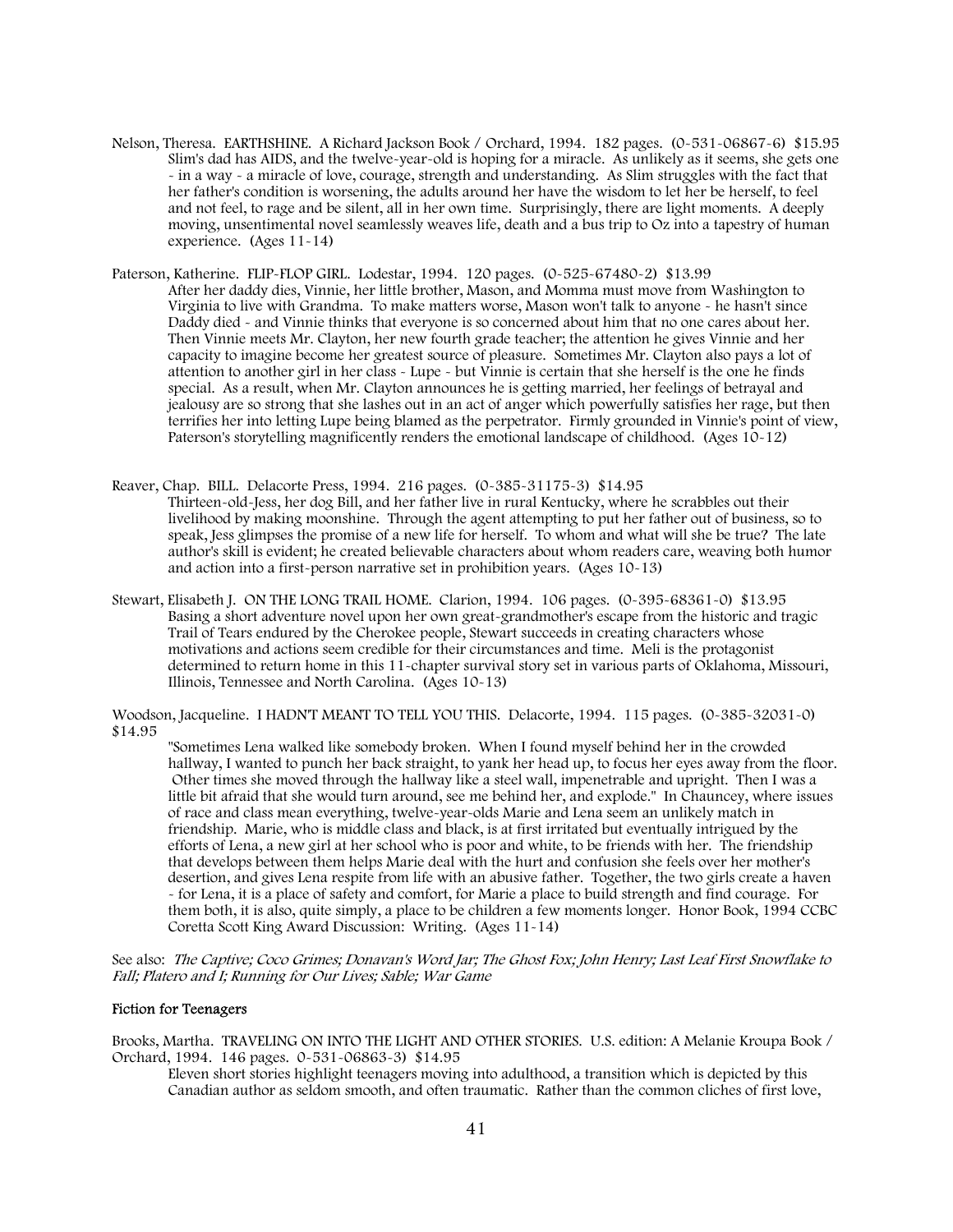Nelson, Theresa. EARTHSHINE. A Richard Jackson Book / Orchard, 1994. 182 pages. (0-531-06867-6) $15.95

Slim's dad has AIDS, and the twelve-year-old is hoping for a miracle. As unlikely as it seems, she gets one - in a way - a miracle of love, courage, strength and understanding. As Slim struggles with the fact that her father's condition is worsening, the adults around her have the wisdom to let her be herself, to feel and not feel, to rage and be silent, all in her own time. Surprisingly, there are light moments. A deeply moving, unsentimental novel seamlessly weaves life, death and a bus trip to Oz into a tapestry of human experience. (Ages 11-14)

Paterson, Katherine. FLIP-FLOP GIRL. Lodestar, 1994. 120 pages. (0-525-67480-2) $13.99

After her daddy dies, Vinnie, her little brother, Mason, and Momma must move from Washington to Virginia to live with Grandma. To make matters worse, Mason won't talk to anyone - he hasn't since Daddy died - and Vinnie thinks that everyone is so concerned about him that no one cares about her. Then Vinnie meets Mr. Clayton, her new fourth grade teacher; the attention he gives Vinnie and her capacity to imagine become her greatest source of pleasure. Sometimes Mr. Clayton also pays a lot of attention to another girl in her class - Lupe - but Vinnie is certain that she herself is the one he finds special. As a result, when Mr. Clayton announces he is getting married, her feelings of betrayal and jealousy are so strong that she lashes out in an act of anger which powerfully satisfies her rage, but then terrifies her into letting Lupe being blamed as the perpetrator. Firmly grounded in Vinnie's point of view, Paterson's storytelling magnificently renders the emotional landscape of childhood. (Ages 10-12)

Reaver, Chap. BILL. Delacorte Press, 1994. 216 pages. (0-385-31175-3) $14.95

Thirteen-old-Jess, her dog Bill, and her father live in rural Kentucky, where he scrabbles out their livelihood by making moonshine. Through the agent attempting to put her father out of business, so to speak, Jess glimpses the promise of a new life for herself. To whom and what will she be true? The late author's skill is evident; he created believable characters about whom readers care, weaving both humor and action into a first-person narrative set in prohibition years. (Ages 10-13)

Stewart, Elisabeth J. ON THE LONG TRAIL HOME. Clarion, 1994. 106 pages. (0-395-68361-0) $13.95

Basing a short adventure novel upon her own great-grandmother's escape from the historic and tragic Trail of Tears endured by the Cherokee people, Stewart succeeds in creating characters whose motivations and actions seem credible for their circumstances and time. Meli is the protagonist determined to return home in this 11-chapter survival story set in various parts of Oklahoma, Missouri, Illinois, Tennessee and North Carolina. (Ages 10-13)

Woodson, Jacqueline. I HADN'T MEANT TO TELL YOU THIS. Delacorte, 1994. 115 pages. (0-385-32031-0) $14.95

"Sometimes Lena walked like somebody broken. When I found myself behind her in the crowded hallway, I wanted to punch her back straight, to yank her head up, to focus her eyes away from the floor. Other times she moved through the hallway like a steel wall, impenetrable and upright. Then I was a little bit afraid that she would turn around, see me behind her, and explode." In Chauncey, where issues of race and class mean everything, twelve-year-olds Marie and Lena seem an unlikely match in friendship. Marie, who is middle class and black, is at first irritated but eventually intrigued by the efforts of Lena, a new girl at her school who is poor and white, to be friends with her. The friendship that develops between them helps Marie deal with the hurt and confusion she feels over her mother's desertion, and gives Lena respite from life with an abusive father. Together, the two girls create a haven - for Lena, it is a place of safety and comfort, for Marie a place to build strength and find courage. For them both, it is also, quite simply, a place to be children a few moments longer. Honor Book, 1994 CCBC Coretta Scott King Award Discussion: Writing. (Ages 11-14)

See also: *The Captive; Coco Grimes; Donavan's Word Jar; The Ghost Fox; John Henry; Last Leaf First Snowflake to Fall; Platero and I; Running for Our Lives; Sable; War Game*

### Fiction for Teenagers

Brooks, Martha. TRAVELING ON INTO THE LIGHT AND OTHER STORIES. U.S. edition: A Melanie Kroupa Book / Orchard, 1994. 146 pages. 0-531-06863-3) $14.95

Eleven short stories highlight teenagers moving into adulthood, a transition which is depicted by this Canadian author as seldom smooth, and often traumatic. Rather than the common cliches of first love,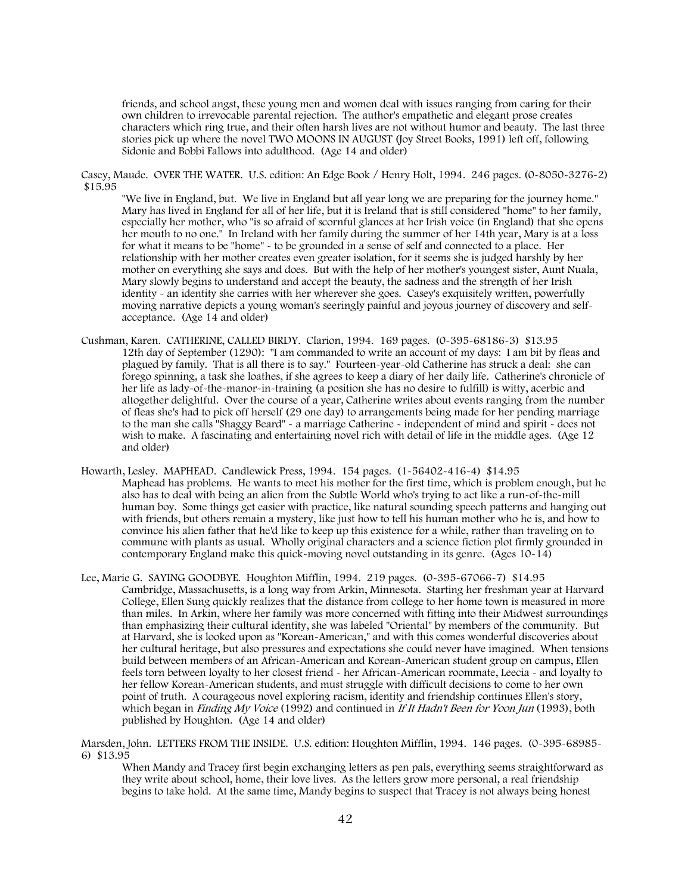friends, and school angst, these young men and women deal with issues ranging from caring for their own children to irrevocable parental rejection. The author's empathetic and elegant prose creates characters which ring true, and their often harsh lives are not without humor and beauty. The last three stories pick up where the novel TWO MOONS IN AUGUST (Joy Street Books, 1991) left off, following Sidonie and Bobbi Fallows into adulthood. (Age 14 and older)

Casey, Maude. OVER THE WATER. U.S. edition: An Edge Book / Henry Holt, 1994. 246 pages. (0-8050-3276-2) $15.95

"We live in England, but. We live in England but all year long we are preparing for the journey home." Mary has lived in England for all of her life, but it is Ireland that is still considered "home" to her family, especially her mother, who "is so afraid of scornful glances at her Irish voice (in England) that she opens her mouth to no one." In Ireland with her family during the summer of her 14th year, Mary is at a loss for what it means to be "home" - to be grounded in a sense of self and connected to a place. Her relationship with her mother creates even greater isolation, for it seems she is judged harshly by her mother on everything she says and does. But with the help of her mother's youngest sister, Aunt Nuala, Mary slowly begins to understand and accept the beauty, the sadness and the strength of her Irish identity - an identity she carries with her wherever she goes. Casey's exquisitely written, powerfully moving narrative depicts a young woman's seeringly painful and joyous journey of discovery and self-acceptance. (Age 14 and older)

Cushman, Karen. CATHERINE, CALLED BIRDY. Clarion, 1994. 169 pages. (0-395-68186-3) $13.95

12th day of September (1290): "I am commanded to write an account of my days: I am bit by fleas and plagued by family. That is all there is to say." Fourteen-year-old Catherine has struck a deal: she can forego spinning, a task she loathes, if she agrees to keep a diary of her daily life. Catherine's chronicle of her life as lady-of-the-manor-in-training (a position she has no desire to fulfill) is witty, acerbic and altogether delightful. Over the course of a year, Catherine writes about events ranging from the number of fleas she's had to pick off herself (29 one day) to arrangements being made for her pending marriage to the man she calls "Shaggy Beard" - a marriage Catherine - independent of mind and spirit - does not wish to make. A fascinating and entertaining novel rich with detail of life in the middle ages. (Age 12 and older)

Howarth, Lesley. MAPHEAD. Candlewick Press, 1994. 154 pages. (1-56402-416-4) $14.95

Maphead has problems. He wants to meet his mother for the first time, which is problem enough, but he also has to deal with being an alien from the Subtle World who's trying to act like a run-of-the-mill human boy. Some things get easier with practice, like natural sounding speech patterns and hanging out with friends, but others remain a mystery, like just how to tell his human mother who he is, and how to convince his alien father that he'd like to keep up this existence for a while, rather than traveling on to commune with plants as usual. Wholly original characters and a science fiction plot firmly grounded in contemporary England make this quick-moving novel outstanding in its genre. (Ages 10-14)

Lee, Marie G. SAYING GOODBYE. Houghton Mifflin, 1994. 219 pages. (0-395-67066-7) $14.95

Cambridge, Massachusetts, is a long way from Arkin, Minnesota. Starting her freshman year at Harvard College, Ellen Sung quickly realizes that the distance from college to her home town is measured in more than miles. In Arkin, where her family was more concerned with fitting into their Midwest surroundings than emphasizing their cultural identity, she was labeled "Oriental" by members of the community. But at Harvard, she is looked upon as "Korean-American," and with this comes wonderful discoveries about her cultural heritage, but also pressures and expectations she could never have imagined. When tensions build between members of an African-American and Korean-American student group on campus, Ellen feels torn between loyalty to her closest friend - her African-American roommate, Leecia - and loyalty to her fellow Korean-American students, and must struggle with difficult decisions to come to her own point of truth. A courageous novel exploring racism, identity and friendship continues Ellen's story, which began in *Finding My Voice* (1992) and continued in *If It Hadn't Been for Yoon Jun* (1993), both published by Houghton. (Age 14 and older)

Marsden, John. LETTERS FROM THE INSIDE. U.S. edition: Houghton Mifflin, 1994. 146 pages. (0-395-68985-6) $13.95

When Mandy and Tracey first begin exchanging letters as pen pals, everything seems straightforward as they write about school, home, their love lives. As the letters grow more personal, a real friendship begins to take hold. At the same time, Mandy begins to suspect that Tracey is not always being honest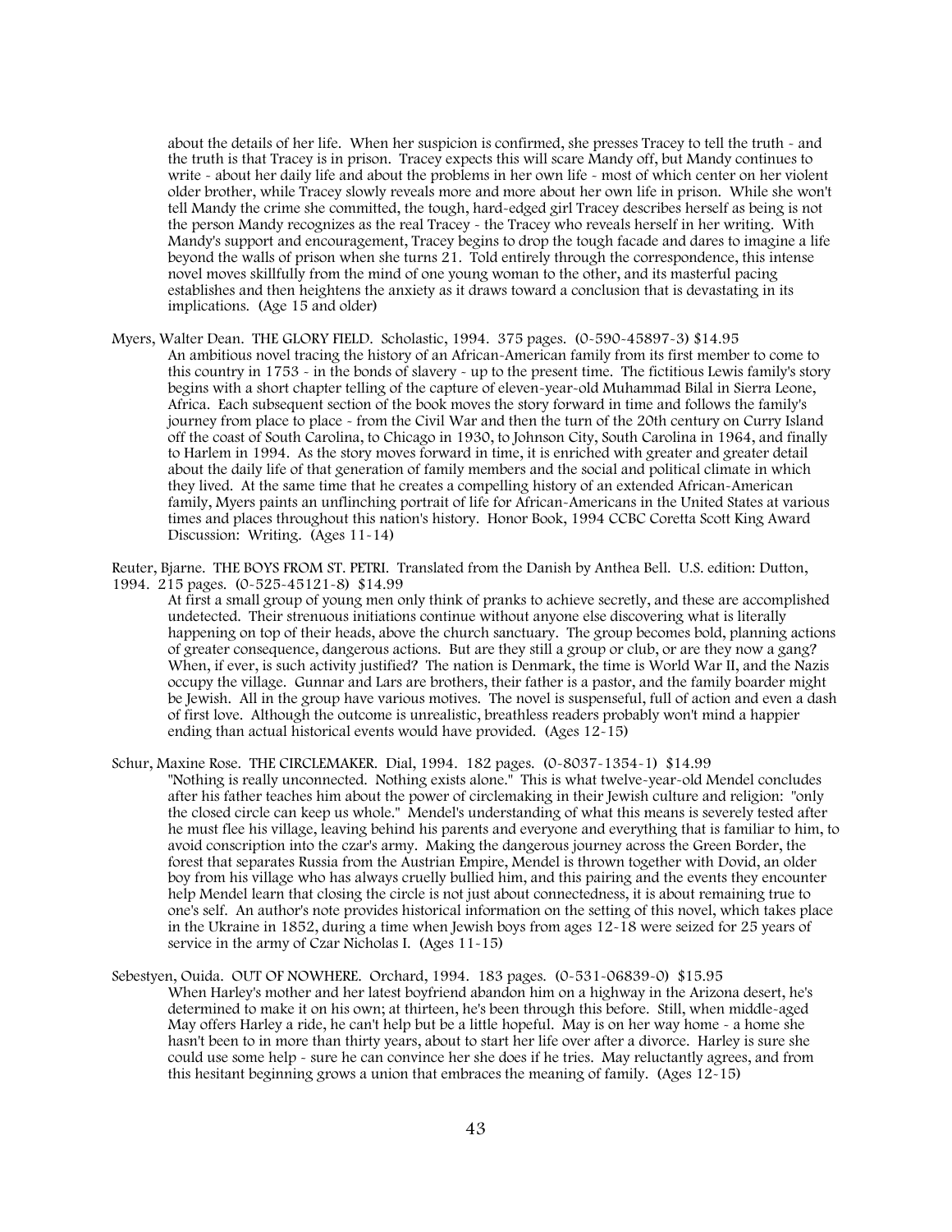about the details of her life. When her suspicion is confirmed, she presses Tracey to tell the truth - and the truth is that Tracey is in prison. Tracey expects this will scare Mandy off, but Mandy continues to write - about her daily life and about the problems in her own life - most of which center on her violent older brother, while Tracey slowly reveals more and more about her own life in prison. While she won't tell Mandy the crime she committed, the tough, hard-edged girl Tracey describes herself as being is not the person Mandy recognizes as the real Tracey - the Tracey who reveals herself in her writing. With Mandy's support and encouragement, Tracey begins to drop the tough facade and dares to imagine a life beyond the walls of prison when she turns 21. Told entirely through the correspondence, this intense novel moves skillfully from the mind of one young woman to the other, and its masterful pacing establishes and then heightens the anxiety as it draws toward a conclusion that is devastating in its implications. (Age 15 and older)

Myers, Walter Dean. THE GLORY FIELD. Scholastic, 1994. 375 pages. (0-590-45897-3) $14.95
An ambitious novel tracing the history of an African-American family from its first member to come to this country in 1753 - in the bonds of slavery - up to the present time. The fictitious Lewis family's story begins with a short chapter telling of the capture of eleven-year-old Muhammad Bilal in Sierra Leone, Africa. Each subsequent section of the book moves the story forward in time and follows the family's journey from place to place - from the Civil War and then the turn of the 20th century on Curry Island off the coast of South Carolina, to Chicago in 1930, to Johnson City, South Carolina in 1964, and finally to Harlem in 1994. As the story moves forward in time, it is enriched with greater and greater detail about the daily life of that generation of family members and the social and political climate in which they lived. At the same time that he creates a compelling history of an extended African-American family, Myers paints an unflinching portrait of life for African-Americans in the United States at various times and places throughout this nation's history. Honor Book, 1994 CCBC Coretta Scott King Award Discussion: Writing. (Ages 11-14)

Reuter, Bjarne. THE BOYS FROM ST. PETRI. Translated from the Danish by Anthea Bell. U.S. edition: Dutton, 1994. 215 pages. (0-525-45121-8) $14.99
At first a small group of young men only think of pranks to achieve secretly, and these are accomplished undetected. Their strenuous initiations continue without anyone else discovering what is literally happening on top of their heads, above the church sanctuary. The group becomes bold, planning actions of greater consequence, dangerous actions. But are they still a group or club, or are they now a gang? When, if ever, is such activity justified? The nation is Denmark, the time is World War II, and the Nazis occupy the village. Gunnar and Lars are brothers, their father is a pastor, and the family boarder might be Jewish. All in the group have various motives. The novel is suspenseful, full of action and even a dash of first love. Although the outcome is unrealistic, breathless readers probably won't mind a happier ending than actual historical events would have provided. (Ages 12-15)

Schur, Maxine Rose. THE CIRCLEMAKER. Dial, 1994. 182 pages. (0-8037-1354-1) $14.99
"Nothing is really unconnected. Nothing exists alone." This is what twelve-year-old Mendel concludes after his father teaches him about the power of circlemaking in their Jewish culture and religion: "only the closed circle can keep us whole." Mendel's understanding of what this means is severely tested after he must flee his village, leaving behind his parents and everyone and everything that is familiar to him, to avoid conscription into the czar's army. Making the dangerous journey across the Green Border, the forest that separates Russia from the Austrian Empire, Mendel is thrown together with Dovid, an older boy from his village who has always cruelly bullied him, and this pairing and the events they encounter help Mendel learn that closing the circle is not just about connectedness, it is about remaining true to one's self. An author's note provides historical information on the setting of this novel, which takes place in the Ukraine in 1852, during a time when Jewish boys from ages 12-18 were seized for 25 years of service in the army of Czar Nicholas I. (Ages 11-15)

Sebestyen, Ouida. OUT OF NOWHERE. Orchard, 1994. 183 pages. (0-531-06839-0) $15.95
When Harley's mother and her latest boyfriend abandon him on a highway in the Arizona desert, he's determined to make it on his own; at thirteen, he's been through this before. Still, when middle-aged May offers Harley a ride, he can't help but be a little hopeful. May is on her way home - a home she hasn't been to in more than thirty years, about to start her life over after a divorce. Harley is sure she could use some help - sure he can convince her she does if he tries. May reluctantly agrees, and from this hesitant beginning grows a union that embraces the meaning of family. (Ages 12-15)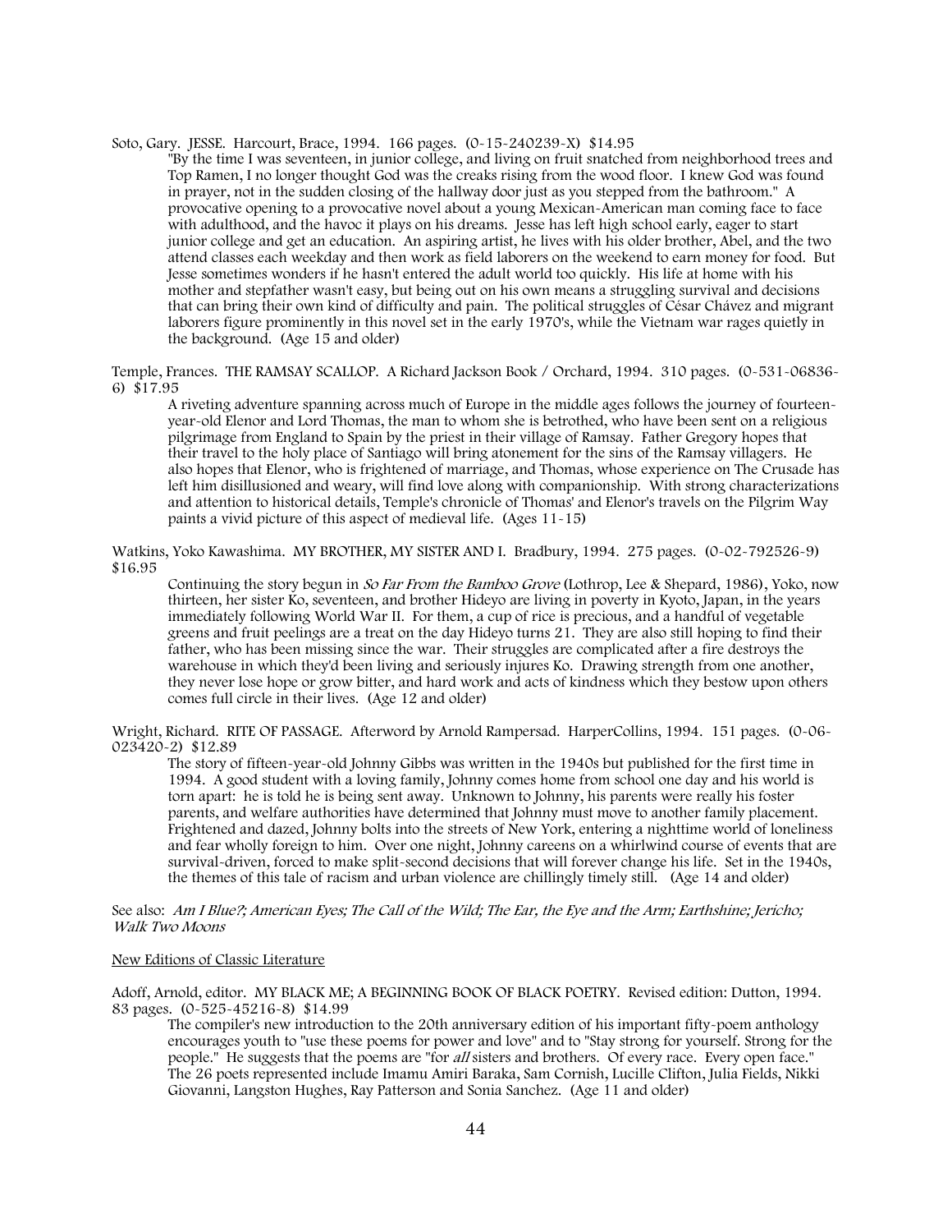Soto, Gary. JESSE. Harcourt, Brace, 1994. 166 pages. (0-15-240239-X) $14.95

"By the time I was seventeen, in junior college, and living on fruit snatched from neighborhood trees and Top Ramen, I no longer thought God was the creaks rising from the wood floor. I knew God was found in prayer, not in the sudden closing of the hallway door just as you stepped from the bathroom." A provocative opening to a provocative novel about a young Mexican-American man coming face to face with adulthood, and the havoc it plays on his dreams. Jesse has left high school early, eager to start junior college and get an education. An aspiring artist, he lives with his older brother, Abel, and the two attend classes each weekday and then work as field laborers on the weekend to earn money for food. But Jesse sometimes wonders if he hasn't entered the adult world too quickly. His life at home with his mother and stepfather wasn't easy, but being out on his own means a struggling survival and decisions that can bring their own kind of difficulty and pain. The political struggles of César Chávez and migrant laborers figure prominently in this novel set in the early 1970's, while the Vietnam war rages quietly in the background. (Age 15 and older)

Temple, Frances. THE RAMSAY SCALLOP. A Richard Jackson Book / Orchard, 1994. 310 pages. (0-531-06836-6) $17.95

A riveting adventure spanning across much of Europe in the middle ages follows the journey of fourteen-year-old Elenor and Lord Thomas, the man to whom she is betrothed, who have been sent on a religious pilgrimage from England to Spain by the priest in their village of Ramsay. Father Gregory hopes that their travel to the holy place of Santiago will bring atonement for the sins of the Ramsay villagers. He also hopes that Elenor, who is frightened of marriage, and Thomas, whose experience on The Crusade has left him disillusioned and weary, will find love along with companionship. With strong characterizations and attention to historical details, Temple's chronicle of Thomas' and Elenor's travels on the Pilgrim Way paints a vivid picture of this aspect of medieval life. (Ages 11-15)

Watkins, Yoko Kawashima. MY BROTHER, MY SISTER AND I. Bradbury, 1994. 275 pages. (0-02-792526-9) $16.95

Continuing the story begun in *So Far From the Bamboo Grove* (Lothrop, Lee & Shepard, 1986), Yoko, now thirteen, her sister Ko, seventeen, and brother Hideyo are living in poverty in Kyoto, Japan, in the years immediately following World War II. For them, a cup of rice is precious, and a handful of vegetable greens and fruit peelings are a treat on the day Hideyo turns 21. They are also still hoping to find their father, who has been missing since the war. Their struggles are complicated after a fire destroys the warehouse in which they'd been living and seriously injures Ko. Drawing strength from one another, they never lose hope or grow bitter, and hard work and acts of kindness which they bestow upon others comes full circle in their lives. (Age 12 and older)

Wright, Richard. RITE OF PASSAGE. Afterword by Arnold Rampersad. HarperCollins, 1994. 151 pages. (0-06-023420-2) $12.89

The story of fifteen-year-old Johnny Gibbs was written in the 1940s but published for the first time in 1994. A good student with a loving family, Johnny comes home from school one day and his world is torn apart: he is told he is being sent away. Unknown to Johnny, his parents were really his foster parents, and welfare authorities have determined that Johnny must move to another family placement. Frightened and dazed, Johnny bolts into the streets of New York, entering a nighttime world of loneliness and fear wholly foreign to him. Over one night, Johnny careens on a whirlwind course of events that are survival-driven, forced to make split-second decisions that will forever change his life. Set in the 1940s, the themes of this tale of racism and urban violence are chillingly timely still. (Age 14 and older)

See also: *Am I Blue?; American Eyes; The Call of the Wild; The Ear, the Eye and the Arm; Earthshine; Jericho; Walk Two Moons*

<u>New Editions of Classic Literature</u>

Adoff, Arnold, editor. MY BLACK ME; A BEGINNING BOOK OF BLACK POETRY. Revised edition: Dutton, 1994. 83 pages. (0-525-45216-8) $14.99

The compiler's new introduction to the 20th anniversary edition of his important fifty-poem anthology encourages youth to "use these poems for power and love" and to "Stay strong for yourself. Strong for the people." He suggests that the poems are "for *all* sisters and brothers. Of every race. Every open face." The 26 poets represented include Imamu Amiri Baraka, Sam Cornish, Lucille Clifton, Julia Fields, Nikki Giovanni, Langston Hughes, Ray Patterson and Sonia Sanchez. (Age 11 and older)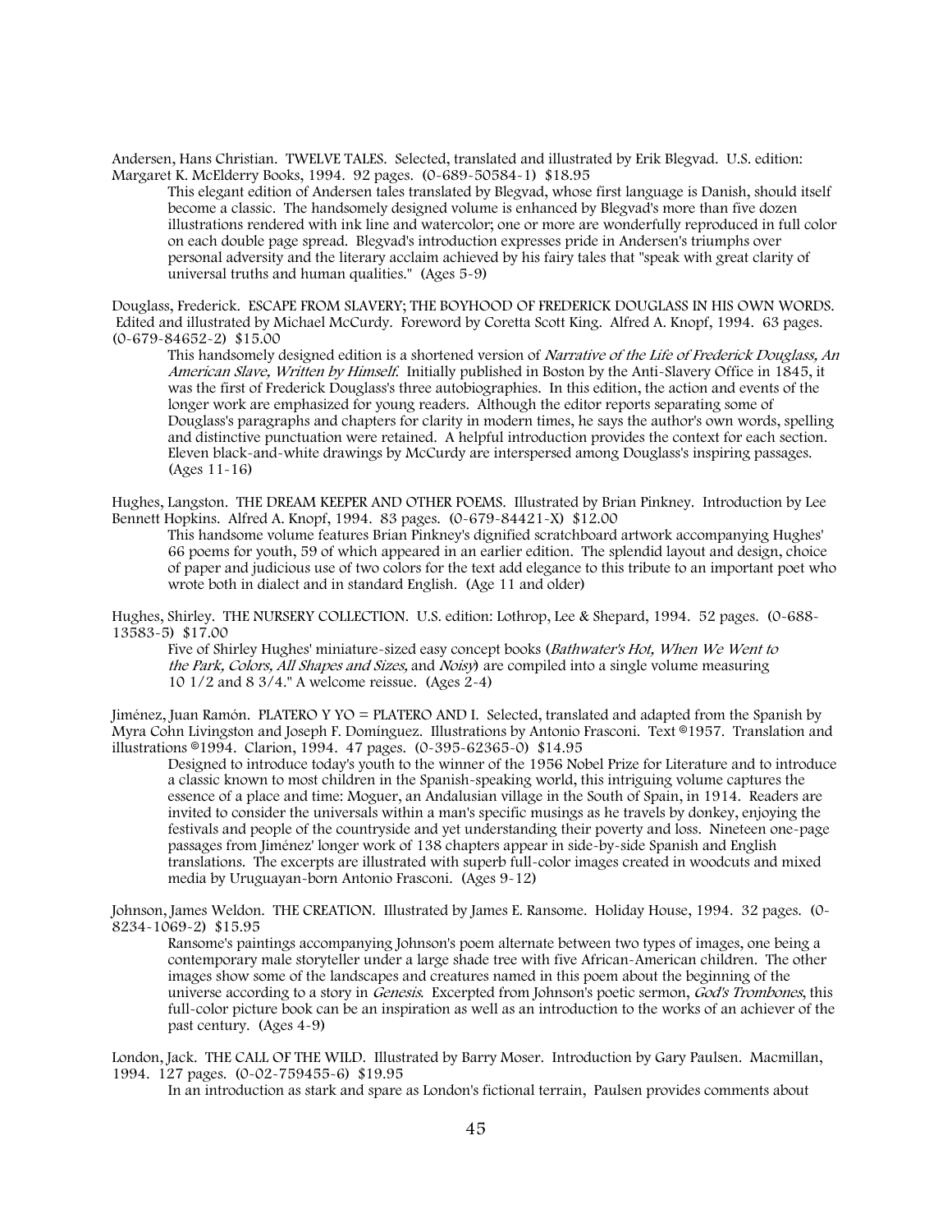Andersen, Hans Christian. TWELVE TALES. Selected, translated and illustrated by Erik Blegvad. U.S. edition: Margaret K. McElderry Books, 1994. 92 pages. (0-689-50584-1) $18.95

This elegant edition of Andersen tales translated by Blegvad, whose first language is Danish, should itself become a classic. The handsomely designed volume is enhanced by Blegvad's more than five dozen illustrations rendered with ink line and watercolor; one or more are wonderfully reproduced in full color on each double page spread. Blegvad's introduction expresses pride in Andersen's triumphs over personal adversity and the literary acclaim achieved by his fairy tales that "speak with great clarity of universal truths and human qualities." (Ages 5-9)

Douglass, Frederick. ESCAPE FROM SLAVERY; THE BOYHOOD OF FREDERICK DOUGLASS IN HIS OWN WORDS. Edited and illustrated by Michael McCurdy. Foreword by Coretta Scott King. Alfred A. Knopf, 1994. 63 pages. (0-679-84652-2) $15.00

This handsomely designed edition is a shortened version of *Narrative of the Life of Frederick Douglass, An American Slave, Written by Himself.* Initially published in Boston by the Anti-Slavery Office in 1845, it was the first of Frederick Douglass's three autobiographies. In this edition, the action and events of the longer work are emphasized for young readers. Although the editor reports separating some of Douglass's paragraphs and chapters for clarity in modern times, he says the author's own words, spelling and distinctive punctuation were retained. A helpful introduction provides the context for each section. Eleven black-and-white drawings by McCurdy are interspersed among Douglass's inspiring passages. (Ages 11-16)

Hughes, Langston. THE DREAM KEEPER AND OTHER POEMS. Illustrated by Brian Pinkney. Introduction by Lee Bennett Hopkins. Alfred A. Knopf, 1994. 83 pages. (0-679-84421-X) $12.00

This handsome volume features Brian Pinkney's dignified scratchboard artwork accompanying Hughes' 66 poems for youth, 59 of which appeared in an earlier edition. The splendid layout and design, choice of paper and judicious use of two colors for the text add elegance to this tribute to an important poet who wrote both in dialect and in standard English. (Age 11 and older)

Hughes, Shirley. THE NURSERY COLLECTION. U.S. edition: Lothrop, Lee & Shepard, 1994. 52 pages. (0-688-13583-5) $17.00

Five of Shirley Hughes' miniature-sized easy concept books (*Bathwater's Hot, When We Went to the Park, Colors, All Shapes and Sizes,* and *Noisy*) are compiled into a single volume measuring 10 1/2 and 8 3/4." A welcome reissue. (Ages 2-4)

Jiménez, Juan Ramón. PLATERO Y YO = PLATERO AND I. Selected, translated and adapted from the Spanish by Myra Cohn Livingston and Joseph F. Domínguez. Illustrations by Antonio Frasconi. Text ©1957. Translation and illustrations ©1994. Clarion, 1994. 47 pages. (0-395-62365-0) $14.95

Designed to introduce today's youth to the winner of the 1956 Nobel Prize for Literature and to introduce a classic known to most children in the Spanish-speaking world, this intriguing volume captures the essence of a place and time: Moguer, an Andalusian village in the South of Spain, in 1914. Readers are invited to consider the universals within a man's specific musings as he travels by donkey, enjoying the festivals and people of the countryside and yet understanding their poverty and loss. Nineteen one-page passages from Jiménez' longer work of 138 chapters appear in side-by-side Spanish and English translations. The excerpts are illustrated with superb full-color images created in woodcuts and mixed media by Uruguayan-born Antonio Frasconi. (Ages 9-12)

Johnson, James Weldon. THE CREATION. Illustrated by James E. Ransome. Holiday House, 1994. 32 pages. (0-8234-1069-2) $15.95

Ransome's paintings accompanying Johnson's poem alternate between two types of images, one being a contemporary male storyteller under a large shade tree with five African-American children. The other images show some of the landscapes and creatures named in this poem about the beginning of the universe according to a story in *Genesis*. Excerpted from Johnson's poetic sermon, *God's Trombones*, this full-color picture book can be an inspiration as well as an introduction to the works of an achiever of the past century. (Ages 4-9)

London, Jack. THE CALL OF THE WILD. Illustrated by Barry Moser. Introduction by Gary Paulsen. Macmillan, 1994. 127 pages. (0-02-759455-6) $19.95

In an introduction as stark and spare as London's fictional terrain, Paulsen provides comments about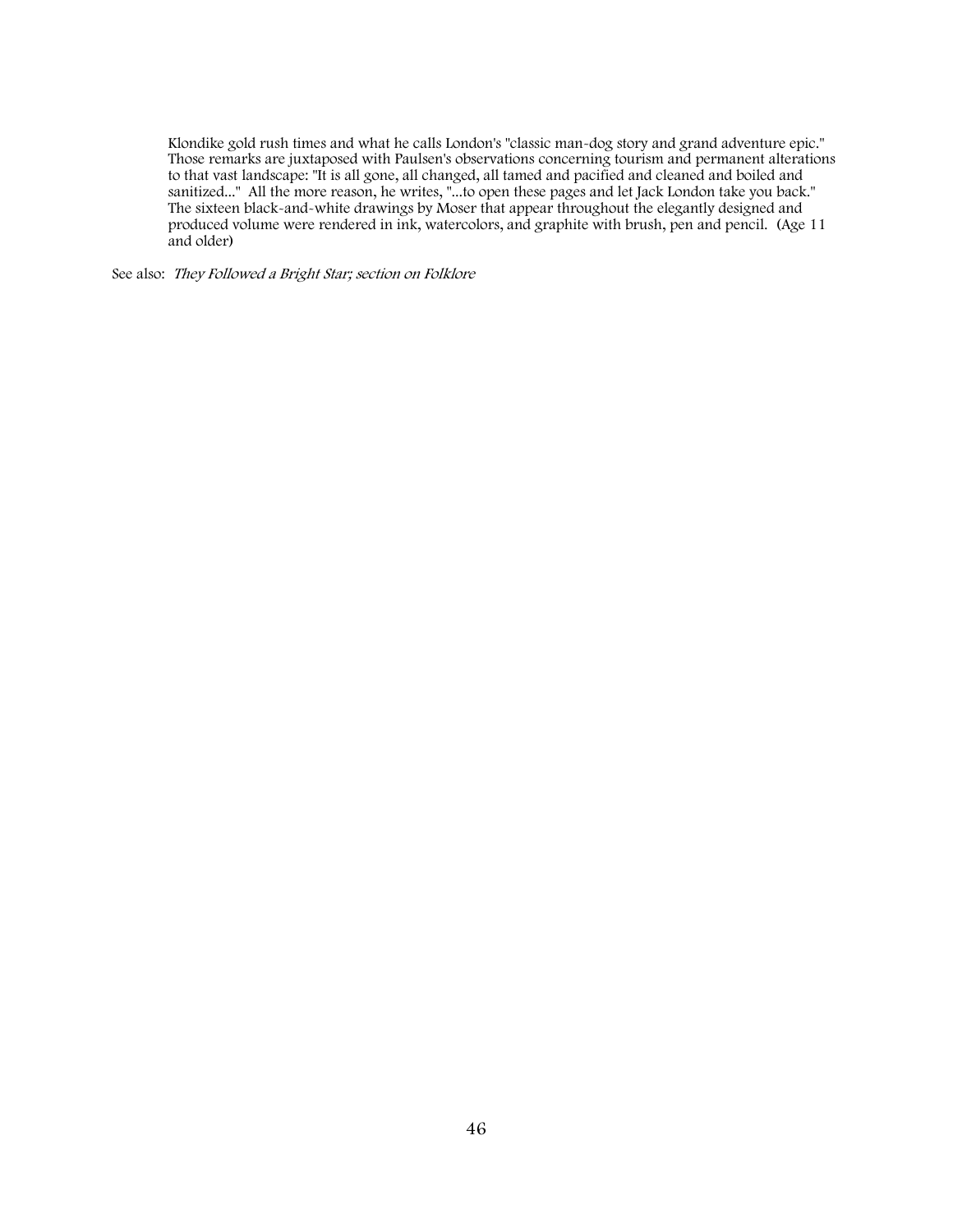Klondike gold rush times and what he calls London's "classic man-dog story and grand adventure epic." Those remarks are juxtaposed with Paulsen's observations concerning tourism and permanent alterations to that vast landscape: "It is all gone, all changed, all tamed and pacified and cleaned and boiled and sanitized..." All the more reason, he writes, "...to open these pages and let Jack London take you back." The sixteen black-and-white drawings by Moser that appear throughout the elegantly designed and produced volume were rendered in ink, watercolors, and graphite with brush, pen and pencil. (Age 11 and older)

See also: *They Followed a Bright Star; section on Folklore*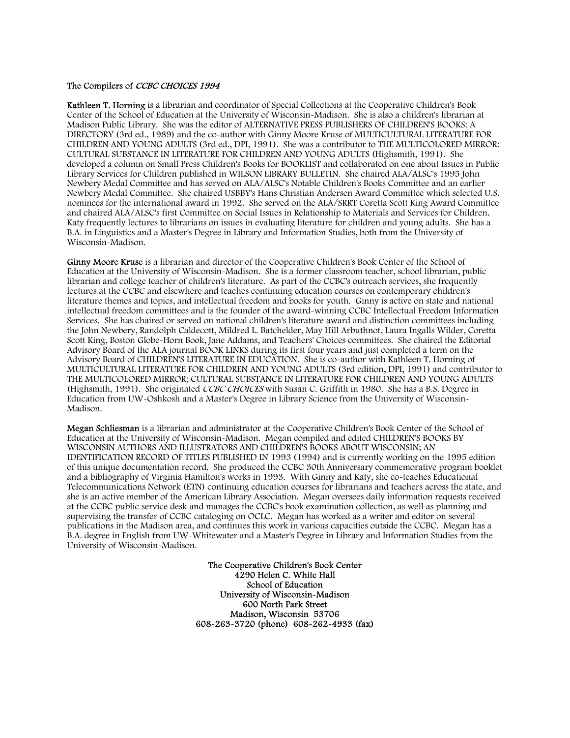## The Compilers of *CCBC CHOICES 1994*

**Kathleen T. Horning** is a librarian and coordinator of Special Collections at the Cooperative Children's Book Center of the School of Education at the University of Wisconsin-Madison. She is also a children's librarian at Madison Public Library. She was the editor of ALTERNATIVE PRESS PUBLISHERS OF CHILDREN'S BOOKS: A DIRECTORY (3rd ed., 1989) and the co-author with Ginny Moore Kruse of MULTICULTURAL LITERATURE FOR CHILDREN AND YOUNG ADULTS (3rd ed., DPI, 1991). She was a contributor to THE MULTICOLORED MIRROR: CULTURAL SUBSTANCE IN LITERATURE FOR CHILDREN AND YOUNG ADULTS (Highsmith, 1991). She developed a column on Small Press Children's Books for BOOKLIST and collaborated on one about Issues in Public Library Services for Children published in WILSON LIBRARY BULLETIN. She chaired ALA/ALSC's 1995 John Newbery Medal Committee and has served on ALA/ALSC's Notable Children's Books Committee and an earlier Newbery Medal Committee. She chaired USBBY's Hans Christian Andersen Award Committee which selected U.S. nominees for the international award in 1992. She served on the ALA/SRRT Coretta Scott King Award Committee and chaired ALA/ALSC's first Committee on Social Issues in Relationship to Materials and Services for Children. Katy frequently lectures to librarians on issues in evaluating literature for children and young adults. She has a B.A. in Linguistics and a Master's Degree in Library and Information Studies, both from the University of Wisconsin-Madison.

**Ginny Moore Kruse** is a librarian and director of the Cooperative Children's Book Center of the School of Education at the University of Wisconsin-Madison. She is a former classroom teacher, school librarian, public librarian and college teacher of children's literature. As part of the CCBC's outreach services, she frequently lectures at the CCBC and elsewhere and teaches continuing education courses on contemporary children's literature themes and topics, and intellectual freedom and books for youth. Ginny is active on state and national intellectual freedom committees and is the founder of the award-winning CCBC Intellectual Freedom Information Services. She has chaired or served on national children's literature award and distinction committees including the John Newbery, Randolph Caldecott, Mildred L. Batchelder, May Hill Arbuthnot, Laura Ingalls Wilder, Coretta Scott King, Boston Globe-Horn Book, Jane Addams, and Teachers' Choices committees. She chaired the Editorial Advisory Board of the ALA journal BOOK LINKS during its first four years and just completed a term on the Advisory Board of CHILDREN'S LITERATURE IN EDUCATION. She is co-author with Kathleen T. Horning of MULTICULTURAL LITERATURE FOR CHILDREN AND YOUNG ADULTS (3rd edition, DPI, 1991) and contributor to THE MULTICOLORED MIRROR; CULTURAL SUBSTANCE IN LITERATURE FOR CHILDREN AND YOUNG ADULTS (Highsmith, 1991). She originated *CCBC CHOICES* with Susan C. Griffith in 1980. She has a B.S. Degree in Education from UW-Oshkosh and a Master's Degree in Library Science from the University of Wisconsin-Madison.

**Megan Schliesman** is a librarian and administrator at the Cooperative Children's Book Center of the School of Education at the University of Wisconsin-Madison. Megan compiled and edited CHILDREN'S BOOKS BY WISCONSIN AUTHORS AND ILLUSTRATORS AND CHILDREN'S BOOKS ABOUT WISCONSIN; AN IDENTIFICATION RECORD OF TITLES PUBLISHED IN 1993 (1994) and is currently working on the 1995 edition of this unique documentation record. She produced the CCBC 30th Anniversary commemorative program booklet and a bibliography of Virginia Hamilton's works in 1993. With Ginny and Katy, she co-teaches Educational Telecommunications Network (ETN) continuing education courses for librarians and teachers across the state, and she is an active member of the American Library Association. Megan oversees daily information requests received at the CCBC public service desk and manages the CCBC's book examination collection, as well as planning and supervising the transfer of CCBC cataloging on OCLC. Megan has worked as a writer and editor on several publications in the Madison area, and continues this work in various capacities outside the CCBC. Megan has a B.A. degree in English from UW-Whitewater and a Master's Degree in Library and Information Studies from the University of Wisconsin-Madison.

The Cooperative Children's Book Center
4290 Helen C. White Hall
School of Education
University of Wisconsin-Madison
600 North Park Street
Madison, Wisconsin 53706
608-263-3720 (phone) 608-262-4933 (fax)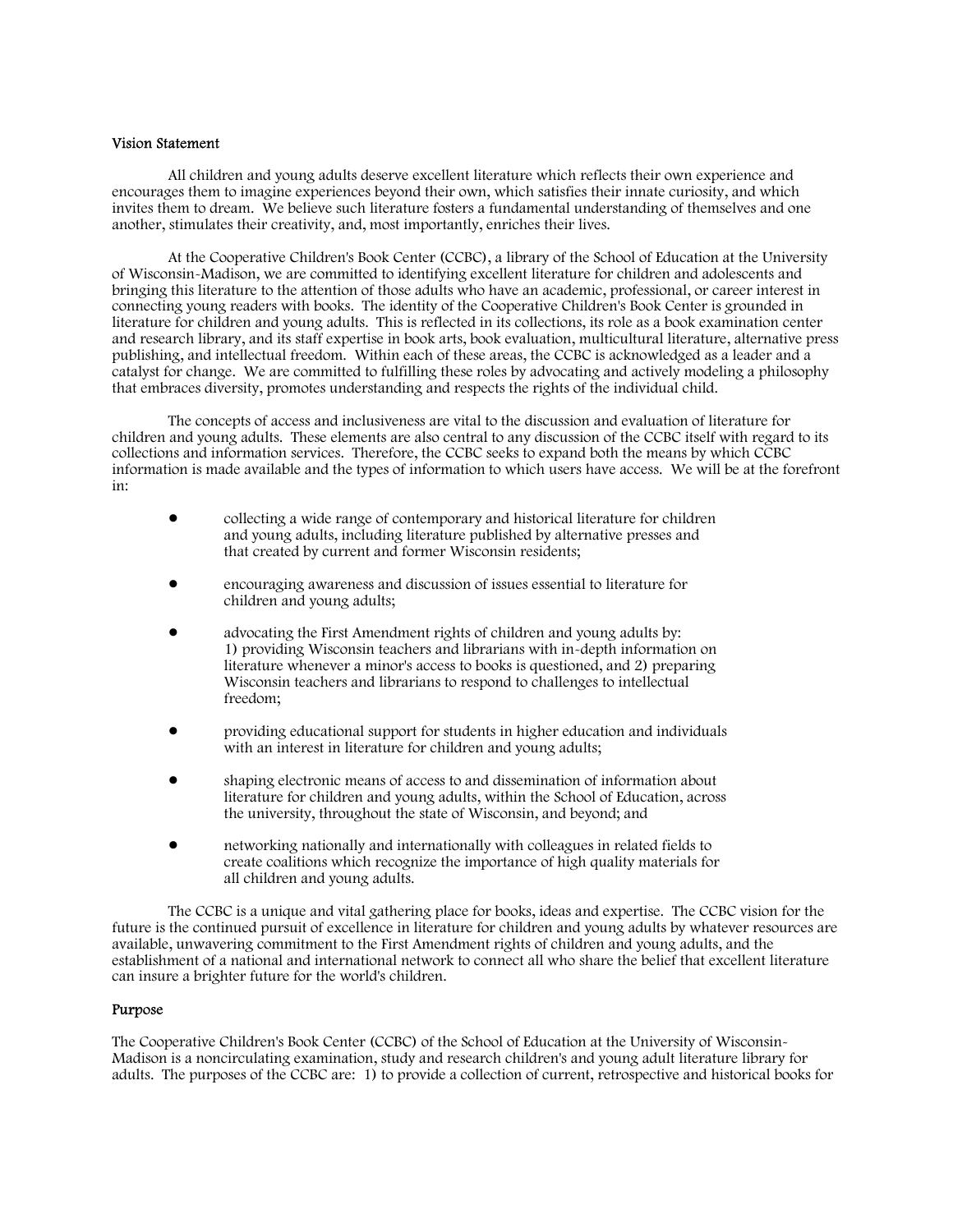#### Vision Statement

All children and young adults deserve excellent literature which reflects their own experience and encourages them to imagine experiences beyond their own, which satisfies their innate curiosity, and which invites them to dream. We believe such literature fosters a fundamental understanding of themselves and one another, stimulates their creativity, and, most importantly, enriches their lives.

At the Cooperative Children's Book Center (CCBC), a library of the School of Education at the University of Wisconsin-Madison, we are committed to identifying excellent literature for children and adolescents and bringing this literature to the attention of those adults who have an academic, professional, or career interest in connecting young readers with books. The identity of the Cooperative Children's Book Center is grounded in literature for children and young adults. This is reflected in its collections, its role as a book examination center and research library, and its staff expertise in book arts, book evaluation, multicultural literature, alternative press publishing, and intellectual freedom. Within each of these areas, the CCBC is acknowledged as a leader and a catalyst for change. We are committed to fulfilling these roles by advocating and actively modeling a philosophy that embraces diversity, promotes understanding and respects the rights of the individual child.

The concepts of access and inclusiveness are vital to the discussion and evaluation of literature for children and young adults. These elements are also central to any discussion of the CCBC itself with regard to its collections and information services. Therefore, the CCBC seeks to expand both the means by which CCBC information is made available and the types of information to which users have access. We will be at the forefront in:

- collecting a wide range of contemporary and historical literature for children and young adults, including literature published by alternative presses and that created by current and former Wisconsin residents;
- encouraging awareness and discussion of issues essential to literature for children and young adults;
- advocating the First Amendment rights of children and young adults by: 1) providing Wisconsin teachers and librarians with in-depth information on literature whenever a minor's access to books is questioned, and 2) preparing Wisconsin teachers and librarians to respond to challenges to intellectual freedom;
- providing educational support for students in higher education and individuals with an interest in literature for children and young adults;
- shaping electronic means of access to and dissemination of information about literature for children and young adults, within the School of Education, across the university, throughout the state of Wisconsin, and beyond; and
- networking nationally and internationally with colleagues in related fields to create coalitions which recognize the importance of high quality materials for all children and young adults.

The CCBC is a unique and vital gathering place for books, ideas and expertise. The CCBC vision for the future is the continued pursuit of excellence in literature for children and young adults by whatever resources are available, unwavering commitment to the First Amendment rights of children and young adults, and the establishment of a national and international network to connect all who share the belief that excellent literature can insure a brighter future for the world's children.

#### Purpose

The Cooperative Children's Book Center (CCBC) of the School of Education at the University of Wisconsin-Madison is a noncirculating examination, study and research children's and young adult literature library for adults. The purposes of the CCBC are: 1) to provide a collection of current, retrospective and historical books for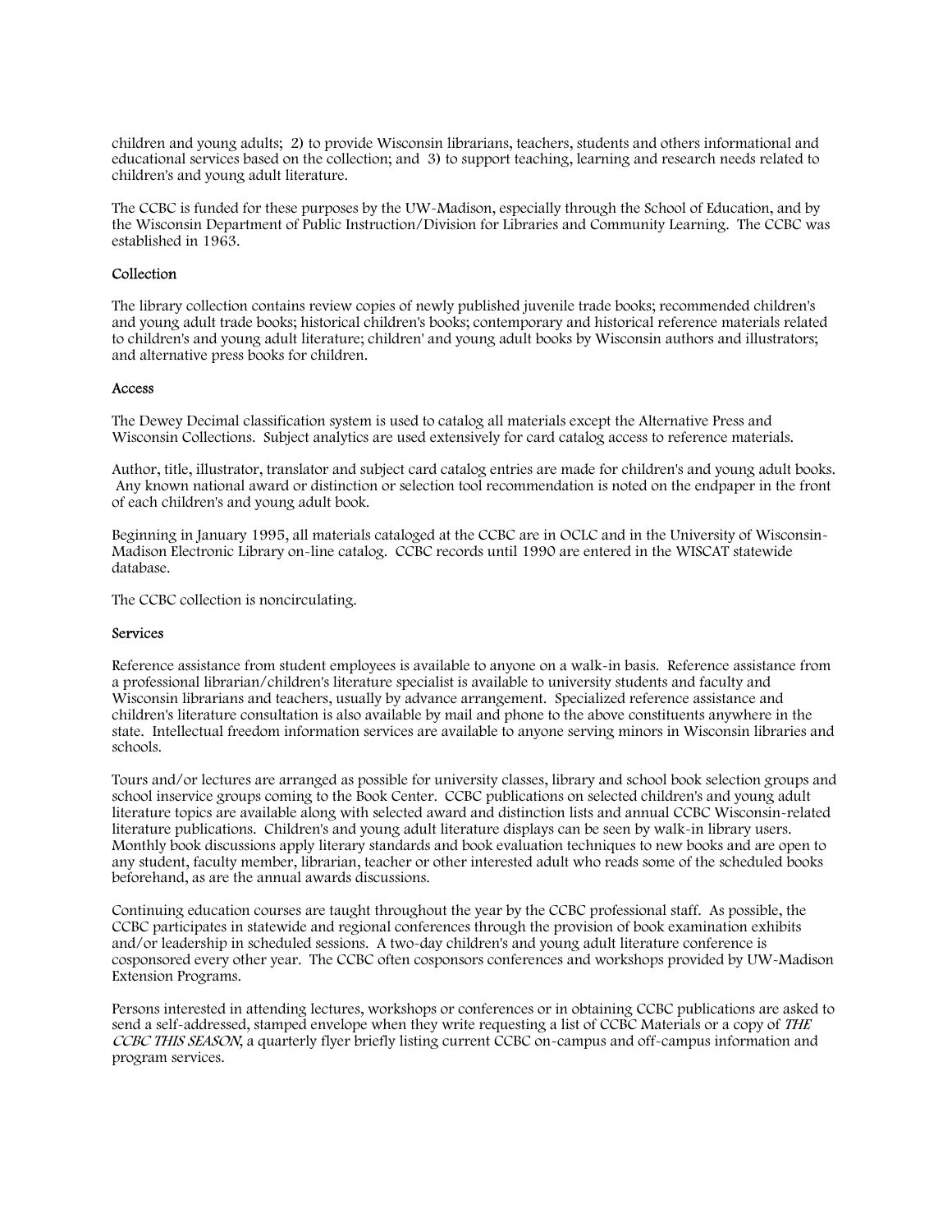children and young adults; 2) to provide Wisconsin librarians, teachers, students and others informational and educational services based on the collection; and 3) to support teaching, learning and research needs related to children's and young adult literature.

The CCBC is funded for these purposes by the UW-Madison, especially through the School of Education, and by the Wisconsin Department of Public Instruction/Division for Libraries and Community Learning. The CCBC was established in 1963.

### Collection

The library collection contains review copies of newly published juvenile trade books; recommended children's and young adult trade books; historical children's books; contemporary and historical reference materials related to children's and young adult literature; children' and young adult books by Wisconsin authors and illustrators; and alternative press books for children.

### Access

The Dewey Decimal classification system is used to catalog all materials except the Alternative Press and Wisconsin Collections. Subject analytics are used extensively for card catalog access to reference materials.

Author, title, illustrator, translator and subject card catalog entries are made for children's and young adult books. Any known national award or distinction or selection tool recommendation is noted on the endpaper in the front of each children's and young adult book.

Beginning in January 1995, all materials cataloged at the CCBC are in OCLC and in the University of Wisconsin-Madison Electronic Library on-line catalog. CCBC records until 1990 are entered in the WISCAT statewide database.

The CCBC collection is noncirculating.

### Services

Reference assistance from student employees is available to anyone on a walk-in basis. Reference assistance from a professional librarian/children's literature specialist is available to university students and faculty and Wisconsin librarians and teachers, usually by advance arrangement. Specialized reference assistance and children's literature consultation is also available by mail and phone to the above constituents anywhere in the state. Intellectual freedom information services are available to anyone serving minors in Wisconsin libraries and schools.

Tours and/or lectures are arranged as possible for university classes, library and school book selection groups and school inservice groups coming to the Book Center. CCBC publications on selected children's and young adult literature topics are available along with selected award and distinction lists and annual CCBC Wisconsin-related literature publications. Children's and young adult literature displays can be seen by walk-in library users. Monthly book discussions apply literary standards and book evaluation techniques to new books and are open to any student, faculty member, librarian, teacher or other interested adult who reads some of the scheduled books beforehand, as are the annual awards discussions.

Continuing education courses are taught throughout the year by the CCBC professional staff. As possible, the CCBC participates in statewide and regional conferences through the provision of book examination exhibits and/or leadership in scheduled sessions. A two-day children's and young adult literature conference is cosponsored every other year. The CCBC often cosponsors conferences and workshops provided by UW-Madison Extension Programs.

Persons interested in attending lectures, workshops or conferences or in obtaining CCBC publications are asked to send a self-addressed, stamped envelope when they write requesting a list of CCBC Materials or a copy of *THE CCBC THIS SEASON*, a quarterly flyer briefly listing current CCBC on-campus and off-campus information and program services.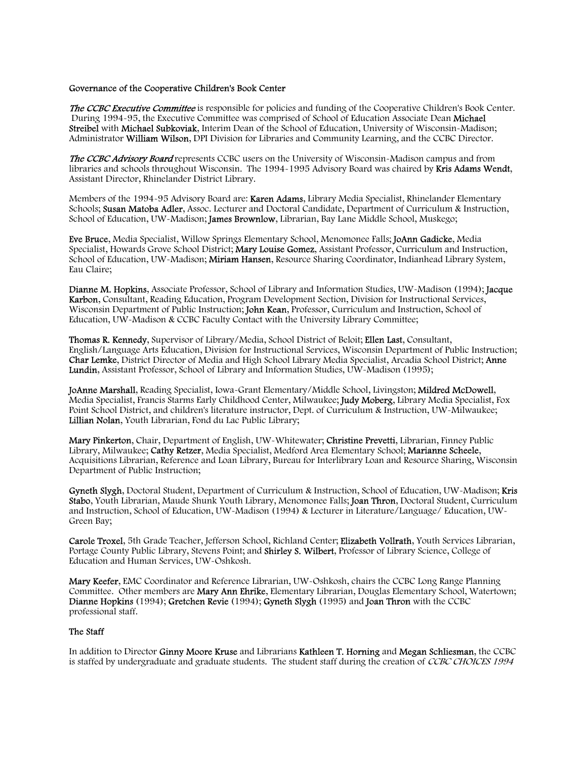## Governance of the Cooperative Children's Book Center

***The CCBC Executive Committee*** is responsible for policies and funding of the Cooperative Children's Book Center. During 1994-95, the Executive Committee was comprised of School of Education Associate Dean **Michael Streibel** with **Michael Subkoviak**, Interim Dean of the School of Education, University of Wisconsin-Madison; Administrator **William Wilson**, DPI Division for Libraries and Community Learning, and the CCBC Director.

***The CCBC Advisory Board*** represents CCBC users on the University of Wisconsin-Madison campus and from libraries and schools throughout Wisconsin. The 1994-1995 Advisory Board was chaired by **Kris Adams Wendt**, Assistant Director, Rhinelander District Library.

Members of the 1994-95 Advisory Board are: **Karen Adams**, Library Media Specialist, Rhinelander Elementary Schools; **Susan Matoba Adler**, Assoc. Lecturer and Doctoral Candidate, Department of Curriculum & Instruction, School of Education, UW-Madison; **James Brownlow**, Librarian, Bay Lane Middle School, Muskego;

**Eve Bruce**, Media Specialist, Willow Springs Elementary School, Menomonee Falls; **JoAnn Gadicke**, Media Specialist, Howards Grove School District; **Mary Louise Gomez**, Assistant Professor, Curriculum and Instruction, School of Education, UW-Madison; **Miriam Hansen**, Resource Sharing Coordinator, Indianhead Library System, Eau Claire;

**Dianne M. Hopkins**, Associate Professor, School of Library and Information Studies, UW-Madison (1994); **Jacque Karbon**, Consultant, Reading Education, Program Development Section, Division for Instructional Services, Wisconsin Department of Public Instruction; **John Kean**, Professor, Curriculum and Instruction, School of Education, UW-Madison & CCBC Faculty Contact with the University Library Committee;

**Thomas R. Kennedy**, Supervisor of Library/Media, School District of Beloit; **Ellen Last**, Consultant, English/Language Arts Education, Division for Instructional Services, Wisconsin Department of Public Instruction; **Char Lemke**, District Director of Media and High School Library Media Specialist, Arcadia School District; **Anne Lundin**, Assistant Professor, School of Library and Information Studies, UW-Madison (1995);

**JoAnne Marshall**, Reading Specialist, Iowa-Grant Elementary/Middle School, Livingston; **Mildred McDowell**, Media Specialist, Francis Starms Early Childhood Center, Milwaukee; **Judy Moberg**, Library Media Specialist, Fox Point School District, and children's literature instructor, Dept. of Curriculum & Instruction, UW-Milwaukee; **Lillian Nolan**, Youth Librarian, Fond du Lac Public Library;

**Mary Pinkerton**, Chair, Department of English, UW-Whitewater; **Christine Prevetti**, Librarian, Finney Public Library, Milwaukee; **Cathy Retzer**, Media Specialist, Medford Area Elementary School; **Marianne Scheele**, Acquisitions Librarian, Reference and Loan Library, Bureau for Interlibrary Loan and Resource Sharing, Wisconsin Department of Public Instruction;

**Gyneth Slygh**, Doctoral Student, Department of Curriculum & Instruction, School of Education, UW-Madison; **Kris Stabo**, Youth Librarian, Maude Shunk Youth Library, Menomonee Falls; **Joan Thron**, Doctoral Student, Curriculum and Instruction, School of Education, UW-Madison (1994) & Lecturer in Literature/Language/ Education, UW-Green Bay;

**Carole Troxel**, 5th Grade Teacher, Jefferson School, Richland Center; **Elizabeth Vollrath**, Youth Services Librarian, Portage County Public Library, Stevens Point; and **Shirley S. Wilbert**, Professor of Library Science, College of Education and Human Services, UW-Oshkosh.

**Mary Keefer**, EMC Coordinator and Reference Librarian, UW-Oshkosh, chairs the CCBC Long Range Planning Committee. Other members are **Mary Ann Ehrike**, Elementary Librarian, Douglas Elementary School, Watertown; **Dianne Hopkins** (1994); **Gretchen Revie** (1994); **Gyneth Slygh** (1995) and **Joan Thron** with the CCBC professional staff.

## The Staff

In addition to Director **Ginny Moore Kruse** and Librarians **Kathleen T. Horning** and **Megan Schliesman**, the CCBC is staffed by undergraduate and graduate students. The student staff during the creation of *CCBC CHOICES 1994*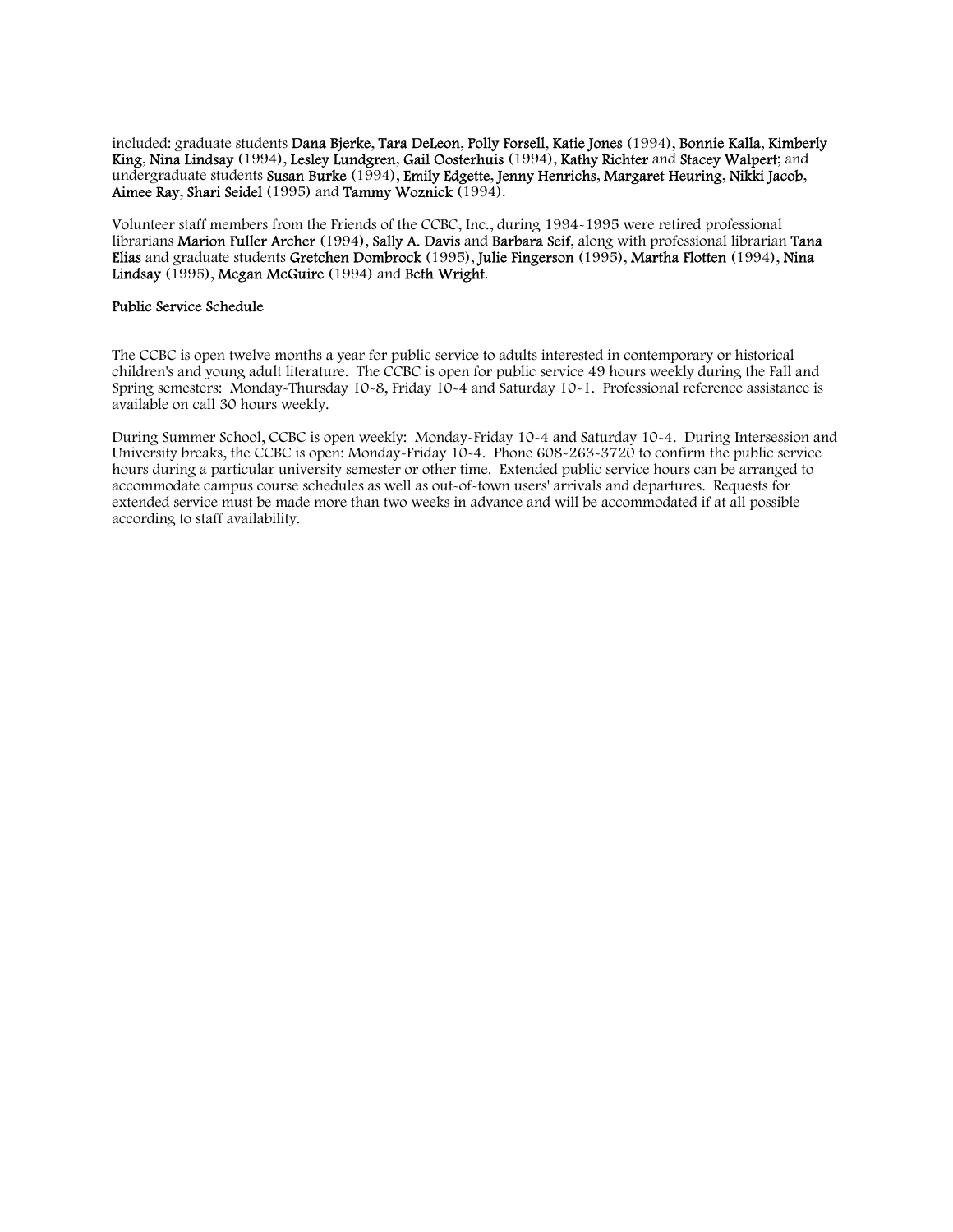included: graduate students **Dana Bjerke**, **Tara DeLeon**, **Polly Forsell**, **Katie Jones** (1994), **Bonnie Kalla**, **Kimberly King**, **Nina Lindsay** (1994), **Lesley Lundgren**, **Gail Oosterhuis** (1994), **Kathy Richter** and **Stacey Walpert**; and undergraduate students **Susan Burke** (1994), **Emily Edgette**, **Jenny Henrichs**, **Margaret Heuring**, **Nikki Jacob**, **Aimee Ray**, **Shari Seidel** (1995) and **Tammy Woznick** (1994).

Volunteer staff members from the Friends of the CCBC, Inc., during 1994-1995 were retired professional librarians **Marion Fuller Archer** (1994), **Sally A. Davis** and **Barbara Seif**, along with professional librarian **Tana Elias** and graduate students **Gretchen Dombrock** (1995), **Julie Fingerson** (1995), **Martha Flotten** (1994), **Nina Lindsay** (1995), **Megan McGuire** (1994) and **Beth Wright**.

**Public Service Schedule**

The CCBC is open twelve months a year for public service to adults interested in contemporary or historical children's and young adult literature. The CCBC is open for public service 49 hours weekly during the Fall and Spring semesters: Monday-Thursday 10-8, Friday 10-4 and Saturday 10-1. Professional reference assistance is available on call 30 hours weekly.

During Summer School, CCBC is open weekly: Monday-Friday 10-4 and Saturday 10-4. During Intersession and University breaks, the CCBC is open: Monday-Friday 10-4. Phone 608-263-3720 to confirm the public service hours during a particular university semester or other time. Extended public service hours can be arranged to accommodate campus course schedules as well as out-of-town users' arrivals and departures. Requests for extended service must be made more than two weeks in advance and will be accommodated if at all possible according to staff availability.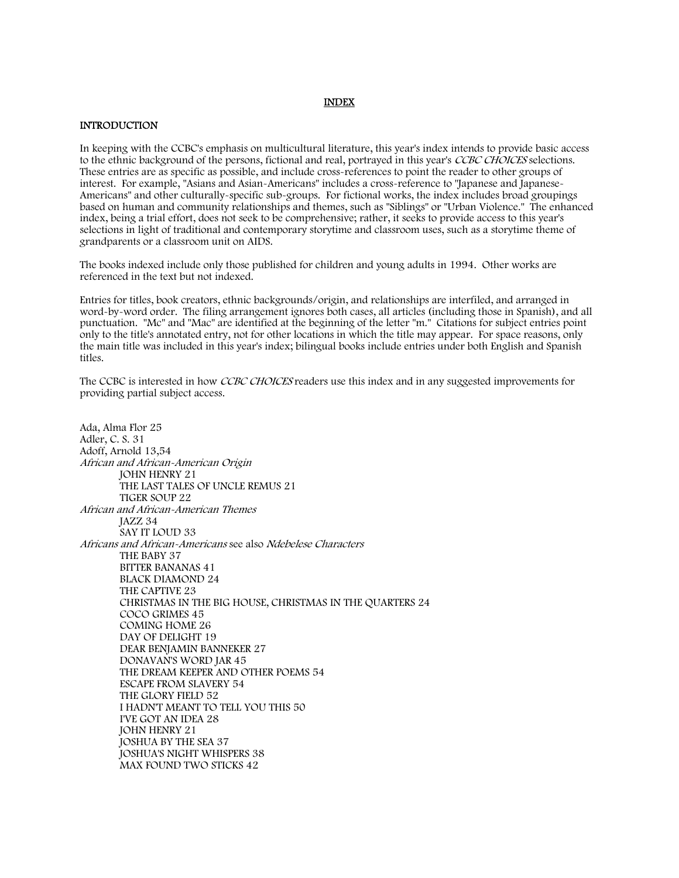# INDEX

## INTRODUCTION

In keeping with the CCBC's emphasis on multicultural literature, this year's index intends to provide basic access to the ethnic background of the persons, fictional and real, portrayed in this year's *CCBC CHOICES* selections. These entries are as specific as possible, and include cross-references to point the reader to other groups of interest. For example, "Asians and Asian-Americans" includes a cross-reference to "Japanese and Japanese-Americans" and other culturally-specific sub-groups. For fictional works, the index includes broad groupings based on human and community relationships and themes, such as "Siblings" or "Urban Violence." The enhanced index, being a trial effort, does not seek to be comprehensive; rather, it seeks to provide access to this year's selections in light of traditional and contemporary storytime and classroom uses, such as a storytime theme of grandparents or a classroom unit on AIDS.

The books indexed include only those published for children and young adults in 1994. Other works are referenced in the text but not indexed.

Entries for titles, book creators, ethnic backgrounds/origin, and relationships are interfiled, and arranged in word-by-word order. The filing arrangement ignores both cases, all articles (including those in Spanish), and all punctuation. "Mc" and "Mac" are identified at the beginning of the letter "m." Citations for subject entries point only to the title's annotated entry, not for other locations in which the title may appear. For space reasons, only the main title was included in this year's index; bilingual books include entries under both English and Spanish titles.

The CCBC is interested in how *CCBC CHOICES* readers use this index and in any suggested improvements for providing partial subject access.

Ada, Alma Flor 25
Adler, C. S. 31
Adoff, Arnold 13,54
*African and African-American Origin*
- JOHN HENRY 21
- THE LAST TALES OF UNCLE REMUS 21
- TIGER SOUP 22

*African and African-American Themes*
- JAZZ 34
- SAY IT LOUD 33

*Africans and African-Americans* see also *Ndebelese Characters*
- THE BABY 37
- BITTER BANANAS 41
- BLACK DIAMOND 24
- THE CAPTIVE 23
- CHRISTMAS IN THE BIG HOUSE, CHRISTMAS IN THE QUARTERS 24
- COCO GRIMES 45
- COMING HOME 26
- DAY OF DELIGHT 19
- DEAR BENJAMIN BANNEKER 27
- DONAVAN'S WORD JAR 45
- THE DREAM KEEPER AND OTHER POEMS 54
- ESCAPE FROM SLAVERY 54
- THE GLORY FIELD 52
- I HADN'T MEANT TO TELL YOU THIS 50
- I'VE GOT AN IDEA 28
- JOHN HENRY 21
- JOSHUA BY THE SEA 37
- JOSHUA'S NIGHT WHISPERS 38
- MAX FOUND TWO STICKS 42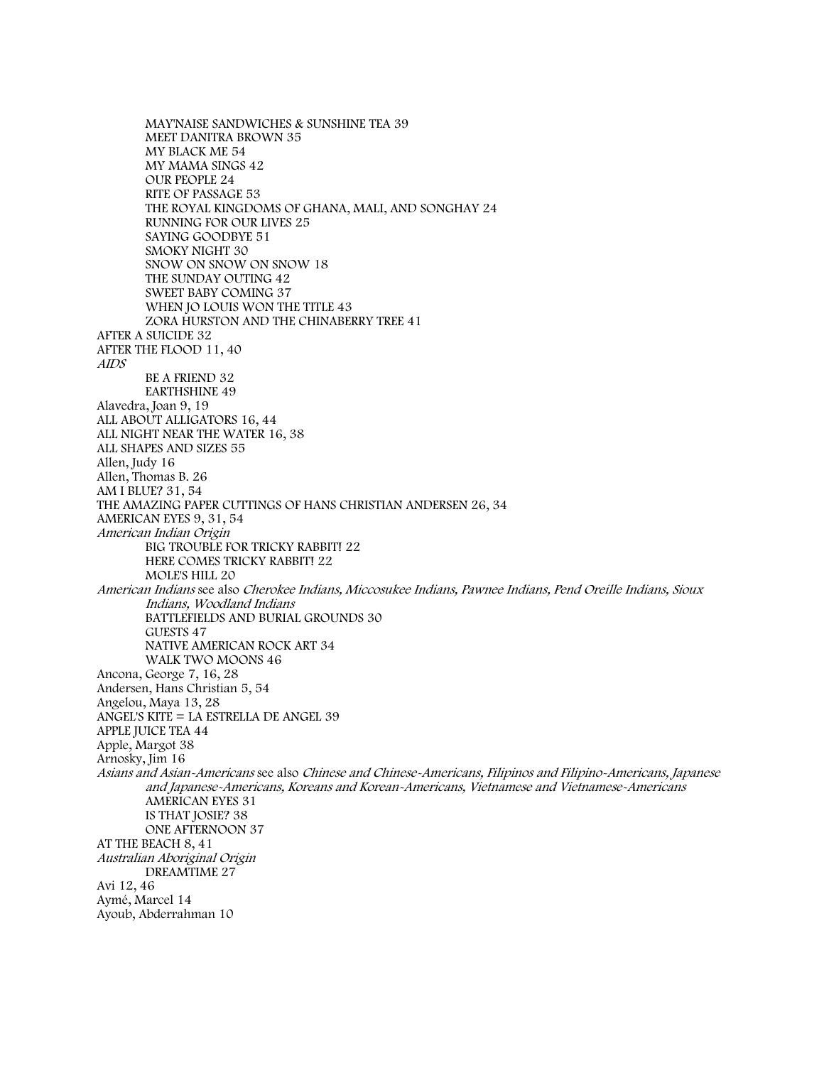MAY'NAISE SANDWICHES & SUNSHINE TEA 39
MEET DANITRA BROWN 35
MY BLACK ME 54
MY MAMA SINGS 42
OUR PEOPLE 24
RITE OF PASSAGE 53
THE ROYAL KINGDOMS OF GHANA, MALI, AND SONGHAY 24
RUNNING FOR OUR LIVES 25
SAYING GOODBYE 51
SMOKY NIGHT 30
SNOW ON SNOW ON SNOW 18
THE SUNDAY OUTING 42
SWEET BABY COMING 37
WHEN JO LOUIS WON THE TITLE 43
ZORA HURSTON AND THE CHINABERRY TREE 41

AFTER A SUICIDE 32
AFTER THE FLOOD 11, 40
*AIDS*
BE A FRIEND 32
EARTHSHINE 49
Alavedra, Joan 9, 19
ALL ABOUT ALLIGATORS 16, 44
ALL NIGHT NEAR THE WATER 16, 38
ALL SHAPES AND SIZES 55
Allen, Judy 16
Allen, Thomas B. 26
AM I BLUE? 31, 54
THE AMAZING PAPER CUTTINGS OF HANS CHRISTIAN ANDERSEN 26, 34
AMERICAN EYES 9, 31, 54
*American Indian Origin*
BIG TROUBLE FOR TRICKY RABBIT! 22
HERE COMES TRICKY RABBIT! 22
MOLE'S HILL 20
*American Indians* see also *Cherokee Indians, Miccosukee Indians, Pawnee Indians, Pend Oreille Indians, Sioux Indians, Woodland Indians*
BATTLEFIELDS AND BURIAL GROUNDS 30
GUESTS 47
NATIVE AMERICAN ROCK ART 34
WALK TWO MOONS 46
Ancona, George 7, 16, 28
Andersen, Hans Christian 5, 54
Angelou, Maya 13, 28
ANGEL'S KITE = LA ESTRELLA DE ANGEL 39
APPLE JUICE TEA 44
Apple, Margot 38
Arnosky, Jim 16
*Asians and Asian-Americans* see also *Chinese and Chinese-Americans, Filipinos and Filipino-Americans, Japanese and Japanese-Americans, Koreans and Korean-Americans, Vietnamese and Vietnamese-Americans*
AMERICAN EYES 31
IS THAT JOSIE? 38
ONE AFTERNOON 37
AT THE BEACH 8, 41
*Australian Aboriginal Origin*
DREAMTIME 27
Avi 12, 46
Aymé, Marcel 14
Ayoub, Abderrahman 10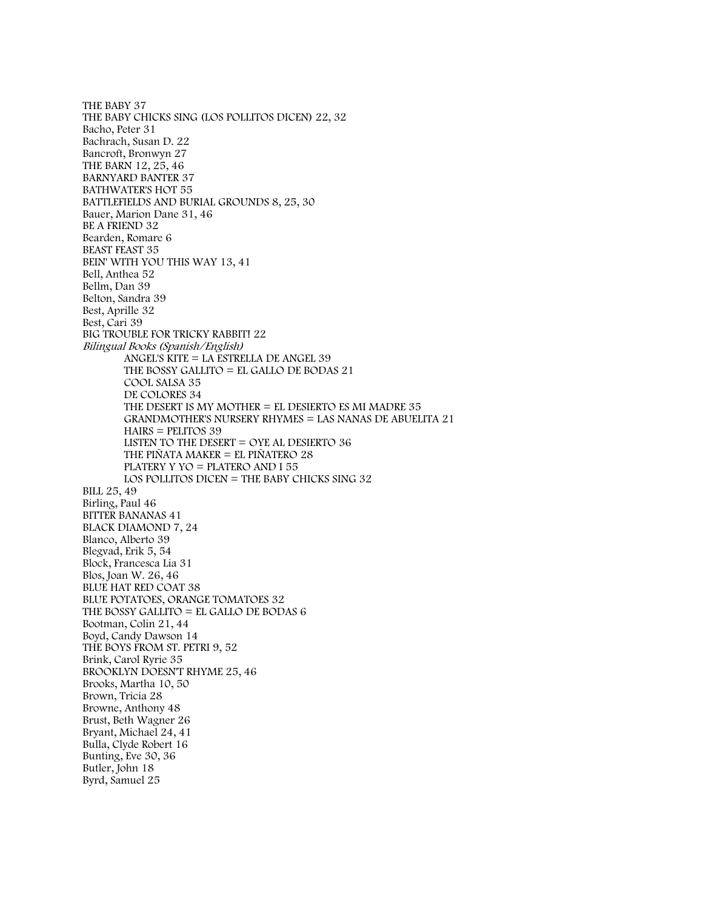THE BABY 37  
THE BABY CHICKS SING (LOS POLLITOS DICEN) 22, 32  
Bacho, Peter 31  
Bachrach, Susan D. 22  
Bancroft, Bronwyn 27  
THE BARN 12, 25, 46  
BARNYARD BANTER 37  
BATHWATER'S HOT 55  
BATTLEFIELDS AND BURIAL GROUNDS 8, 25, 30  
Bauer, Marion Dane 31, 46  
BE A FRIEND 32  
Bearden, Romare 6  
BEAST FEAST 35  
BEIN' WITH YOU THIS WAY 13, 41  
Bell, Anthea 52  
Bellm, Dan 39  
Belton, Sandra 39  
Best, Aprille 32  
Best, Cari 39  
BIG TROUBLE FOR TRICKY RABBIT! 22  
*Bilingual Books (Spanish/English)*

- ANGEL'S KITE = LA ESTRELLA DE ANGEL 39
- THE BOSSY GALLITO = EL GALLO DE BODAS 21
- COOL SALSA 35
- DE COLORES 34
- THE DESERT IS MY MOTHER = EL DESIERTO ES MI MADRE 35
- GRANDMOTHER'S NURSERY RHYMES = LAS NANAS DE ABUELITA 21
- HAIRS = PELITOS 39
- LISTEN TO THE DESERT = OYE AL DESIERTO 36
- THE PIÑATA MAKER = EL PIÑATERO 28
- PLATERY Y YO = PLATERO AND I 55
- LOS POLLITOS DICEN = THE BABY CHICKS SING 32

BILL 25, 49  
Birling, Paul 46  
BITTER BANANAS 41  
BLACK DIAMOND 7, 24  
Blanco, Alberto 39  
Blegvad, Erik 5, 54  
Block, Francesca Lia 31  
Blos, Joan W. 26, 46  
BLUE HAT RED COAT 38  
BLUE POTATOES, ORANGE TOMATOES 32  
THE BOSSY GALLITO = EL GALLO DE BODAS 6  
Bootman, Colin 21, 44  
Boyd, Candy Dawson 14  
THE BOYS FROM ST. PETRI 9, 52  
Brink, Carol Ryrie 35  
BROOKLYN DOESN'T RHYME 25, 46  
Brooks, Martha 10, 50  
Brown, Tricia 28  
Browne, Anthony 48  
Brust, Beth Wagner 26  
Bryant, Michael 24, 41  
Bulla, Clyde Robert 16  
Bunting, Eve 30, 36  
Butler, John 18  
Byrd, Samuel 25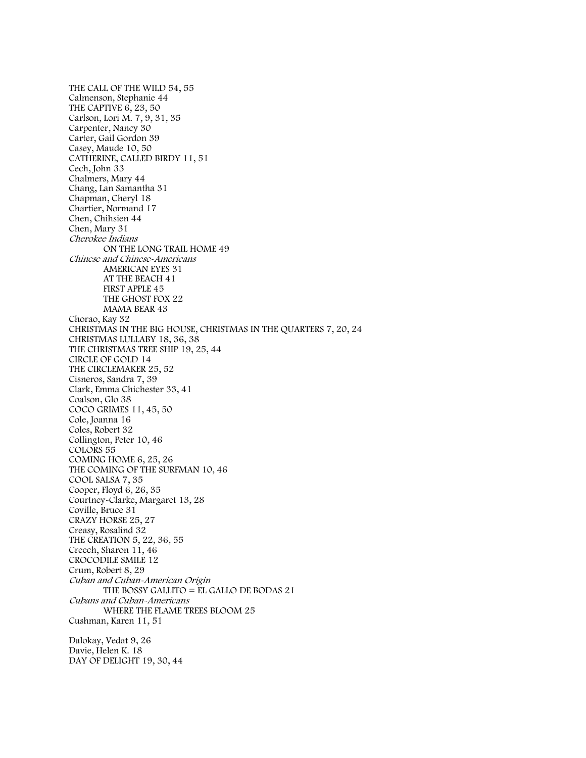THE CALL OF THE WILD 54, 55
Calmenson, Stephanie 44
THE CAPTIVE 6, 23, 50
Carlson, Lori M. 7, 9, 31, 35
Carpenter, Nancy 30
Carter, Gail Gordon 39
Casey, Maude 10, 50
CATHERINE, CALLED BIRDY 11, 51
Cech, John 33
Chalmers, Mary 44
Chang, Lan Samantha 31
Chapman, Cheryl 18
Chartier, Normand 17
Chen, Chihsien 44
Chen, Mary 31
*Cherokee Indians*
    ON THE LONG TRAIL HOME 49
*Chinese and Chinese-Americans*
    AMERICAN EYES 31
    AT THE BEACH 41
    FIRST APPLE 45
    THE GHOST FOX 22
    MAMA BEAR 43
Chorao, Kay 32
CHRISTMAS IN THE BIG HOUSE, CHRISTMAS IN THE QUARTERS 7, 20, 24
CHRISTMAS LULLABY 18, 36, 38
THE CHRISTMAS TREE SHIP 19, 25, 44
CIRCLE OF GOLD 14
THE CIRCLEMAKER 25, 52
Cisneros, Sandra 7, 39
Clark, Emma Chichester 33, 41
Coalson, Glo 38
COCO GRIMES 11, 45, 50
Cole, Joanna 16
Coles, Robert 32
Collington, Peter 10, 46
COLORS 55
COMING HOME 6, 25, 26
THE COMING OF THE SURFMAN 10, 46
COOL SALSA 7, 35
Cooper, Floyd 6, 26, 35
Courtney-Clarke, Margaret 13, 28
Coville, Bruce 31
CRAZY HORSE 25, 27
Creasy, Rosalind 32
THE CREATION 5, 22, 36, 55
Creech, Sharon 11, 46
CROCODILE SMILE 12
Crum, Robert 8, 29
*Cuban and Cuban-American Origin*
    THE BOSSY GALLITO = EL GALLO DE BODAS 21
*Cubans and Cuban-Americans*
    WHERE THE FLAME TREES BLOOM 25
Cushman, Karen 11, 51

Dalokay, Vedat 9, 26
Davie, Helen K. 18
DAY OF DELIGHT 19, 30, 44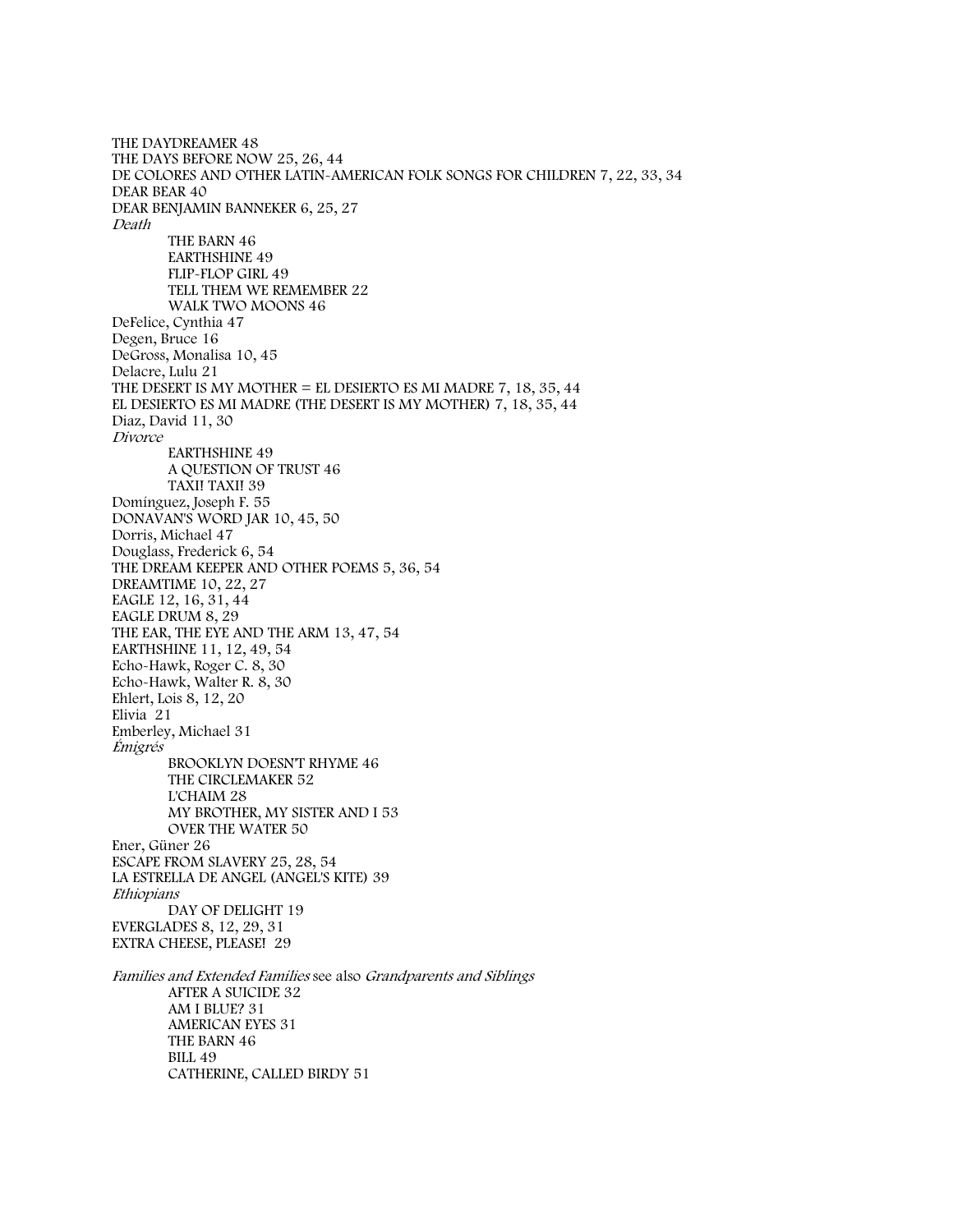THE DAYDREAMER 48
THE DAYS BEFORE NOW 25, 26, 44
DE COLORES AND OTHER LATIN-AMERICAN FOLK SONGS FOR CHILDREN 7, 22, 33, 34
DEAR BEAR 40
DEAR BENJAMIN BANNEKER 6, 25, 27
*Death*
  THE BARN 46
  EARTHSHINE 49
  FLIP-FLOP GIRL 49
  TELL THEM WE REMEMBER 22
  WALK TWO MOONS 46
DeFelice, Cynthia 47
Degen, Bruce 16
DeGross, Monalisa 10, 45
Delacre, Lulu 21
THE DESERT IS MY MOTHER = EL DESIERTO ES MI MADRE 7, 18, 35, 44
EL DESIERTO ES MI MADRE (THE DESERT IS MY MOTHER) 7, 18, 35, 44
Diaz, David 11, 30
*Divorce*
  EARTHSHINE 49
  A QUESTION OF TRUST 46
  TAXI! TAXI! 39
Domínguez, Joseph F. 55
DONAVAN'S WORD JAR 10, 45, 50
Dorris, Michael 47
Douglass, Frederick 6, 54
THE DREAM KEEPER AND OTHER POEMS 5, 36, 54
DREAMTIME 10, 22, 27
EAGLE 12, 16, 31, 44
EAGLE DRUM 8, 29
THE EAR, THE EYE AND THE ARM 13, 47, 54
EARTHSHINE 11, 12, 49, 54
Echo-Hawk, Roger C. 8, 30
Echo-Hawk, Walter R. 8, 30
Ehlert, Lois 8, 12, 20
Elivia 21
Emberley, Michael 31
*Émigrés*
  BROOKLYN DOESN'T RHYME 46
  THE CIRCLEMAKER 52
  L'CHAIM 28
  MY BROTHER, MY SISTER AND I 53
  OVER THE WATER 50
Ener, Güner 26
ESCAPE FROM SLAVERY 25, 28, 54
LA ESTRELLA DE ANGEL (ANGEL'S KITE) 39
*Ethiopians*
  DAY OF DELIGHT 19
EVERGLADES 8, 12, 29, 31
EXTRA CHEESE, PLEASE! 29

*Families and Extended Families* see also *Grandparents and Siblings*
  AFTER A SUICIDE 32
  AM I BLUE? 31
  AMERICAN EYES 31
  THE BARN 46
  BILL 49
  CATHERINE, CALLED BIRDY 51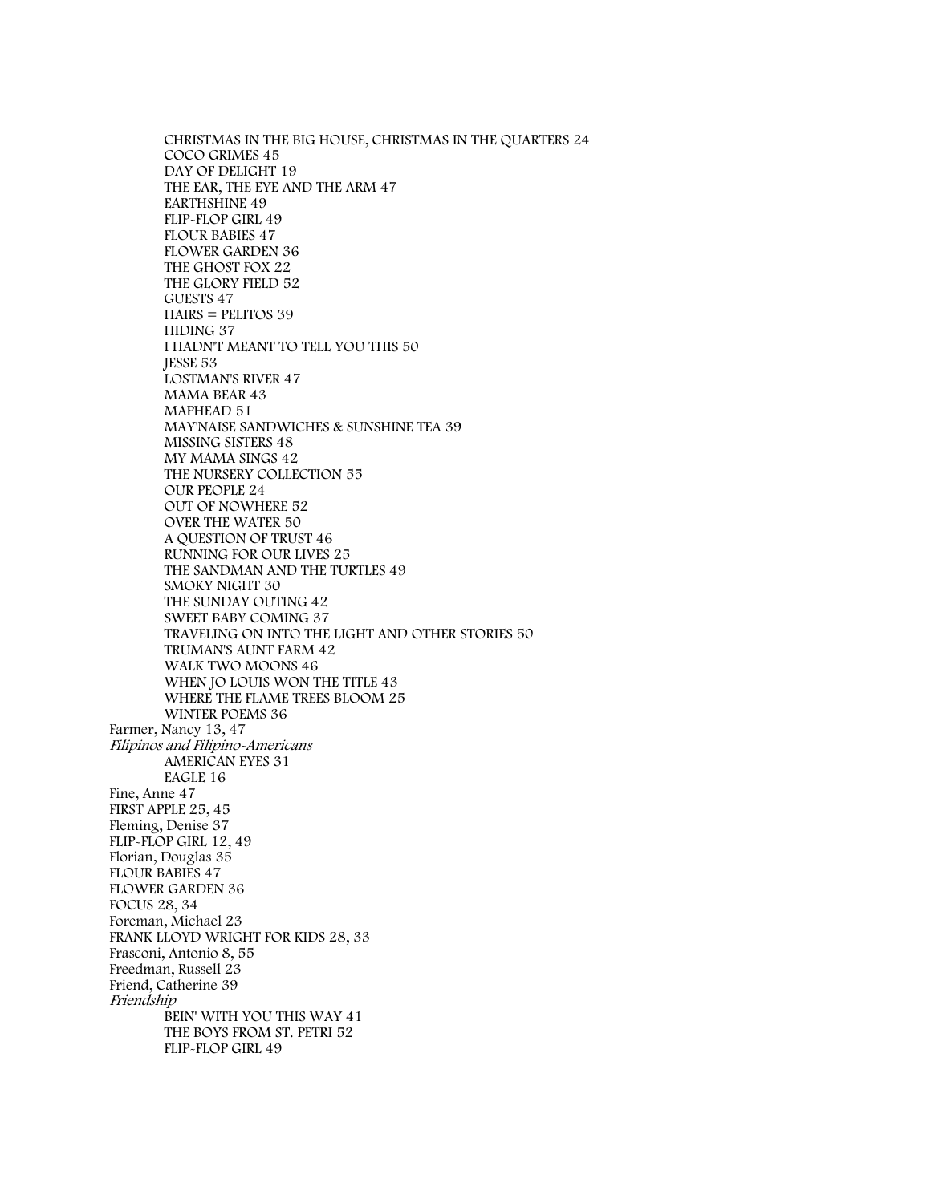CHRISTMAS IN THE BIG HOUSE, CHRISTMAS IN THE QUARTERS 24
COCO GRIMES 45
DAY OF DELIGHT 19
THE EAR, THE EYE AND THE ARM 47
EARTHSHINE 49
FLIP-FLOP GIRL 49
FLOUR BABIES 47
FLOWER GARDEN 36
THE GHOST FOX 22
THE GLORY FIELD 52
GUESTS 47
HAIRS = PELITOS 39
HIDING 37
I HADN'T MEANT TO TELL YOU THIS 50
JESSE 53
LOSTMAN'S RIVER 47
MAMA BEAR 43
MAPHEAD 51
MAY'NAISE SANDWICHES & SUNSHINE TEA 39
MISSING SISTERS 48
MY MAMA SINGS 42
THE NURSERY COLLECTION 55
OUR PEOPLE 24
OUT OF NOWHERE 52
OVER THE WATER 50
A QUESTION OF TRUST 46
RUNNING FOR OUR LIVES 25
THE SANDMAN AND THE TURTLES 49
SMOKY NIGHT 30
THE SUNDAY OUTING 42
SWEET BABY COMING 37
TRAVELING ON INTO THE LIGHT AND OTHER STORIES 50
TRUMAN'S AUNT FARM 42
WALK TWO MOONS 46
WHEN JO LOUIS WON THE TITLE 43
WHERE THE FLAME TREES BLOOM 25
WINTER POEMS 36

Farmer, Nancy 13, 47

*Filipinos and Filipino-Americans*
AMERICAN EYES 31
EAGLE 16

Fine, Anne 47
FIRST APPLE 25, 45
Fleming, Denise 37
FLIP-FLOP GIRL 12, 49
Florian, Douglas 35
FLOUR BABIES 47
FLOWER GARDEN 36
FOCUS 28, 34
Foreman, Michael 23
FRANK LLOYD WRIGHT FOR KIDS 28, 33
Frasconi, Antonio 8, 55
Freedman, Russell 23
Friend, Catherine 39

*Friendship*
BEIN' WITH YOU THIS WAY 41
THE BOYS FROM ST. PETRI 52
FLIP-FLOP GIRL 49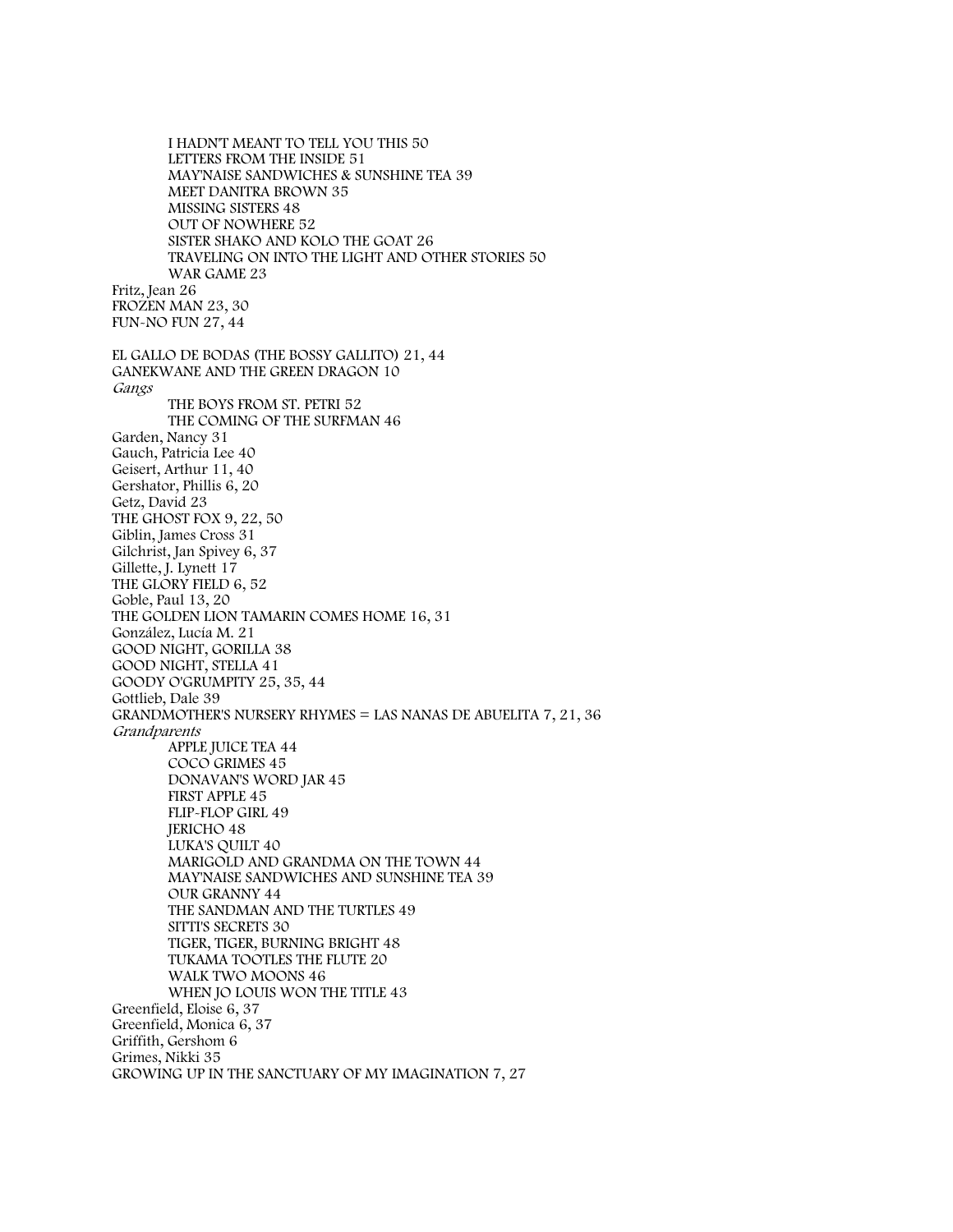I HADN'T MEANT TO TELL YOU THIS 50
LETTERS FROM THE INSIDE 51
MAY'NAISE SANDWICHES & SUNSHINE TEA 39
MEET DANITRA BROWN 35
MISSING SISTERS 48
OUT OF NOWHERE 52
SISTER SHAKO AND KOLO THE GOAT 26
TRAVELING ON INTO THE LIGHT AND OTHER STORIES 50
WAR GAME 23

Fritz, Jean 26
FROZEN MAN 23, 30
FUN-NO FUN 27, 44

EL GALLO DE BODAS (THE BOSSY GALLITO) 21, 44
GANEKWANE AND THE GREEN DRAGON 10
*Gangs*
THE BOYS FROM ST. PETRI 52
THE COMING OF THE SURFMAN 46
Garden, Nancy 31
Gauch, Patricia Lee 40
Geisert, Arthur 11, 40
Gershator, Phillis 6, 20
Getz, David 23
THE GHOST FOX 9, 22, 50
Giblin, James Cross 31
Gilchrist, Jan Spivey 6, 37
Gillette, J. Lynett 17
THE GLORY FIELD 6, 52
Goble, Paul 13, 20
THE GOLDEN LION TAMARIN COMES HOME 16, 31
González, Lucía M. 21
GOOD NIGHT, GORILLA 38
GOOD NIGHT, STELLA 41
GOODY O'GRUMPITY 25, 35, 44
Gottlieb, Dale 39
GRANDMOTHER'S NURSERY RHYMES = LAS NANAS DE ABUELITA 7, 21, 36
*Grandparents*
APPLE JUICE TEA 44
COCO GRIMES 45
DONAVAN'S WORD JAR 45
FIRST APPLE 45
FLIP-FLOP GIRL 49
JERICHO 48
LUKA'S QUILT 40
MARIGOLD AND GRANDMA ON THE TOWN 44
MAY'NAISE SANDWICHES AND SUNSHINE TEA 39
OUR GRANNY 44
THE SANDMAN AND THE TURTLES 49
SITTI'S SECRETS 30
TIGER, TIGER, BURNING BRIGHT 48
TUKAMA TOOTLES THE FLUTE 20
WALK TWO MOONS 46
WHEN JO LOUIS WON THE TITLE 43
Greenfield, Eloise 6, 37
Greenfield, Monica 6, 37
Griffith, Gershom 6
Grimes, Nikki 35
GROWING UP IN THE SANCTUARY OF MY IMAGINATION 7, 27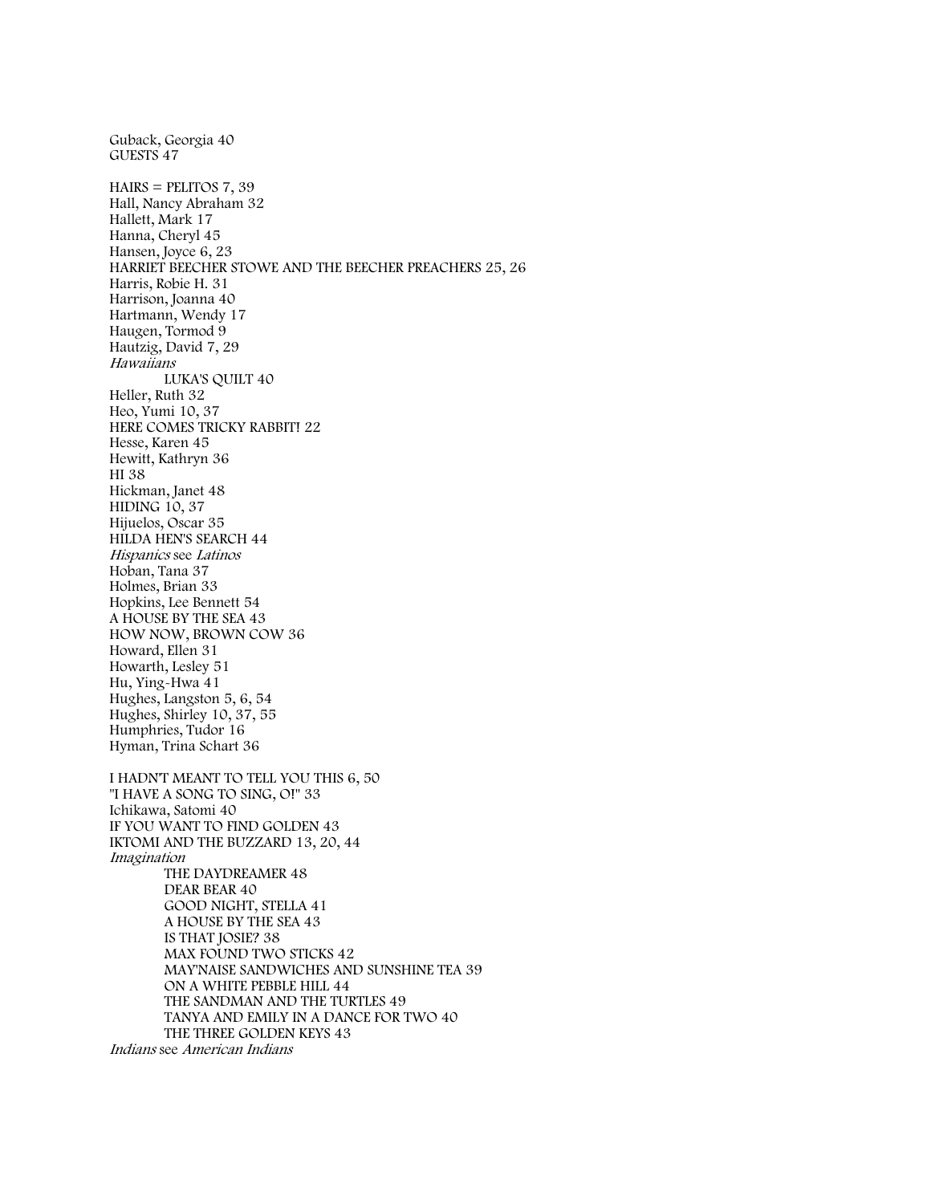Guback, Georgia 40
GUESTS 47

HAIRS = PELITOS 7, 39
Hall, Nancy Abraham 32
Hallett, Mark 17
Hanna, Cheryl 45
Hansen, Joyce 6, 23
HARRIET BEECHER STOWE AND THE BEECHER PREACHERS 25, 26
Harris, Robie H. 31
Harrison, Joanna 40
Hartmann, Wendy 17
Haugen, Tormod 9
Hautzig, David 7, 29
*Hawaiians*
&nbsp;&nbsp;&nbsp;&nbsp;LUKA'S QUILT 40
Heller, Ruth 32
Heo, Yumi 10, 37
HERE COMES TRICKY RABBIT! 22
Hesse, Karen 45
Hewitt, Kathryn 36
HI 38
Hickman, Janet 48
HIDING 10, 37
Hijuelos, Oscar 35
HILDA HEN'S SEARCH 44
*Hispanics* see *Latinos*
Hoban, Tana 37
Holmes, Brian 33
Hopkins, Lee Bennett 54
A HOUSE BY THE SEA 43
HOW NOW, BROWN COW 36
Howard, Ellen 31
Howarth, Lesley 51
Hu, Ying-Hwa 41
Hughes, Langston 5, 6, 54
Hughes, Shirley 10, 37, 55
Humphries, Tudor 16
Hyman, Trina Schart 36

I HADN'T MEANT TO TELL YOU THIS 6, 50
"I HAVE A SONG TO SING, O!" 33
Ichikawa, Satomi 40
IF YOU WANT TO FIND GOLDEN 43
IKTOMI AND THE BUZZARD 13, 20, 44
*Imagination*
&nbsp;&nbsp;&nbsp;&nbsp;THE DAYDREAMER 48
&nbsp;&nbsp;&nbsp;&nbsp;DEAR BEAR 40
&nbsp;&nbsp;&nbsp;&nbsp;GOOD NIGHT, STELLA 41
&nbsp;&nbsp;&nbsp;&nbsp;A HOUSE BY THE SEA 43
&nbsp;&nbsp;&nbsp;&nbsp;IS THAT JOSIE? 38
&nbsp;&nbsp;&nbsp;&nbsp;MAX FOUND TWO STICKS 42
&nbsp;&nbsp;&nbsp;&nbsp;MAY'NAISE SANDWICHES AND SUNSHINE TEA 39
&nbsp;&nbsp;&nbsp;&nbsp;ON A WHITE PEBBLE HILL 44
&nbsp;&nbsp;&nbsp;&nbsp;THE SANDMAN AND THE TURTLES 49
&nbsp;&nbsp;&nbsp;&nbsp;TANYA AND EMILY IN A DANCE FOR TWO 40
&nbsp;&nbsp;&nbsp;&nbsp;THE THREE GOLDEN KEYS 43
*Indians* see *American Indians*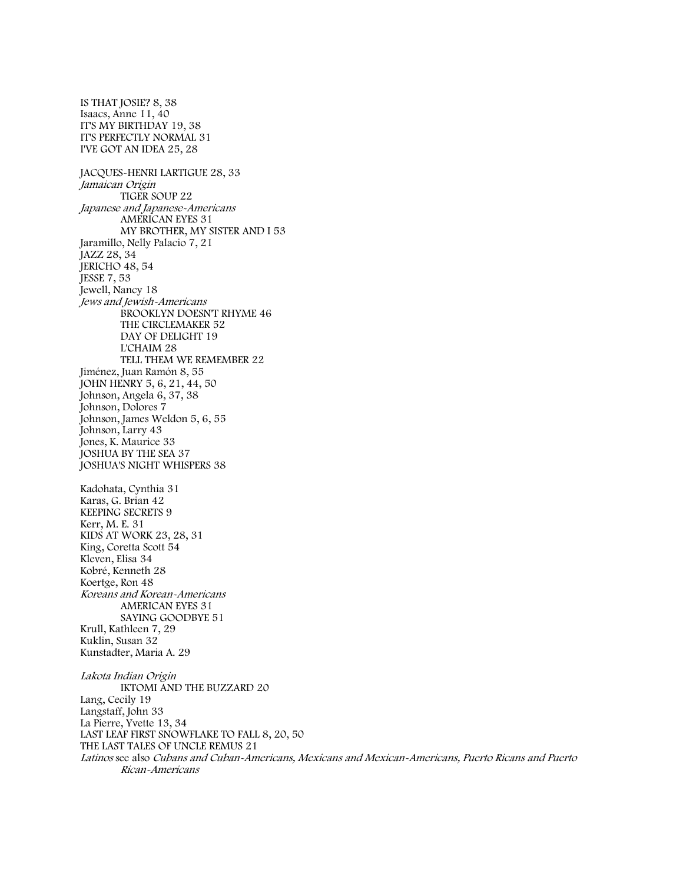IS THAT JOSIE? 8, 38
Isaacs, Anne 11, 40
IT'S MY BIRTHDAY 19, 38
IT'S PERFECTLY NORMAL 31
I'VE GOT AN IDEA 25, 28

JACQUES-HENRI LARTIGUE 28, 33
*Jamaican Origin*
    TIGER SOUP 22
*Japanese and Japanese-Americans*
    AMERICAN EYES 31
    MY BROTHER, MY SISTER AND I 53
Jaramillo, Nelly Palacio 7, 21
JAZZ 28, 34
JERICHO 48, 54
JESSE 7, 53
Jewell, Nancy 18
*Jews and Jewish-Americans*
    BROOKLYN DOESN'T RHYME 46
    THE CIRCLEMAKER 52
    DAY OF DELIGHT 19
    L'CHAIM 28
    TELL THEM WE REMEMBER 22
Jiménez, Juan Ramón 8, 55
JOHN HENRY 5, 6, 21, 44, 50
Johnson, Angela 6, 37, 38
Johnson, Dolores 7
Johnson, James Weldon 5, 6, 55
Johnson, Larry 43
Jones, K. Maurice 33
JOSHUA BY THE SEA 37
JOSHUA'S NIGHT WHISPERS 38

Kadohata, Cynthia 31
Karas, G. Brian 42
KEEPING SECRETS 9
Kerr, M. E. 31
KIDS AT WORK 23, 28, 31
King, Coretta Scott 54
Kleven, Elisa 34
Kobré, Kenneth 28
Koertge, Ron 48
*Koreans and Korean-Americans*
    AMERICAN EYES 31
    SAYING GOODBYE 51
Krull, Kathleen 7, 29
Kuklin, Susan 32
Kunstadter, Maria A. 29

*Lakota Indian Origin*
    IKTOMI AND THE BUZZARD 20
Lang, Cecily 19
Langstaff, John 33
La Pierre, Yvette 13, 34
LAST LEAF FIRST SNOWFLAKE TO FALL 8, 20, 50
THE LAST TALES OF UNCLE REMUS 21
*Latinos* see also *Cubans and Cuban-Americans, Mexicans and Mexican-Americans, Puerto Ricans and Puerto Rican-Americans*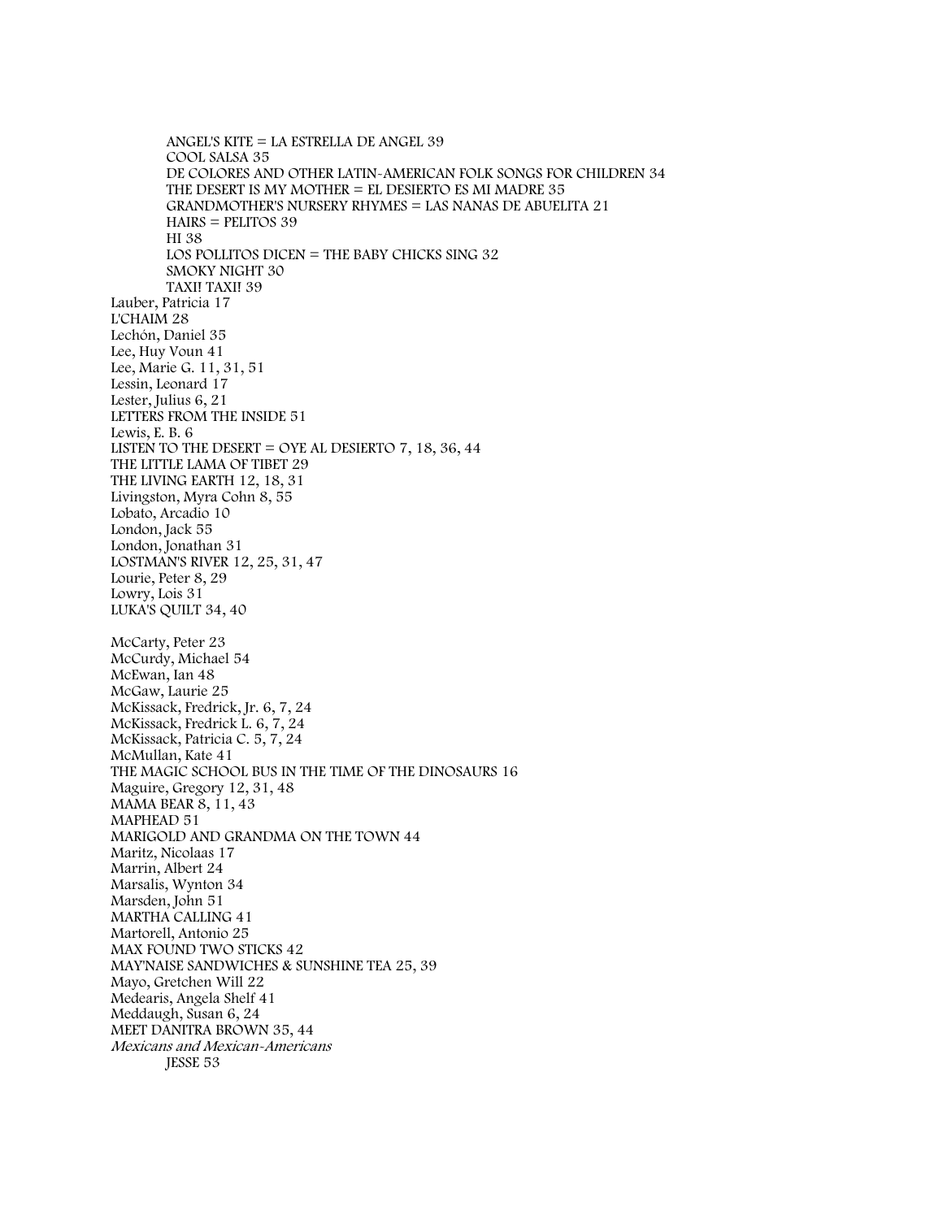ANGEL'S KITE = LA ESTRELLA DE ANGEL 39
COOL SALSA 35
DE COLORES AND OTHER LATIN-AMERICAN FOLK SONGS FOR CHILDREN 34
THE DESERT IS MY MOTHER = EL DESIERTO ES MI MADRE 35
GRANDMOTHER'S NURSERY RHYMES = LAS NANAS DE ABUELITA 21
HAIRS = PELITOS 39
HI 38
LOS POLLITOS DICEN = THE BABY CHICKS SING 32
SMOKY NIGHT 30
TAXI! TAXI! 39

Lauber, Patricia 17
L'CHAIM 28
Lechón, Daniel 35
Lee, Huy Voun 41
Lee, Marie G. 11, 31, 51
Lessin, Leonard 17
Lester, Julius 6, 21
LETTERS FROM THE INSIDE 51
Lewis, E. B. 6
LISTEN TO THE DESERT = OYE AL DESIERTO 7, 18, 36, 44
THE LITTLE LAMA OF TIBET 29
THE LIVING EARTH 12, 18, 31
Livingston, Myra Cohn 8, 55
Lobato, Arcadio 10
London, Jack 55
London, Jonathan 31
LOSTMAN'S RIVER 12, 25, 31, 47
Lourie, Peter 8, 29
Lowry, Lois 31
LUKA'S QUILT 34, 40

McCarty, Peter 23
McCurdy, Michael 54
McEwan, Ian 48
McGaw, Laurie 25
McKissack, Fredrick, Jr. 6, 7, 24
McKissack, Fredrick L. 6, 7, 24
McKissack, Patricia C. 5, 7, 24
McMullan, Kate 41
THE MAGIC SCHOOL BUS IN THE TIME OF THE DINOSAURS 16
Maguire, Gregory 12, 31, 48
MAMA BEAR 8, 11, 43
MAPHEAD 51
MARIGOLD AND GRANDMA ON THE TOWN 44
Maritz, Nicolaas 17
Marrin, Albert 24
Marsalis, Wynton 34
Marsden, John 51
MARTHA CALLING 41
Martorell, Antonio 25
MAX FOUND TWO STICKS 42
MAY'NAISE SANDWICHES & SUNSHINE TEA 25, 39
Mayo, Gretchen Will 22
Medearis, Angela Shelf 41
Meddaugh, Susan 6, 24
MEET DANITRA BROWN 35, 44
*Mexicans and Mexican-Americans*
JESSE 53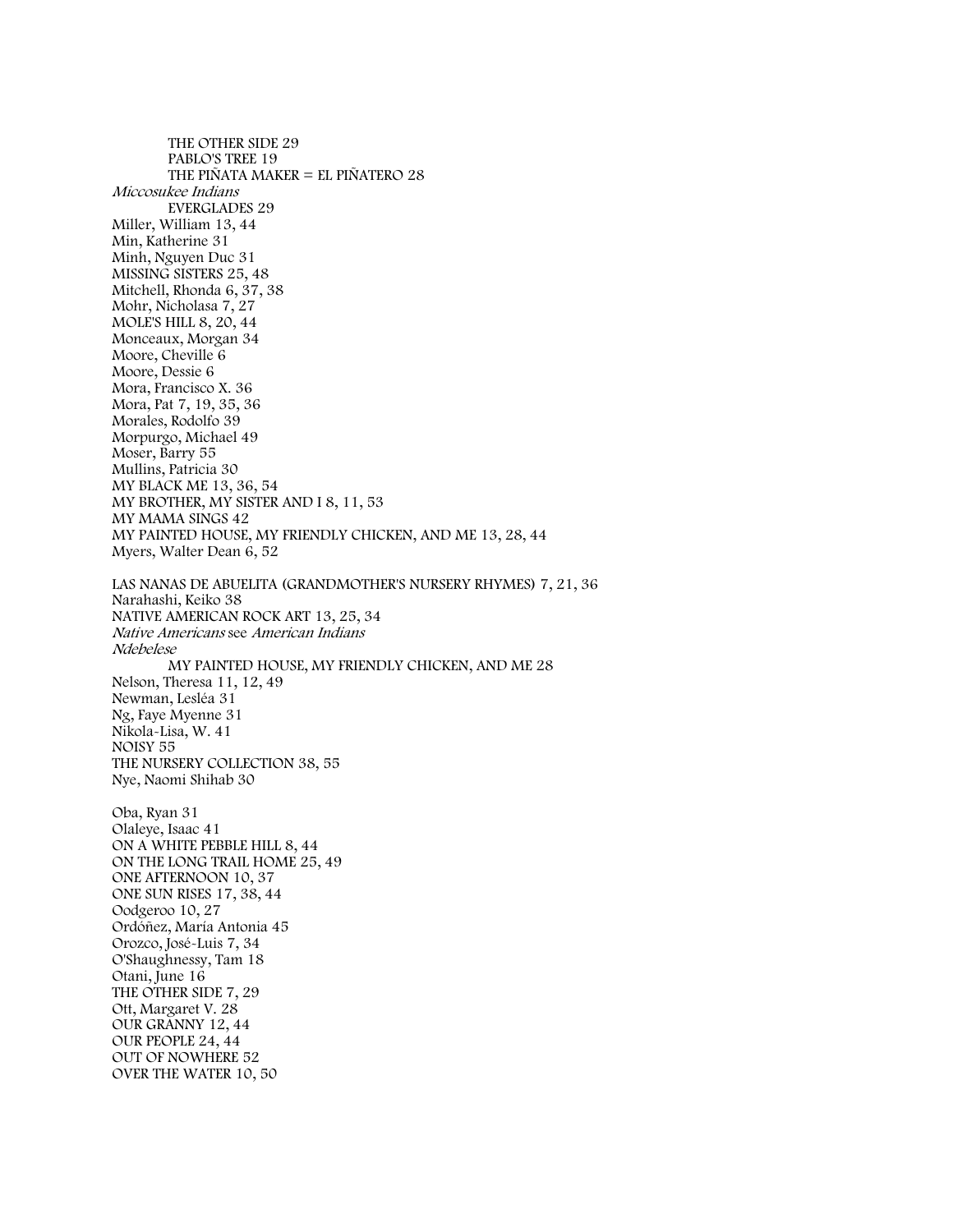THE OTHER SIDE 29
PABLO'S TREE 19
THE PIÑATA MAKER = EL PIÑATERO 28

*Miccosukee Indians*
EVERGLADES 29

Miller, William 13, 44
Min, Katherine 31
Minh, Nguyen Duc 31
MISSING SISTERS 25, 48
Mitchell, Rhonda 6, 37, 38
Mohr, Nicholasa 7, 27
MOLE'S HILL 8, 20, 44
Monceaux, Morgan 34
Moore, Cheville 6
Moore, Dessie 6
Mora, Francisco X. 36
Mora, Pat 7, 19, 35, 36
Morales, Rodolfo 39
Morpurgo, Michael 49
Moser, Barry 55
Mullins, Patricia 30
MY BLACK ME 13, 36, 54
MY BROTHER, MY SISTER AND I 8, 11, 53
MY MAMA SINGS 42
MY PAINTED HOUSE, MY FRIENDLY CHICKEN, AND ME 13, 28, 44
Myers, Walter Dean 6, 52

LAS NANAS DE ABUELITA (GRANDMOTHER'S NURSERY RHYMES) 7, 21, 36
Narahashi, Keiko 38
NATIVE AMERICAN ROCK ART 13, 25, 34
*Native Americans* see *American Indians*

*Ndebelese*
MY PAINTED HOUSE, MY FRIENDLY CHICKEN, AND ME 28

Nelson, Theresa 11, 12, 49
Newman, Lesléa 31
Ng, Faye Myenne 31
Nikola-Lisa, W. 41
NOISY 55
THE NURSERY COLLECTION 38, 55
Nye, Naomi Shihab 30

Oba, Ryan 31
Olaleye, Isaac 41
ON A WHITE PEBBLE HILL 8, 44
ON THE LONG TRAIL HOME 25, 49
ONE AFTERNOON 10, 37
ONE SUN RISES 17, 38, 44
Oodgeroo 10, 27
Ordóñez, María Antonia 45
Orozco, José-Luis 7, 34
O'Shaughnessy, Tam 18
Otani, June 16
THE OTHER SIDE 7, 29
Ott, Margaret V. 28
OUR GRANNY 12, 44
OUR PEOPLE 24, 44
OUT OF NOWHERE 52
OVER THE WATER 10, 50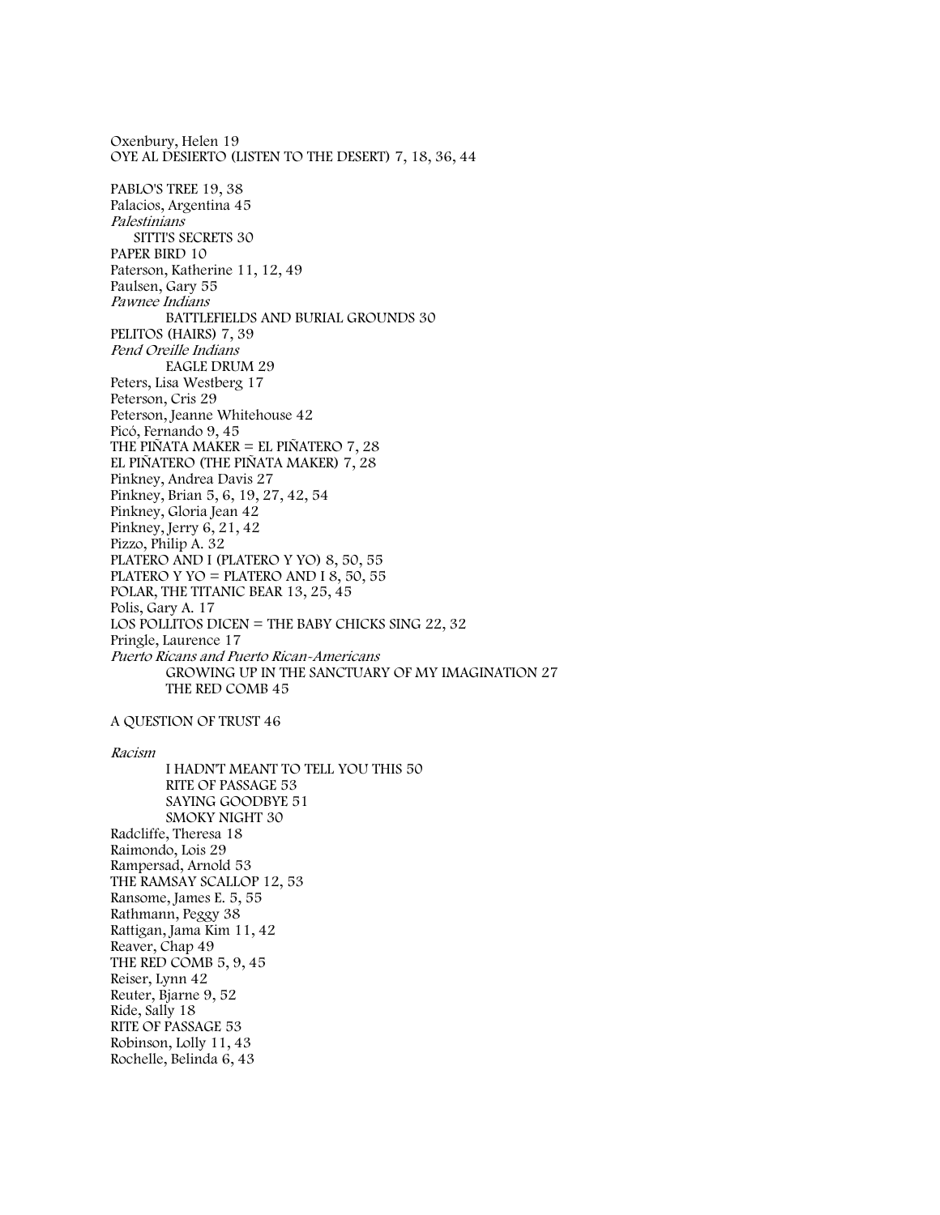Oxenbury, Helen 19
OYE AL DESIERTO (LISTEN TO THE DESERT) 7, 18, 36, 44

PABLO'S TREE 19, 38
Palacios, Argentina 45
*Palestinians*
    SITTI'S SECRETS 30
PAPER BIRD 10
Paterson, Katherine 11, 12, 49
Paulsen, Gary 55
*Pawnee Indians*
    BATTLEFIELDS AND BURIAL GROUNDS 30
PELITOS (HAIRS) 7, 39
*Pend Oreille Indians*
    EAGLE DRUM 29
Peters, Lisa Westberg 17
Peterson, Cris 29
Peterson, Jeanne Whitehouse 42
Picó, Fernando 9, 45
THE PIÑATA MAKER = EL PIÑATERO 7, 28
EL PIÑATERO (THE PIÑATA MAKER) 7, 28
Pinkney, Andrea Davis 27
Pinkney, Brian 5, 6, 19, 27, 42, 54
Pinkney, Gloria Jean 42
Pinkney, Jerry 6, 21, 42
Pizzo, Philip A. 32
PLATERO AND I (PLATERO Y YO) 8, 50, 55
PLATERO Y YO = PLATERO AND I 8, 50, 55
POLAR, THE TITANIC BEAR 13, 25, 45
Polis, Gary A. 17
LOS POLLITOS DICEN = THE BABY CHICKS SING 22, 32
Pringle, Laurence 17
*Puerto Ricans and Puerto Rican-Americans*
    GROWING UP IN THE SANCTUARY OF MY IMAGINATION 27
    THE RED COMB 45

A QUESTION OF TRUST 46

*Racism*
    I HADN'T MEANT TO TELL YOU THIS 50
    RITE OF PASSAGE 53
    SAYING GOODBYE 51
    SMOKY NIGHT 30
Radcliffe, Theresa 18
Raimondo, Lois 29
Rampersad, Arnold 53
THE RAMSAY SCALLOP 12, 53
Ransome, James E. 5, 55
Rathmann, Peggy 38
Rattigan, Jama Kim 11, 42
Reaver, Chap 49
THE RED COMB 5, 9, 45
Reiser, Lynn 42
Reuter, Bjarne 9, 52
Ride, Sally 18
RITE OF PASSAGE 53
Robinson, Lolly 11, 43
Rochelle, Belinda 6, 43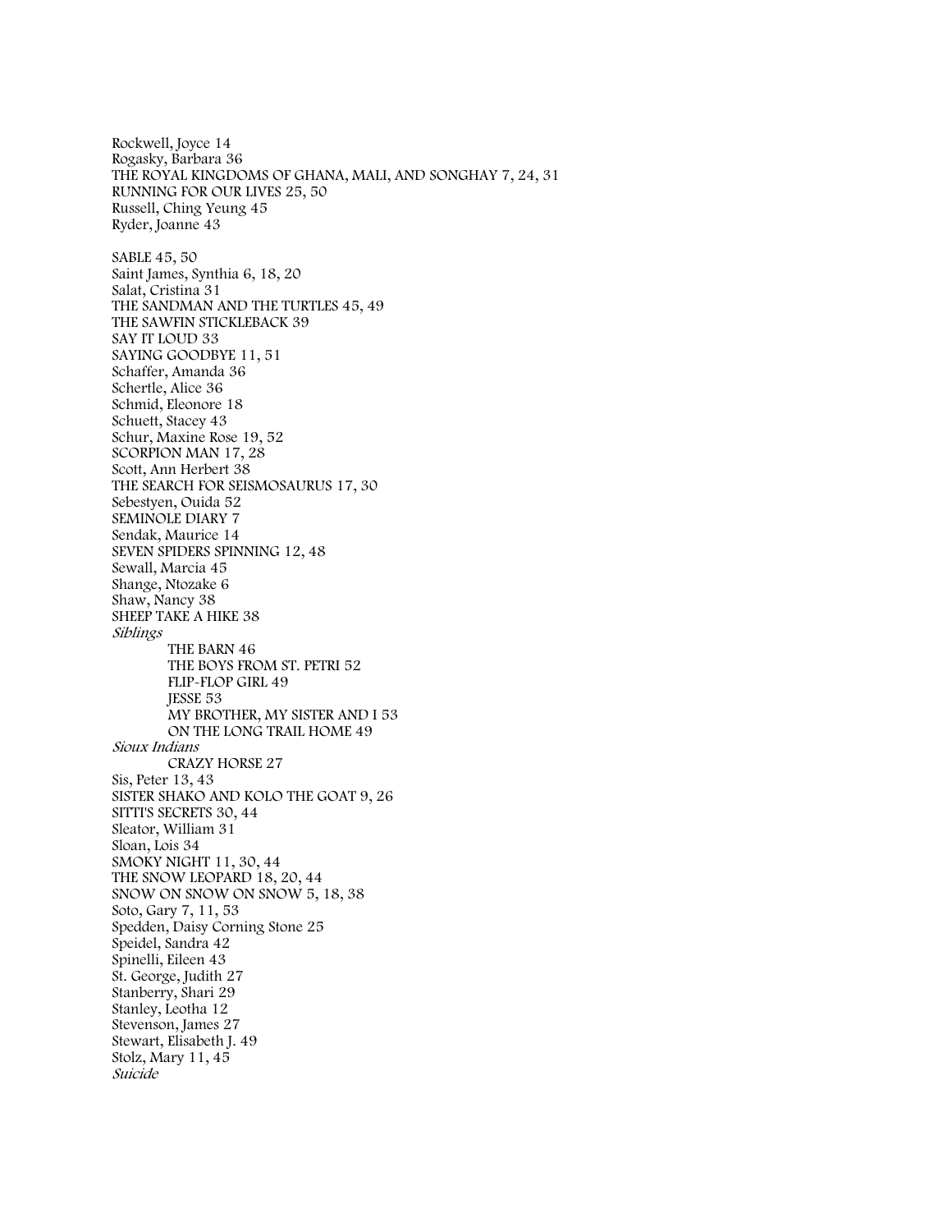Rockwell, Joyce 14
Rogasky, Barbara 36
THE ROYAL KINGDOMS OF GHANA, MALI, AND SONGHAY 7, 24, 31
RUNNING FOR OUR LIVES 25, 50
Russell, Ching Yeung 45
Ryder, Joanne 43

SABLE 45, 50
Saint James, Synthia 6, 18, 20
Salat, Cristina 31
THE SANDMAN AND THE TURTLES 45, 49
THE SAWFIN STICKLEBACK 39
SAY IT LOUD 33
SAYING GOODBYE 11, 51
Schaffer, Amanda 36
Schertle, Alice 36
Schmid, Eleonore 18
Schuett, Stacey 43
Schur, Maxine Rose 19, 52
SCORPION MAN 17, 28
Scott, Ann Herbert 38
THE SEARCH FOR SEISMOSAURUS 17, 30
Sebestyen, Ouida 52
SEMINOLE DIARY 7
Sendak, Maurice 14
SEVEN SPIDERS SPINNING 12, 48
Sewall, Marcia 45
Shange, Ntozake 6
Shaw, Nancy 38
SHEEP TAKE A HIKE 38
*Siblings*
    THE BARN 46
    THE BOYS FROM ST. PETRI 52
    FLIP-FLOP GIRL 49
    JESSE 53
    MY BROTHER, MY SISTER AND I 53
    ON THE LONG TRAIL HOME 49
*Sioux Indians*
    CRAZY HORSE 27
Sis, Peter 13, 43
SISTER SHAKO AND KOLO THE GOAT 9, 26
SITTI'S SECRETS 30, 44
Sleator, William 31
Sloan, Lois 34
SMOKY NIGHT 11, 30, 44
THE SNOW LEOPARD 18, 20, 44
SNOW ON SNOW ON SNOW 5, 18, 38
Soto, Gary 7, 11, 53
Spedden, Daisy Corning Stone 25
Speidel, Sandra 42
Spinelli, Eileen 43
St. George, Judith 27
Stanberry, Shari 29
Stanley, Leotha 12
Stevenson, James 27
Stewart, Elisabeth J. 49
Stolz, Mary 11, 45
*Suicide*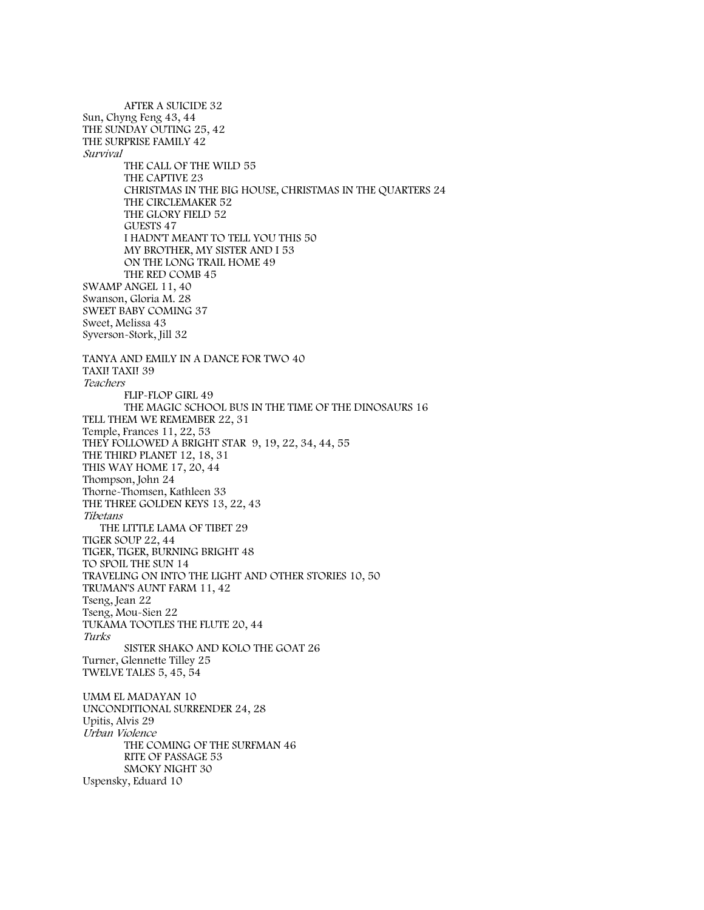AFTER A SUICIDE 32

Sun, Chyng Feng 43, 44

THE SUNDAY OUTING 25, 42

THE SURPRISE FAMILY 42

*Survival*

THE CALL OF THE WILD 55
THE CAPTIVE 23
CHRISTMAS IN THE BIG HOUSE, CHRISTMAS IN THE QUARTERS 24
THE CIRCLEMAKER 52
THE GLORY FIELD 52
GUESTS 47
I HADN'T MEANT TO TELL YOU THIS 50
MY BROTHER, MY SISTER AND I 53
ON THE LONG TRAIL HOME 49
THE RED COMB 45

SWAMP ANGEL 11, 40

Swanson, Gloria M. 28

SWEET BABY COMING 37

Sweet, Melissa 43

Syverson-Stork, Jill 32

TANYA AND EMILY IN A DANCE FOR TWO 40

TAXI! TAXI! 39

*Teachers*

FLIP-FLOP GIRL 49
THE MAGIC SCHOOL BUS IN THE TIME OF THE DINOSAURS 16

TELL THEM WE REMEMBER 22, 31

Temple, Frances 11, 22, 53

THEY FOLLOWED A BRIGHT STAR 9, 19, 22, 34, 44, 55

THE THIRD PLANET 12, 18, 31

THIS WAY HOME 17, 20, 44

Thompson, John 24

Thorne-Thomsen, Kathleen 33

THE THREE GOLDEN KEYS 13, 22, 43

*Tibetans*

THE LITTLE LAMA OF TIBET 29

TIGER SOUP 22, 44

TIGER, TIGER, BURNING BRIGHT 48

TO SPOIL THE SUN 14

TRAVELING ON INTO THE LIGHT AND OTHER STORIES 10, 50

TRUMAN'S AUNT FARM 11, 42

Tseng, Jean 22

Tseng, Mou-Sien 22

TUKAMA TOOTLES THE FLUTE 20, 44

*Turks*

SISTER SHAKO AND KOLO THE GOAT 26

Turner, Glennette Tilley 25

TWELVE TALES 5, 45, 54

UMM EL MADAYAN 10

UNCONDITIONAL SURRENDER 24, 28

Upitis, Alvis 29

*Urban Violence*

THE COMING OF THE SURFMAN 46
RITE OF PASSAGE 53
SMOKY NIGHT 30

Uspensky, Eduard 10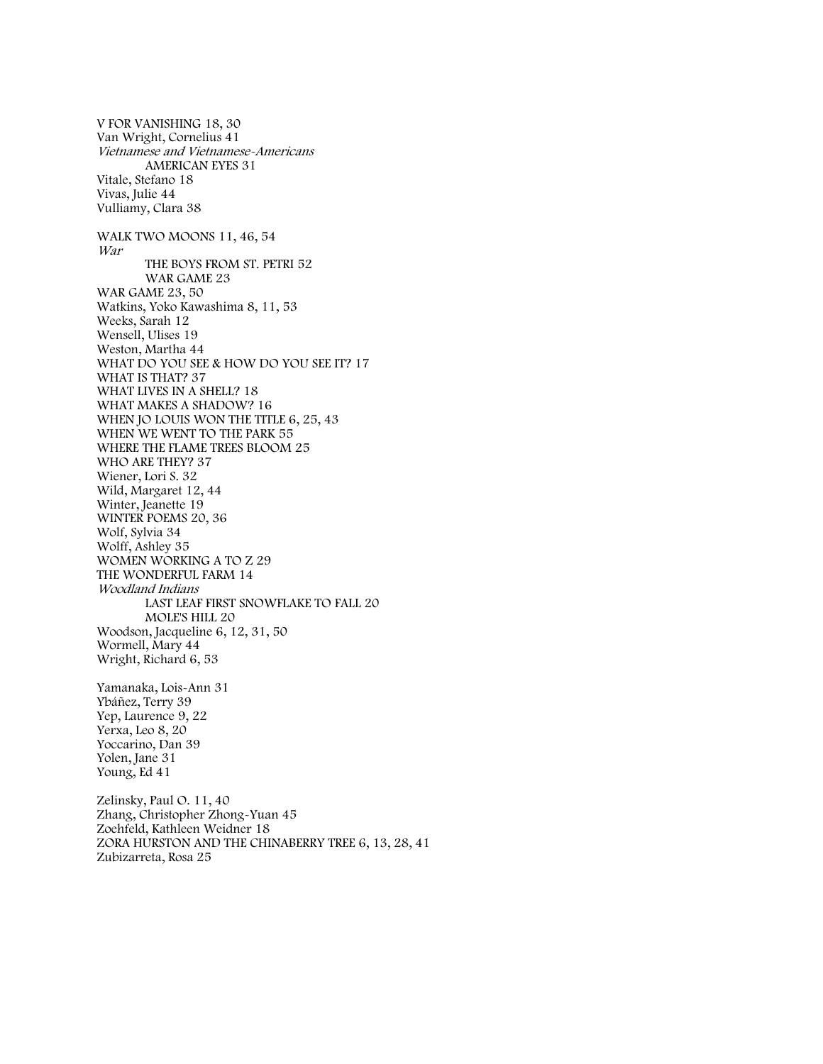V FOR VANISHING 18, 30
Van Wright, Cornelius 41
*Vietnamese and Vietnamese-Americans*
    AMERICAN EYES 31
Vitale, Stefano 18
Vivas, Julie 44
Vulliamy, Clara 38

WALK TWO MOONS 11, 46, 54
*War*
    THE BOYS FROM ST. PETRI 52
    WAR GAME 23
WAR GAME 23, 50
Watkins, Yoko Kawashima 8, 11, 53
Weeks, Sarah 12
Wensell, Ulises 19
Weston, Martha 44
WHAT DO YOU SEE & HOW DO YOU SEE IT? 17
WHAT IS THAT? 37
WHAT LIVES IN A SHELL? 18
WHAT MAKES A SHADOW? 16
WHEN JO LOUIS WON THE TITLE 6, 25, 43
WHEN WE WENT TO THE PARK 55
WHERE THE FLAME TREES BLOOM 25
WHO ARE THEY? 37
Wiener, Lori S. 32
Wild, Margaret 12, 44
Winter, Jeanette 19
WINTER POEMS 20, 36
Wolf, Sylvia 34
Wolff, Ashley 35
WOMEN WORKING A TO Z 29
THE WONDERFUL FARM 14
*Woodland Indians*
    LAST LEAF FIRST SNOWFLAKE TO FALL 20
    MOLE'S HILL 20
Woodson, Jacqueline 6, 12, 31, 50
Wormell, Mary 44
Wright, Richard 6, 53

Yamanaka, Lois-Ann 31
Ybáñez, Terry 39
Yep, Laurence 9, 22
Yerxa, Leo 8, 20
Yoccarino, Dan 39
Yolen, Jane 31
Young, Ed 41

Zelinsky, Paul O. 11, 40
Zhang, Christopher Zhong-Yuan 45
Zoehfeld, Kathleen Weidner 18
ZORA HURSTON AND THE CHINABERRY TREE 6, 13, 28, 41
Zubizarreta, Rosa 25